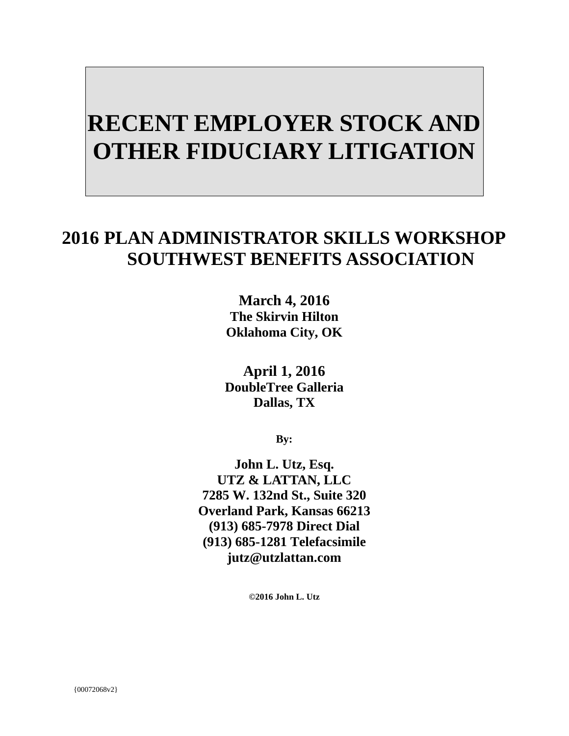# RECENT EMPLOYER STOCK AND OTHER FIDUCIARY LITIGATION

## 2016 PLAN ADMINISTRATOR SKILLS WORKSHOP
## SOUTHWEST BENEFITS ASSOCIATION

**March 4, 2016**
**The Skirvin Hilton**
**Oklahoma City, OK**

**April 1, 2016**
**DoubleTree Galleria**
**Dallas, TX**

**By:**

**John L. Utz, Esq.**
**UTZ & LATTAN, LLC**
**7285 W. 132nd St., Suite 320**
**Overland Park, Kansas 66213**
**(913) 685-7978 Direct Dial**
**(913) 685-1281 Telefacsimile**
**jutz@utzlattan.com**

**©2016 John L. Utz**

{00072068v2}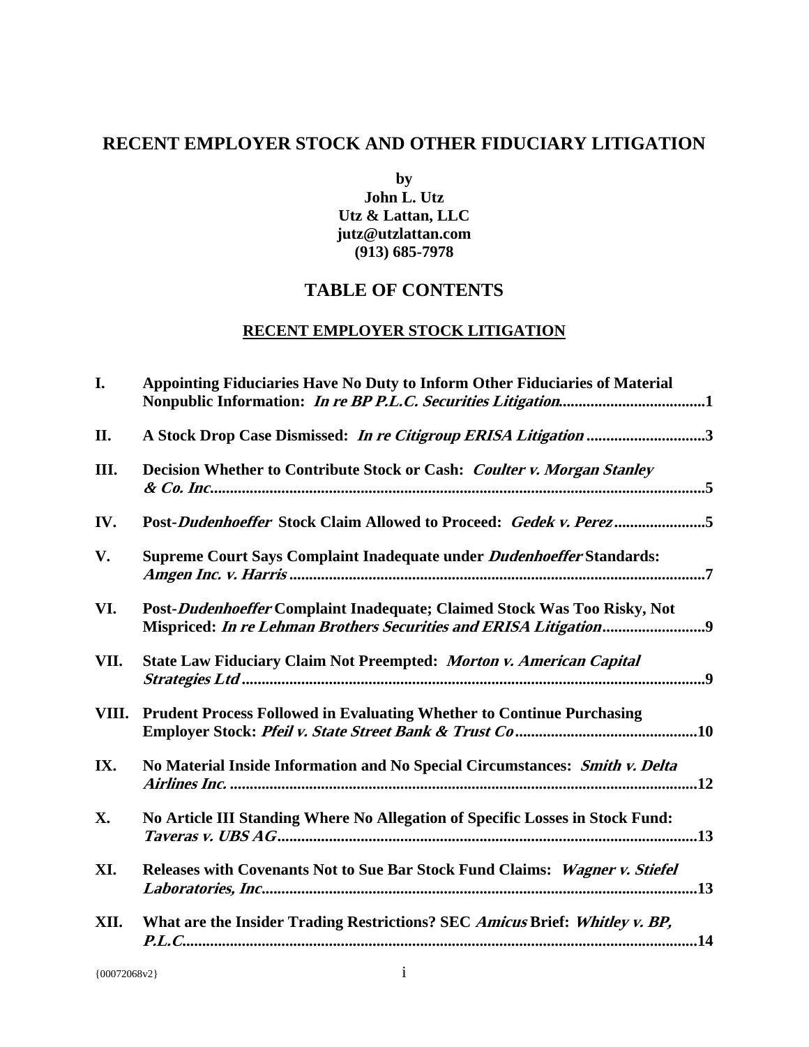# RECENT EMPLOYER STOCK AND OTHER FIDUCIARY LITIGATION

**by**
**John L. Utz**
**Utz & Lattan, LLC**
**jutz@utzlattan.com**
**(913) 685-7978**

## TABLE OF CONTENTS

### RECENT EMPLOYER STOCK LITIGATION

| | | |
|---|---|---|
| **I.** | **Appointing Fiduciaries Have No Duty to Inform Other Fiduciaries of Material Nonpublic Information: *In re BP P.L.C. Securities Litigation*** | **1** |
| **II.** | **A Stock Drop Case Dismissed: *In re Citigroup ERISA Litigation*** | **3** |
| **III.** | **Decision Whether to Contribute Stock or Cash: *Coulter v. Morgan Stanley & Co. Inc.*** | **5** |
| **IV.** | **Post-*Dudenhoeffer* Stock Claim Allowed to Proceed: *Gedek v. Perez*** | **5** |
| **V.** | **Supreme Court Says Complaint Inadequate under *Dudenhoeffer* Standards: *Amgen Inc. v. Harris*** | **7** |
| **VI.** | **Post-*Dudenhoeffer* Complaint Inadequate; Claimed Stock Was Too Risky, Not Mispriced: *In re Lehman Brothers Securities and ERISA Litigation*** | **9** |
| **VII.** | **State Law Fiduciary Claim Not Preempted: *Morton v. American Capital Strategies Ltd*** | **9** |
| **VIII.** | **Prudent Process Followed in Evaluating Whether to Continue Purchasing Employer Stock: *Pfeil v. State Street Bank & Trust Co*** | **10** |
| **IX.** | **No Material Inside Information and No Special Circumstances: *Smith v. Delta Airlines Inc.*** | **12** |
| **X.** | **No Article III Standing Where No Allegation of Specific Losses in Stock Fund: *Taveras v. UBS AG*** | **13** |
| **XI.** | **Releases with Covenants Not to Sue Bar Stock Fund Claims: *Wagner v. Stiefel Laboratories, Inc.*** | **13** |
| **XII.** | **What are the Insider Trading Restrictions? SEC *Amicus* Brief: *Whitley v. BP, P.L.C.*** | **14** |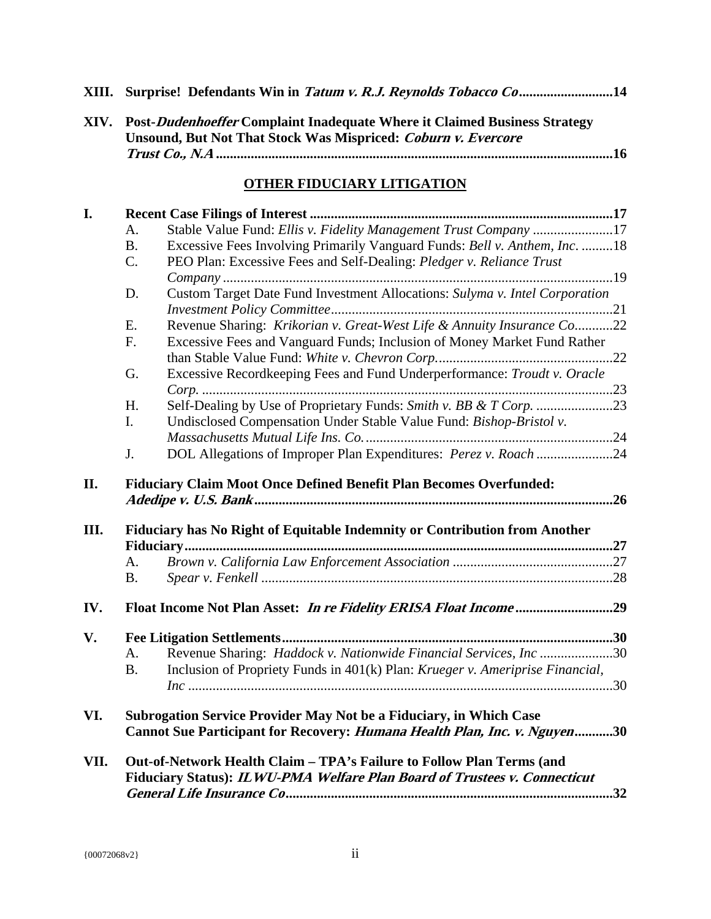**XIII. Surprise! Defendants Win in *Tatum v. R.J. Reynolds Tobacco Co*...........................14**

**XIV. Post-*Dudenhoeffer* Complaint Inadequate Where it Claimed Business Strategy Unsound, But Not That Stock Was Mispriced: *Coburn v. Evercore Trust Co., N.A*.................................................................................................................16**

## OTHER FIDUCIARY LITIGATION

**I. Recent Case Filings of Interest.......................................................................................17**

- A. Stable Value Fund: *Ellis v. Fidelity Management Trust Company* .......................17
- B. Excessive Fees Involving Primarily Vanguard Funds: *Bell v. Anthem, Inc*. .........18
- C. PEO Plan: Excessive Fees and Self-Dealing: *Pledger v. Reliance Trust Company* ................................................................................................................19
- D. Custom Target Date Fund Investment Allocations: *Sulyma v. Intel Corporation Investment Policy Committee*.................................................................................21
- E. Revenue Sharing: *Krikorian v. Great-West Life & Annuity Insurance Co*...........22
- F. Excessive Fees and Vanguard Funds; Inclusion of Money Market Fund Rather than Stable Value Fund: *White v. Chevron Corp.*..................................................22
- G. Excessive Recordkeeping Fees and Fund Underperformance: *Troudt v. Oracle Corp.* .......................................................................................................................23
- H. Self-Dealing by Use of Proprietary Funds: *Smith v. BB & T Corp.* ......................23
- I. Undisclosed Compensation Under Stable Value Fund: *Bishop-Bristol v. Massachusetts Mutual Life Ins. Co.*.......................................................................24
- J. DOL Allegations of Improper Plan Expenditures: *Perez v. Roach* ......................24

**II. Fiduciary Claim Moot Once Defined Benefit Plan Becomes Overfunded: *Adedipe v. U.S. Bank*.......................................................................................................26**

**III. Fiduciary has No Right of Equitable Indemnity or Contribution from Another Fiduciary...........................................................................................................................27**

- A. *Brown v. California Law Enforcement Association* .............................................27
- B. *Spear v. Fenkell* .....................................................................................................28

**IV. Float Income Not Plan Asset: *In re Fidelity ERISA Float Income*............................29**

**V. Fee Litigation Settlements...............................................................................................30**

- A. Revenue Sharing: *Haddock v. Nationwide Financial Services, Inc* .....................30
- B. Inclusion of Propriety Funds in 401(k) Plan: *Krueger v. Ameriprise Financial, Inc* ..........................................................................................................................30

**VI. Subrogation Service Provider May Not be a Fiduciary, in Which Case Cannot Sue Participant for Recovery: *Humana Health Plan, Inc. v. Nguyen*...........30**

**VII. Out-of-Network Health Claim – TPA's Failure to Follow Plan Terms (and Fiduciary Status): *ILWU-PMA Welfare Plan Board of Trustees v. Connecticut General Life Insurance Co*..............................................................................................32**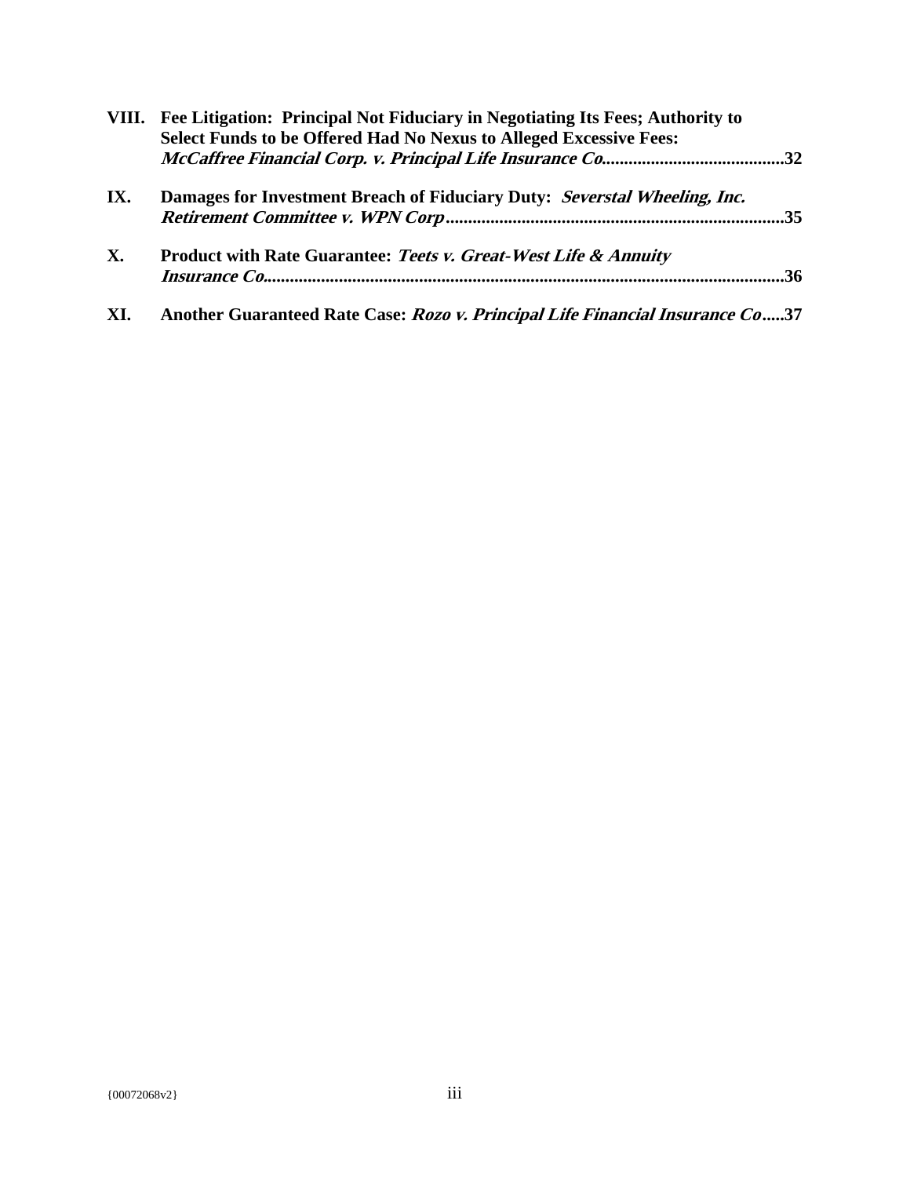**VIII. Fee Litigation: Principal Not Fiduciary in Negotiating Its Fees; Authority to Select Funds to be Offered Had No Nexus to Alleged Excessive Fees: *McCaffree Financial Corp. v. Principal Life Insurance Co.*........................................32**

**IX. Damages for Investment Breach of Fiduciary Duty: *Severstal Wheeling, Inc. Retirement Committee v. WPN Corp*...........................................................................35**

**X. Product with Rate Guarantee: *Teets v. Great-West Life & Annuity Insurance Co.*..................................................................................................................36**

**XI. Another Guaranteed Rate Case: *Rozo v. Principal Life Financial Insurance Co*.....37**

{00072068v2}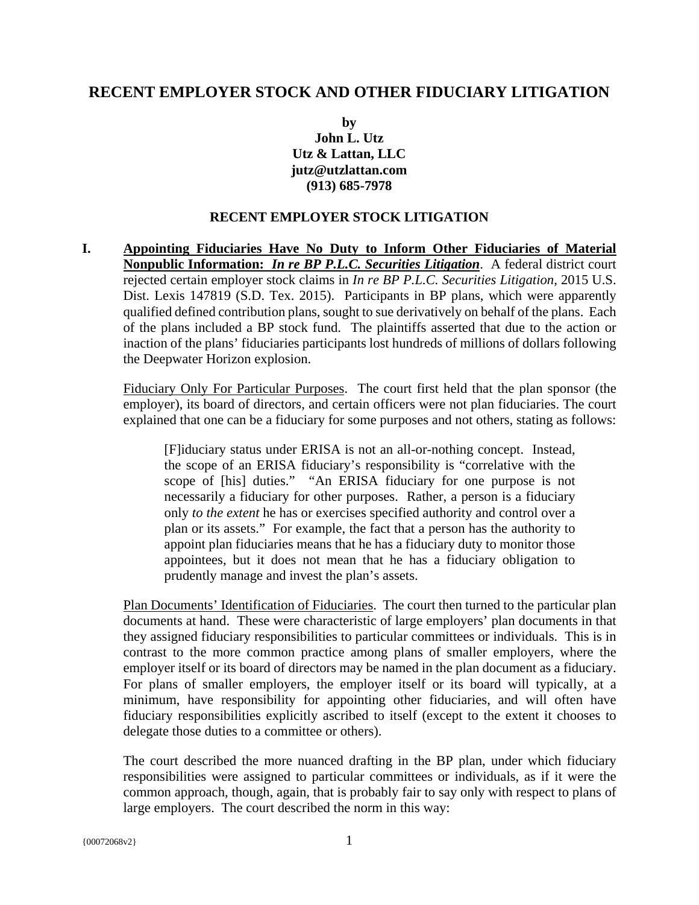# RECENT EMPLOYER STOCK AND OTHER FIDUCIARY LITIGATION

**by**
**John L. Utz**
**Utz & Lattan, LLC**
**jutz@utzlattan.com**
**(913) 685-7978**

## RECENT EMPLOYER STOCK LITIGATION

**I. <u>Appointing Fiduciaries Have No Duty to Inform Other Fiduciaries of Material Nonpublic Information: *In re BP P.L.C. Securities Litigation*</u>.** A federal district court rejected certain employer stock claims in *In re BP P.L.C. Securities Litigation,* 2015 U.S. Dist. Lexis 147819 (S.D. Tex. 2015). Participants in BP plans, which were apparently qualified defined contribution plans, sought to sue derivatively on behalf of the plans. Each of the plans included a BP stock fund. The plaintiffs asserted that due to the action or inaction of the plans' fiduciaries participants lost hundreds of millions of dollars following the Deepwater Horizon explosion.

<u>Fiduciary Only For Particular Purposes</u>. The court first held that the plan sponsor (the employer), its board of directors, and certain officers were not plan fiduciaries. The court explained that one can be a fiduciary for some purposes and not others, stating as follows:

> [F]iduciary status under ERISA is not an all-or-nothing concept. Instead, the scope of an ERISA fiduciary's responsibility is "correlative with the scope of [his] duties." "An ERISA fiduciary for one purpose is not necessarily a fiduciary for other purposes. Rather, a person is a fiduciary only *to the extent* he has or exercises specified authority and control over a plan or its assets." For example, the fact that a person has the authority to appoint plan fiduciaries means that he has a fiduciary duty to monitor those appointees, but it does not mean that he has a fiduciary obligation to prudently manage and invest the plan's assets.

<u>Plan Documents' Identification of Fiduciaries</u>. The court then turned to the particular plan documents at hand. These were characteristic of large employers' plan documents in that they assigned fiduciary responsibilities to particular committees or individuals. This is in contrast to the more common practice among plans of smaller employers, where the employer itself or its board of directors may be named in the plan document as a fiduciary. For plans of smaller employers, the employer itself or its board will typically, at a minimum, have responsibility for appointing other fiduciaries, and will often have fiduciary responsibilities explicitly ascribed to itself (except to the extent it chooses to delegate those duties to a committee or others).

The court described the more nuanced drafting in the BP plan, under which fiduciary responsibilities were assigned to particular committees or individuals, as if it were the common approach, though, again, that is probably fair to say only with respect to plans of large employers. The court described the norm in this way: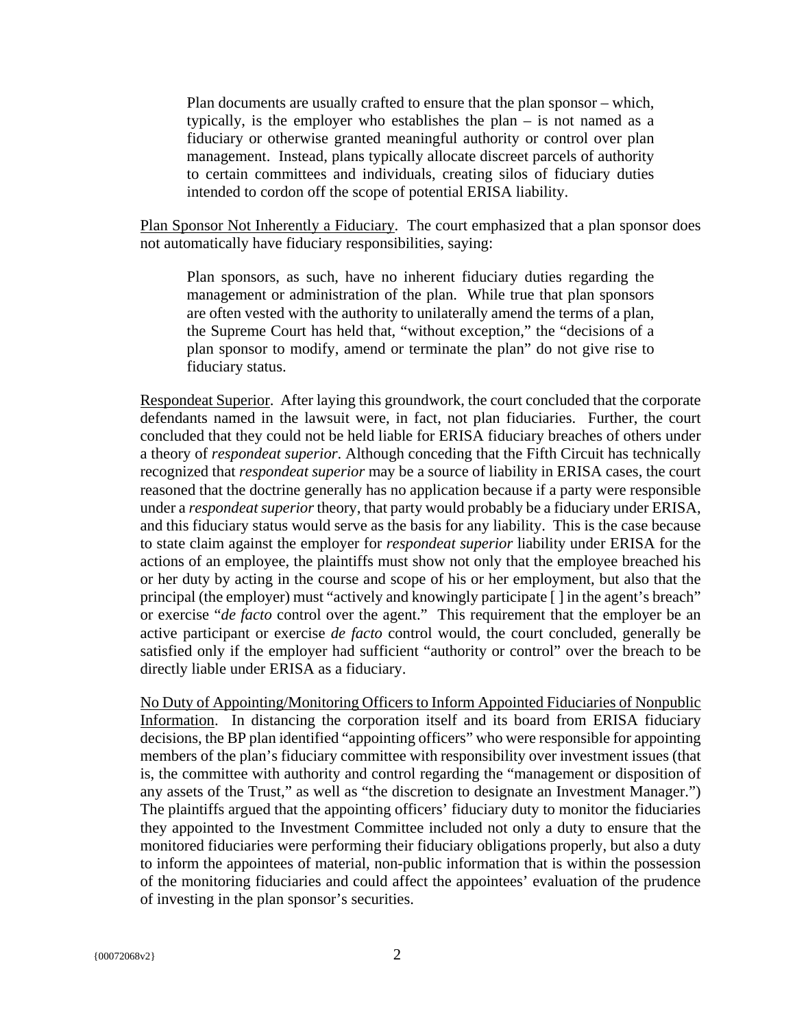> Plan documents are usually crafted to ensure that the plan sponsor – which, typically, is the employer who establishes the plan – is not named as a fiduciary or otherwise granted meaningful authority or control over plan management. Instead, plans typically allocate discreet parcels of authority to certain committees and individuals, creating silos of fiduciary duties intended to cordon off the scope of potential ERISA liability.

Plan Sponsor Not Inherently a Fiduciary. The court emphasized that a plan sponsor does not automatically have fiduciary responsibilities, saying:

> Plan sponsors, as such, have no inherent fiduciary duties regarding the management or administration of the plan. While true that plan sponsors are often vested with the authority to unilaterally amend the terms of a plan, the Supreme Court has held that, "without exception," the "decisions of a plan sponsor to modify, amend or terminate the plan" do not give rise to fiduciary status.

Respondeat Superior. After laying this groundwork, the court concluded that the corporate defendants named in the lawsuit were, in fact, not plan fiduciaries. Further, the court concluded that they could not be held liable for ERISA fiduciary breaches of others under a theory of *respondeat superior*. Although conceding that the Fifth Circuit has technically recognized that *respondeat superior* may be a source of liability in ERISA cases, the court reasoned that the doctrine generally has no application because if a party were responsible under a *respondeat superior* theory, that party would probably be a fiduciary under ERISA, and this fiduciary status would serve as the basis for any liability. This is the case because to state claim against the employer for *respondeat superior* liability under ERISA for the actions of an employee, the plaintiffs must show not only that the employee breached his or her duty by acting in the course and scope of his or her employment, but also that the principal (the employer) must "actively and knowingly participate [ ] in the agent's breach" or exercise "*de facto* control over the agent." This requirement that the employer be an active participant or exercise *de facto* control would, the court concluded, generally be satisfied only if the employer had sufficient "authority or control" over the breach to be directly liable under ERISA as a fiduciary.

No Duty of Appointing/Monitoring Officers to Inform Appointed Fiduciaries of Nonpublic Information. In distancing the corporation itself and its board from ERISA fiduciary decisions, the BP plan identified "appointing officers" who were responsible for appointing members of the plan's fiduciary committee with responsibility over investment issues (that is, the committee with authority and control regarding the "management or disposition of any assets of the Trust," as well as "the discretion to designate an Investment Manager.") The plaintiffs argued that the appointing officers' fiduciary duty to monitor the fiduciaries they appointed to the Investment Committee included not only a duty to ensure that the monitored fiduciaries were performing their fiduciary obligations properly, but also a duty to inform the appointees of material, non-public information that is within the possession of the monitoring fiduciaries and could affect the appointees' evaluation of the prudence of investing in the plan sponsor's securities.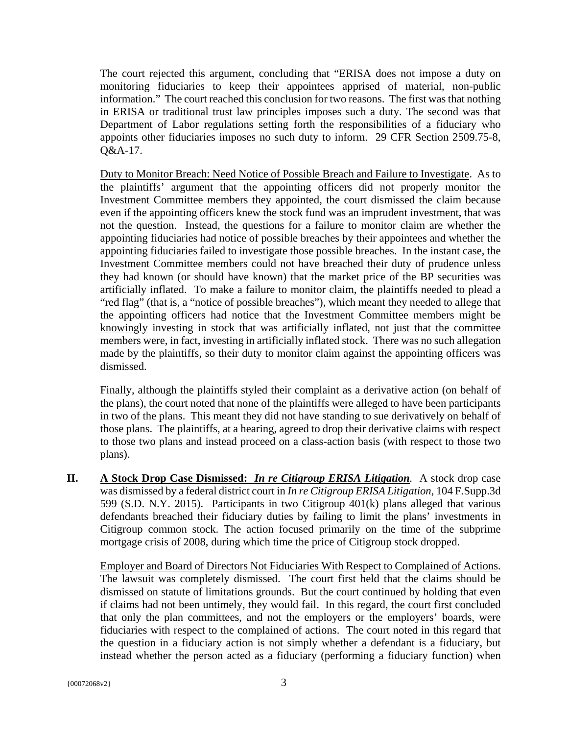The court rejected this argument, concluding that "ERISA does not impose a duty on monitoring fiduciaries to keep their appointees apprised of material, non-public information." The court reached this conclusion for two reasons. The first was that nothing in ERISA or traditional trust law principles imposes such a duty. The second was that Department of Labor regulations setting forth the responsibilities of a fiduciary who appoints other fiduciaries imposes no such duty to inform. 29 CFR Section 2509.75-8, Q&A-17.

<u>Duty to Monitor Breach: Need Notice of Possible Breach and Failure to Investigate</u>. As to the plaintiffs' argument that the appointing officers did not properly monitor the Investment Committee members they appointed, the court dismissed the claim because even if the appointing officers knew the stock fund was an imprudent investment, that was not the question. Instead, the questions for a failure to monitor claim are whether the appointing fiduciaries had notice of possible breaches by their appointees and whether the appointing fiduciaries failed to investigate those possible breaches. In the instant case, the Investment Committee members could not have breached their duty of prudence unless they had known (or should have known) that the market price of the BP securities was artificially inflated. To make a failure to monitor claim, the plaintiffs needed to plead a "red flag" (that is, a "notice of possible breaches"), which meant they needed to allege that the appointing officers had notice that the Investment Committee members might be <u>knowingly</u> investing in stock that was artificially inflated, not just that the committee members were, in fact, investing in artificially inflated stock. There was no such allegation made by the plaintiffs, so their duty to monitor claim against the appointing officers was dismissed.

Finally, although the plaintiffs styled their complaint as a derivative action (on behalf of the plans), the court noted that none of the plaintiffs were alleged to have been participants in two of the plans. This meant they did not have standing to sue derivatively on behalf of those plans. The plaintiffs, at a hearing, agreed to drop their derivative claims with respect to those two plans and instead proceed on a class-action basis (with respect to those two plans).

## II. <u>A Stock Drop Case Dismissed: *In re Citigroup ERISA Litigation*</u>.

A stock drop case was dismissed by a federal district court in *In re Citigroup ERISA Litigation*, 104 F.Supp.3d 599 (S.D. N.Y. 2015). Participants in two Citigroup 401(k) plans alleged that various defendants breached their fiduciary duties by failing to limit the plans' investments in Citigroup common stock. The action focused primarily on the time of the subprime mortgage crisis of 2008, during which time the price of Citigroup stock dropped.

<u>Employer and Board of Directors Not Fiduciaries With Respect to Complained of Actions</u>. The lawsuit was completely dismissed. The court first held that the claims should be dismissed on statute of limitations grounds. But the court continued by holding that even if claims had not been untimely, they would fail. In this regard, the court first concluded that only the plan committees, and not the employers or the employers' boards, were fiduciaries with respect to the complained of actions. The court noted in this regard that the question in a fiduciary action is not simply whether a defendant is a fiduciary, but instead whether the person acted as a fiduciary (performing a fiduciary function) when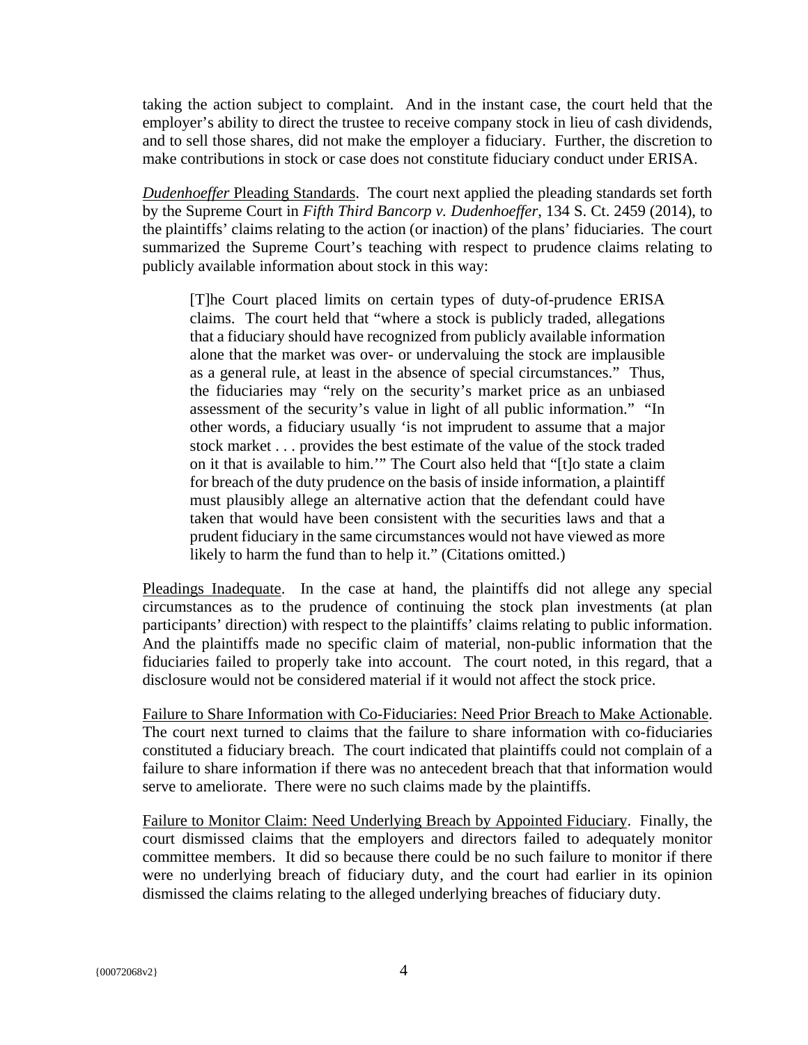taking the action subject to complaint. And in the instant case, the court held that the employer's ability to direct the trustee to receive company stock in lieu of cash dividends, and to sell those shares, did not make the employer a fiduciary. Further, the discretion to make contributions in stock or case does not constitute fiduciary conduct under ERISA.

<u>*Dudenhoeffer* Pleading Standards</u>. The court next applied the pleading standards set forth by the Supreme Court in *Fifth Third Bancorp v. Dudenhoeffer*, 134 S. Ct. 2459 (2014), to the plaintiffs' claims relating to the action (or inaction) of the plans' fiduciaries. The court summarized the Supreme Court's teaching with respect to prudence claims relating to publicly available information about stock in this way:

> [T]he Court placed limits on certain types of duty-of-prudence ERISA claims. The court held that "where a stock is publicly traded, allegations that a fiduciary should have recognized from publicly available information alone that the market was over- or undervaluing the stock are implausible as a general rule, at least in the absence of special circumstances." Thus, the fiduciaries may "rely on the security's market price as an unbiased assessment of the security's value in light of all public information." "In other words, a fiduciary usually 'is not imprudent to assume that a major stock market . . . provides the best estimate of the value of the stock traded on it that is available to him.'" The Court also held that "[t]o state a claim for breach of the duty prudence on the basis of inside information, a plaintiff must plausibly allege an alternative action that the defendant could have taken that would have been consistent with the securities laws and that a prudent fiduciary in the same circumstances would not have viewed as more likely to harm the fund than to help it." (Citations omitted.)

<u>Pleadings Inadequate</u>. In the case at hand, the plaintiffs did not allege any special circumstances as to the prudence of continuing the stock plan investments (at plan participants' direction) with respect to the plaintiffs' claims relating to public information. And the plaintiffs made no specific claim of material, non-public information that the fiduciaries failed to properly take into account. The court noted, in this regard, that a disclosure would not be considered material if it would not affect the stock price.

<u>Failure to Share Information with Co-Fiduciaries: Need Prior Breach to Make Actionable</u>. The court next turned to claims that the failure to share information with co-fiduciaries constituted a fiduciary breach. The court indicated that plaintiffs could not complain of a failure to share information if there was no antecedent breach that that information would serve to ameliorate. There were no such claims made by the plaintiffs.

<u>Failure to Monitor Claim: Need Underlying Breach by Appointed Fiduciary</u>. Finally, the court dismissed claims that the employers and directors failed to adequately monitor committee members. It did so because there could be no such failure to monitor if there were no underlying breach of fiduciary duty, and the court had earlier in its opinion dismissed the claims relating to the alleged underlying breaches of fiduciary duty.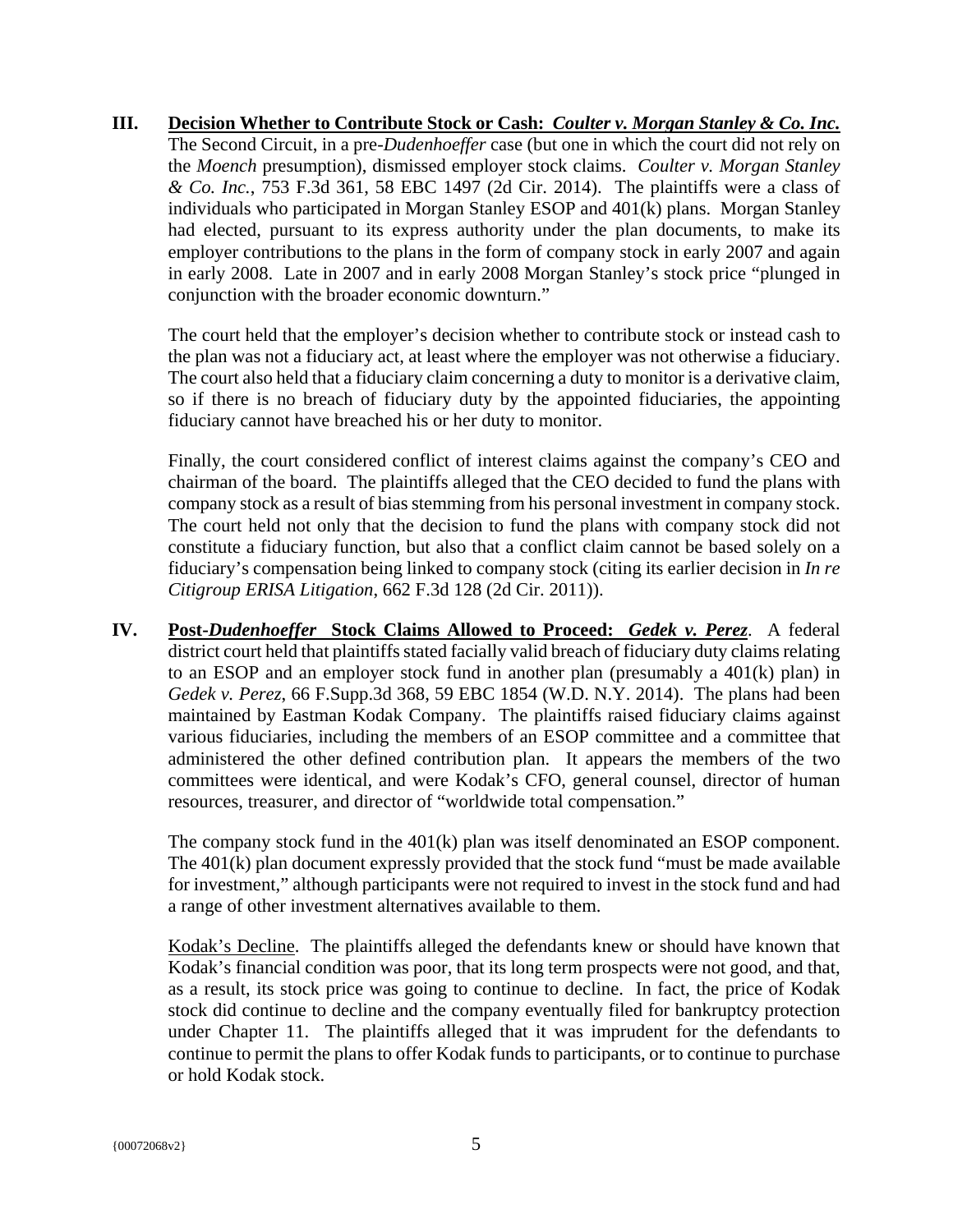**III. <u>Decision Whether to Contribute Stock or Cash: *Coulter v. Morgan Stanley & Co. Inc.*</u>** The Second Circuit, in a pre-*Dudenhoeffer* case (but one in which the court did not rely on the *Moench* presumption), dismissed employer stock claims. *Coulter v. Morgan Stanley & Co. Inc.*, 753 F.3d 361, 58 EBC 1497 (2d Cir. 2014). The plaintiffs were a class of individuals who participated in Morgan Stanley ESOP and 401(k) plans. Morgan Stanley had elected, pursuant to its express authority under the plan documents, to make its employer contributions to the plans in the form of company stock in early 2007 and again in early 2008. Late in 2007 and in early 2008 Morgan Stanley's stock price "plunged in conjunction with the broader economic downturn."

The court held that the employer's decision whether to contribute stock or instead cash to the plan was not a fiduciary act, at least where the employer was not otherwise a fiduciary. The court also held that a fiduciary claim concerning a duty to monitor is a derivative claim, so if there is no breach of fiduciary duty by the appointed fiduciaries, the appointing fiduciary cannot have breached his or her duty to monitor.

Finally, the court considered conflict of interest claims against the company's CEO and chairman of the board. The plaintiffs alleged that the CEO decided to fund the plans with company stock as a result of bias stemming from his personal investment in company stock. The court held not only that the decision to fund the plans with company stock did not constitute a fiduciary function, but also that a conflict claim cannot be based solely on a fiduciary's compensation being linked to company stock (citing its earlier decision in *In re Citigroup ERISA Litigation*, 662 F.3d 128 (2d Cir. 2011)).

**IV. <u>Post-*Dudenhoeffer* Stock Claims Allowed to Proceed: *Gedek v. Perez*</u>**. A federal district court held that plaintiffs stated facially valid breach of fiduciary duty claims relating to an ESOP and an employer stock fund in another plan (presumably a 401(k) plan) in *Gedek v. Perez*, 66 F.Supp.3d 368, 59 EBC 1854 (W.D. N.Y. 2014). The plans had been maintained by Eastman Kodak Company. The plaintiffs raised fiduciary claims against various fiduciaries, including the members of an ESOP committee and a committee that administered the other defined contribution plan. It appears the members of the two committees were identical, and were Kodak's CFO, general counsel, director of human resources, treasurer, and director of "worldwide total compensation."

The company stock fund in the 401(k) plan was itself denominated an ESOP component. The 401(k) plan document expressly provided that the stock fund "must be made available for investment," although participants were not required to invest in the stock fund and had a range of other investment alternatives available to them.

<u>Kodak's Decline</u>. The plaintiffs alleged the defendants knew or should have known that Kodak's financial condition was poor, that its long term prospects were not good, and that, as a result, its stock price was going to continue to decline. In fact, the price of Kodak stock did continue to decline and the company eventually filed for bankruptcy protection under Chapter 11. The plaintiffs alleged that it was imprudent for the defendants to continue to permit the plans to offer Kodak funds to participants, or to continue to purchase or hold Kodak stock.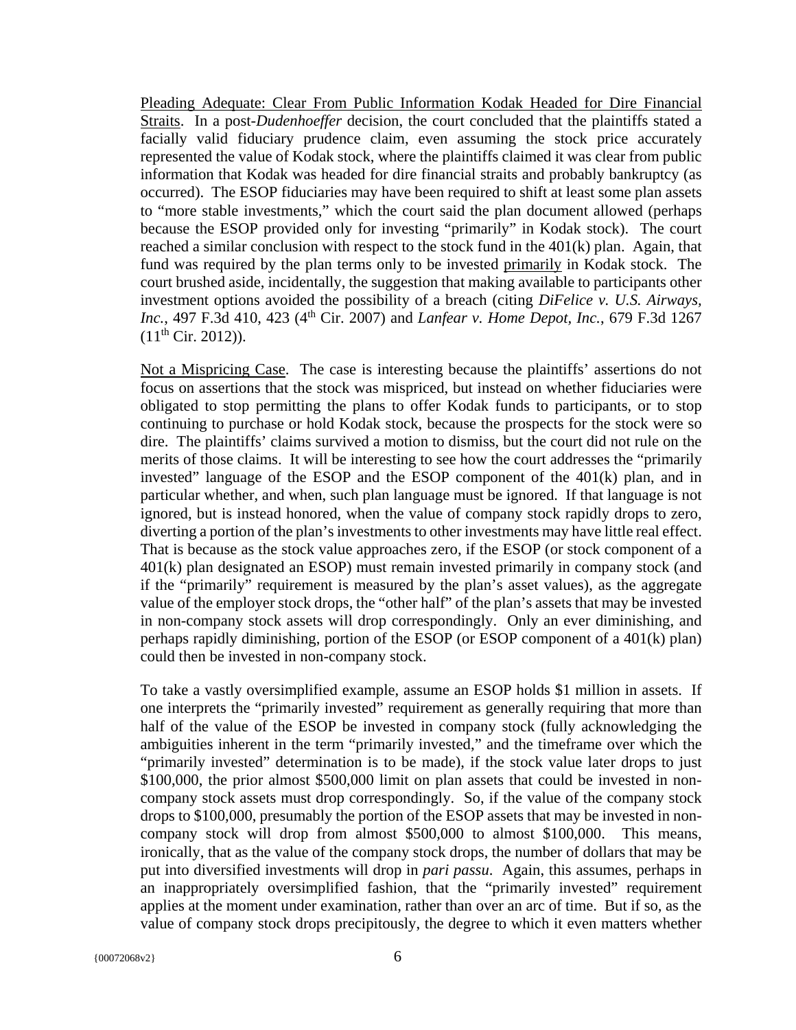<u>Pleading Adequate: Clear From Public Information Kodak Headed for Dire Financial Straits</u>. In a post-*Dudenhoeffer* decision, the court concluded that the plaintiffs stated a facially valid fiduciary prudence claim, even assuming the stock price accurately represented the value of Kodak stock, where the plaintiffs claimed it was clear from public information that Kodak was headed for dire financial straits and probably bankruptcy (as occurred). The ESOP fiduciaries may have been required to shift at least some plan assets to "more stable investments," which the court said the plan document allowed (perhaps because the ESOP provided only for investing "primarily" in Kodak stock). The court reached a similar conclusion with respect to the stock fund in the 401(k) plan. Again, that fund was required by the plan terms only to be invested <u>primarily</u> in Kodak stock. The court brushed aside, incidentally, the suggestion that making available to participants other investment options avoided the possibility of a breach (citing *DiFelice v. U.S. Airways, Inc.*, 497 F.3d 410, 423 (4th Cir. 2007) and *Lanfear v. Home Depot, Inc.*, 679 F.3d 1267 (11th Cir. 2012)).

<u>Not a Mispricing Case</u>. The case is interesting because the plaintiffs' assertions do not focus on assertions that the stock was mispriced, but instead on whether fiduciaries were obligated to stop permitting the plans to offer Kodak funds to participants, or to stop continuing to purchase or hold Kodak stock, because the prospects for the stock were so dire. The plaintiffs' claims survived a motion to dismiss, but the court did not rule on the merits of those claims. It will be interesting to see how the court addresses the "primarily invested" language of the ESOP and the ESOP component of the 401(k) plan, and in particular whether, and when, such plan language must be ignored. If that language is not ignored, but is instead honored, when the value of company stock rapidly drops to zero, diverting a portion of the plan's investments to other investments may have little real effect. That is because as the stock value approaches zero, if the ESOP (or stock component of a 401(k) plan designated an ESOP) must remain invested primarily in company stock (and if the "primarily" requirement is measured by the plan's asset values), as the aggregate value of the employer stock drops, the "other half" of the plan's assets that may be invested in non-company stock assets will drop correspondingly. Only an ever diminishing, and perhaps rapidly diminishing, portion of the ESOP (or ESOP component of a 401(k) plan) could then be invested in non-company stock.

To take a vastly oversimplified example, assume an ESOP holds $1 million in assets. If one interprets the "primarily invested" requirement as generally requiring that more than half of the value of the ESOP be invested in company stock (fully acknowledging the ambiguities inherent in the term "primarily invested," and the timeframe over which the "primarily invested" determination is to be made), if the stock value later drops to just $100,000, the prior almost $500,000 limit on plan assets that could be invested in non-company stock assets must drop correspondingly. So, if the value of the company stock drops to $100,000, presumably the portion of the ESOP assets that may be invested in non-company stock will drop from almost $500,000 to almost $100,000. This means, ironically, that as the value of the company stock drops, the number of dollars that may be put into diversified investments will drop in *pari passu*. Again, this assumes, perhaps in an inappropriately oversimplified fashion, that the "primarily invested" requirement applies at the moment under examination, rather than over an arc of time. But if so, as the value of company stock drops precipitously, the degree to which it even matters whether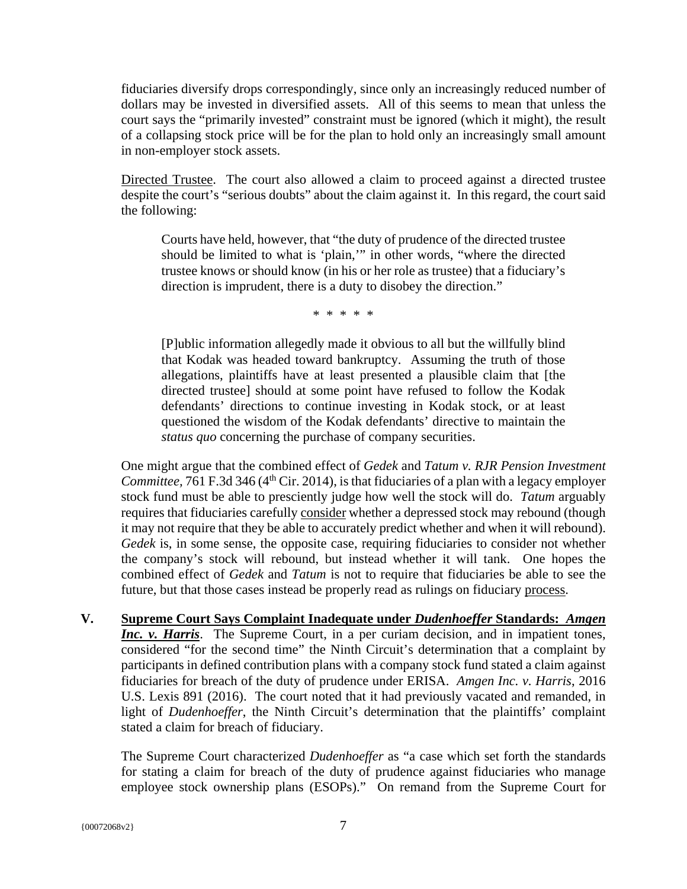fiduciaries diversify drops correspondingly, since only an increasingly reduced number of dollars may be invested in diversified assets. All of this seems to mean that unless the court says the "primarily invested" constraint must be ignored (which it might), the result of a collapsing stock price will be for the plan to hold only an increasingly small amount in non-employer stock assets.

Directed Trustee. The court also allowed a claim to proceed against a directed trustee despite the court's "serious doubts" about the claim against it. In this regard, the court said the following:

> Courts have held, however, that "the duty of prudence of the directed trustee should be limited to what is 'plain,'" in other words, "where the directed trustee knows or should know (in his or her role as trustee) that a fiduciary's direction is imprudent, there is a duty to disobey the direction."
>
> \* \* \* \* \*
>
> [P]ublic information allegedly made it obvious to all but the willfully blind that Kodak was headed toward bankruptcy. Assuming the truth of those allegations, plaintiffs have at least presented a plausible claim that [the directed trustee] should at some point have refused to follow the Kodak defendants' directions to continue investing in Kodak stock, or at least questioned the wisdom of the Kodak defendants' directive to maintain the *status quo* concerning the purchase of company securities.

One might argue that the combined effect of *Gedek* and *Tatum v. RJR Pension Investment Committee,* 761 F.3d 346 (4th Cir. 2014), is that fiduciaries of a plan with a legacy employer stock fund must be able to presciently judge how well the stock will do. *Tatum* arguably requires that fiduciaries carefully consider whether a depressed stock may rebound (though it may not require that they be able to accurately predict whether and when it will rebound). *Gedek* is, in some sense, the opposite case, requiring fiduciaries to consider not whether the company's stock will rebound, but instead whether it will tank. One hopes the combined effect of *Gedek* and *Tatum* is not to require that fiduciaries be able to see the future, but that those cases instead be properly read as rulings on fiduciary process.

**V. Supreme Court Says Complaint Inadequate under *Dudenhoeffer* Standards: *Amgen Inc. v. Harris*.** The Supreme Court, in a per curiam decision, and in impatient tones, considered "for the second time" the Ninth Circuit's determination that a complaint by participants in defined contribution plans with a company stock fund stated a claim against fiduciaries for breach of the duty of prudence under ERISA. *Amgen Inc. v. Harris*, 2016 U.S. Lexis 891 (2016). The court noted that it had previously vacated and remanded, in light of *Dudenhoeffer*, the Ninth Circuit's determination that the plaintiffs' complaint stated a claim for breach of fiduciary.

The Supreme Court characterized *Dudenhoeffer* as "a case which set forth the standards for stating a claim for breach of the duty of prudence against fiduciaries who manage employee stock ownership plans (ESOPs)." On remand from the Supreme Court for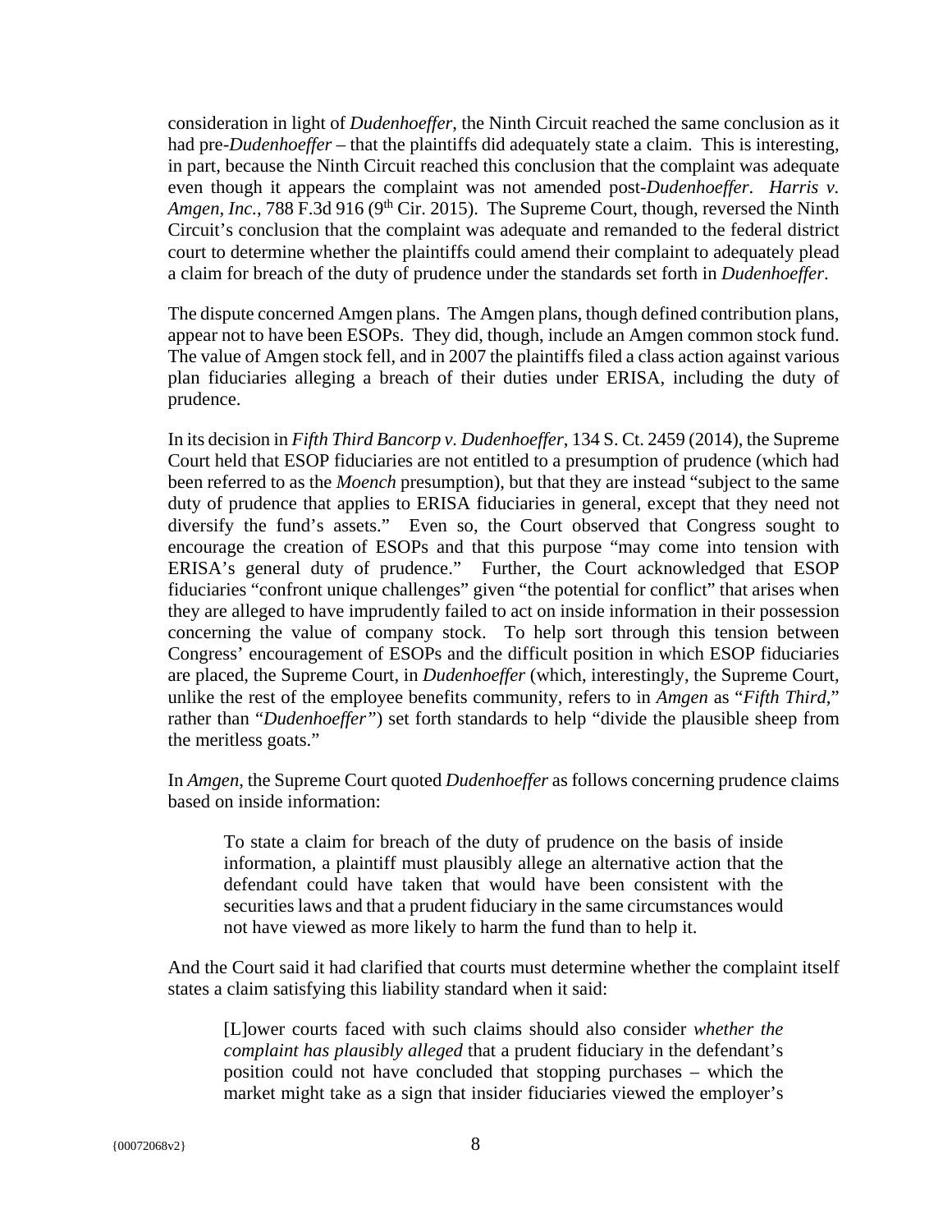consideration in light of *Dudenhoeffer*, the Ninth Circuit reached the same conclusion as it had pre-*Dudenhoeffer* – that the plaintiffs did adequately state a claim. This is interesting, in part, because the Ninth Circuit reached this conclusion that the complaint was adequate even though it appears the complaint was not amended post-*Dudenhoeffer*. *Harris v. Amgen, Inc.*, 788 F.3d 916 (9th Cir. 2015). The Supreme Court, though, reversed the Ninth Circuit's conclusion that the complaint was adequate and remanded to the federal district court to determine whether the plaintiffs could amend their complaint to adequately plead a claim for breach of the duty of prudence under the standards set forth in *Dudenhoeffer*.

The dispute concerned Amgen plans. The Amgen plans, though defined contribution plans, appear not to have been ESOPs. They did, though, include an Amgen common stock fund. The value of Amgen stock fell, and in 2007 the plaintiffs filed a class action against various plan fiduciaries alleging a breach of their duties under ERISA, including the duty of prudence.

In its decision in *Fifth Third Bancorp v. Dudenhoeffer*, 134 S. Ct. 2459 (2014), the Supreme Court held that ESOP fiduciaries are not entitled to a presumption of prudence (which had been referred to as the *Moench* presumption), but that they are instead "subject to the same duty of prudence that applies to ERISA fiduciaries in general, except that they need not diversify the fund's assets." Even so, the Court observed that Congress sought to encourage the creation of ESOPs and that this purpose "may come into tension with ERISA's general duty of prudence." Further, the Court acknowledged that ESOP fiduciaries "confront unique challenges" given "the potential for conflict" that arises when they are alleged to have imprudently failed to act on inside information in their possession concerning the value of company stock. To help sort through this tension between Congress' encouragement of ESOPs and the difficult position in which ESOP fiduciaries are placed, the Supreme Court, in *Dudenhoeffer* (which, interestingly, the Supreme Court, unlike the rest of the employee benefits community, refers to in *Amgen* as "*Fifth Third*," rather than "*Dudenhoeffer*") set forth standards to help "divide the plausible sheep from the meritless goats."

In *Amgen*, the Supreme Court quoted *Dudenhoeffer* as follows concerning prudence claims based on inside information:

> To state a claim for breach of the duty of prudence on the basis of inside information, a plaintiff must plausibly allege an alternative action that the defendant could have taken that would have been consistent with the securities laws and that a prudent fiduciary in the same circumstances would not have viewed as more likely to harm the fund than to help it.

And the Court said it had clarified that courts must determine whether the complaint itself states a claim satisfying this liability standard when it said:

> [L]ower courts faced with such claims should also consider *whether the complaint has plausibly alleged* that a prudent fiduciary in the defendant's position could not have concluded that stopping purchases – which the market might take as a sign that insider fiduciaries viewed the employer's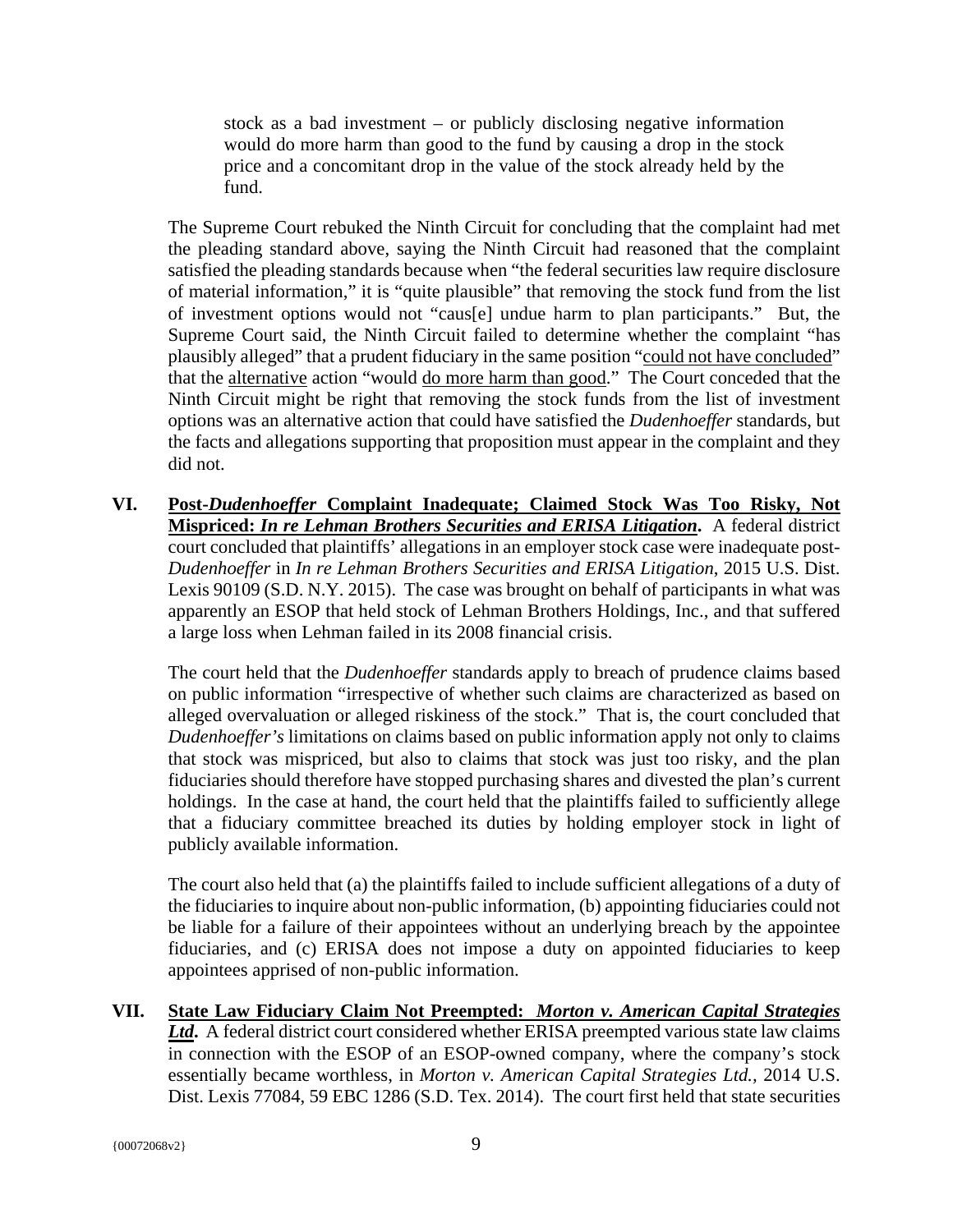> stock as a bad investment – or publicly disclosing negative information would do more harm than good to the fund by causing a drop in the stock price and a concomitant drop in the value of the stock already held by the fund.

The Supreme Court rebuked the Ninth Circuit for concluding that the complaint had met the pleading standard above, saying the Ninth Circuit had reasoned that the complaint satisfied the pleading standards because when "the federal securities law require disclosure of material information," it is "quite plausible" that removing the stock fund from the list of investment options would not "caus[e] undue harm to plan participants." But, the Supreme Court said, the Ninth Circuit failed to determine whether the complaint "has plausibly alleged" that a prudent fiduciary in the same position "could not have concluded" that the alternative action "would do more harm than good." The Court conceded that the Ninth Circuit might be right that removing the stock funds from the list of investment options was an alternative action that could have satisfied the *Dudenhoeffer* standards, but the facts and allegations supporting that proposition must appear in the complaint and they did not.

**VI. Post-*Dudenhoeffer* Complaint Inadequate; Claimed Stock Was Too Risky, Not Mispriced: *In re Lehman Brothers Securities and ERISA Litigation*.** A federal district court concluded that plaintiffs' allegations in an employer stock case were inadequate post-*Dudenhoeffer* in *In re Lehman Brothers Securities and ERISA Litigation*, 2015 U.S. Dist. Lexis 90109 (S.D. N.Y. 2015). The case was brought on behalf of participants in what was apparently an ESOP that held stock of Lehman Brothers Holdings, Inc., and that suffered a large loss when Lehman failed in its 2008 financial crisis.

The court held that the *Dudenhoeffer* standards apply to breach of prudence claims based on public information "irrespective of whether such claims are characterized as based on alleged overvaluation or alleged riskiness of the stock." That is, the court concluded that *Dudenhoeffer's* limitations on claims based on public information apply not only to claims that stock was mispriced, but also to claims that stock was just too risky, and the plan fiduciaries should therefore have stopped purchasing shares and divested the plan's current holdings. In the case at hand, the court held that the plaintiffs failed to sufficiently allege that a fiduciary committee breached its duties by holding employer stock in light of publicly available information.

The court also held that (a) the plaintiffs failed to include sufficient allegations of a duty of the fiduciaries to inquire about non-public information, (b) appointing fiduciaries could not be liable for a failure of their appointees without an underlying breach by the appointee fiduciaries, and (c) ERISA does not impose a duty on appointed fiduciaries to keep appointees apprised of non-public information.

**VII. State Law Fiduciary Claim Not Preempted: *Morton v. American Capital Strategies Ltd*.** A federal district court considered whether ERISA preempted various state law claims in connection with the ESOP of an ESOP-owned company, where the company's stock essentially became worthless, in *Morton v. American Capital Strategies Ltd.*, 2014 U.S. Dist. Lexis 77084, 59 EBC 1286 (S.D. Tex. 2014). The court first held that state securities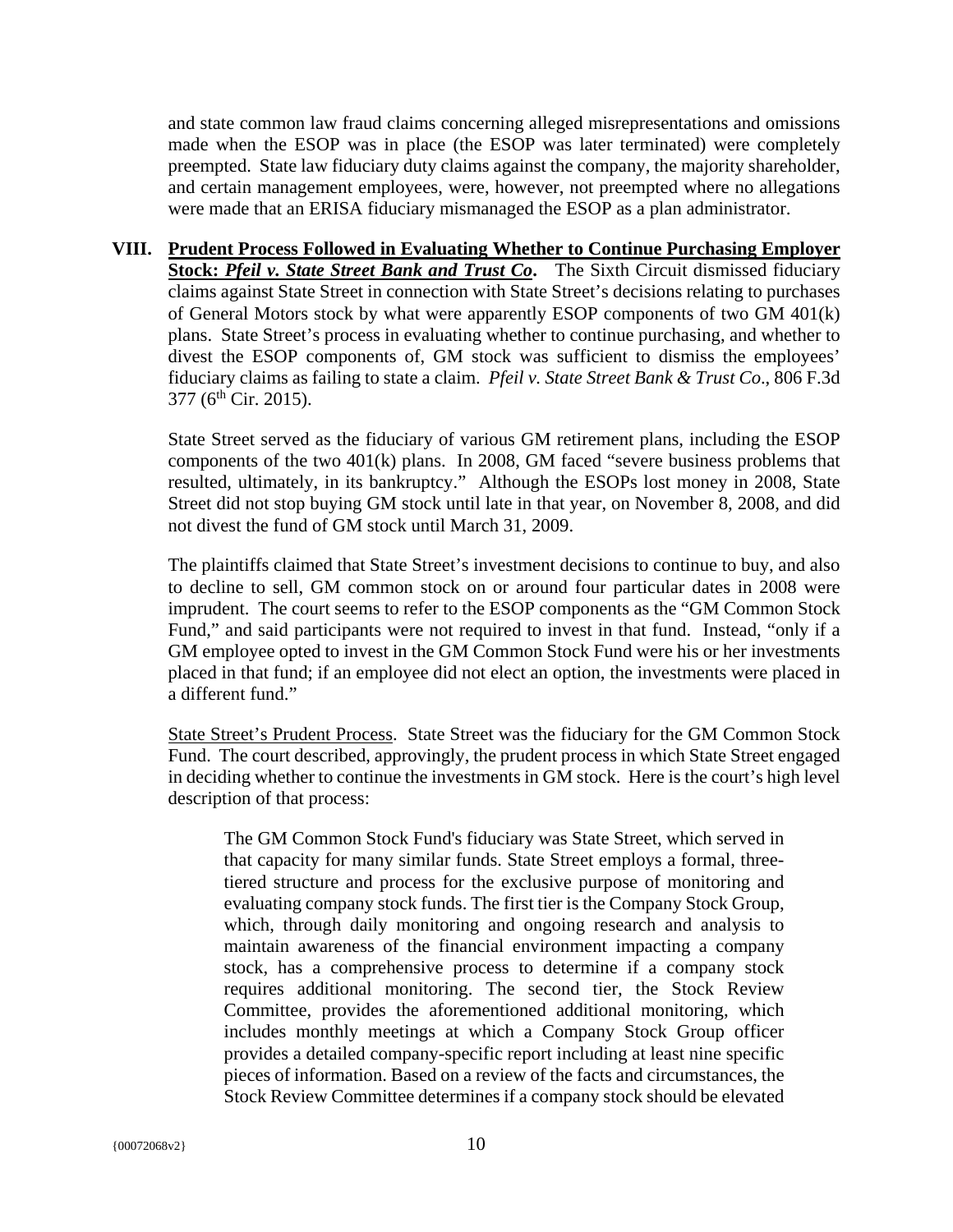and state common law fraud claims concerning alleged misrepresentations and omissions made when the ESOP was in place (the ESOP was later terminated) were completely preempted. State law fiduciary duty claims against the company, the majority shareholder, and certain management employees, were, however, not preempted where no allegations were made that an ERISA fiduciary mismanaged the ESOP as a plan administrator.

**VIII. Prudent Process Followed in Evaluating Whether to Continue Purchasing Employer Stock: *Pfeil v. State Street Bank and Trust Co*.** The Sixth Circuit dismissed fiduciary claims against State Street in connection with State Street's decisions relating to purchases of General Motors stock by what were apparently ESOP components of two GM 401(k) plans. State Street's process in evaluating whether to continue purchasing, and whether to divest the ESOP components of, GM stock was sufficient to dismiss the employees' fiduciary claims as failing to state a claim. *Pfeil v. State Street Bank & Trust Co*., 806 F.3d 377 (6th Cir. 2015).

State Street served as the fiduciary of various GM retirement plans, including the ESOP components of the two 401(k) plans. In 2008, GM faced "severe business problems that resulted, ultimately, in its bankruptcy." Although the ESOPs lost money in 2008, State Street did not stop buying GM stock until late in that year, on November 8, 2008, and did not divest the fund of GM stock until March 31, 2009.

The plaintiffs claimed that State Street's investment decisions to continue to buy, and also to decline to sell, GM common stock on or around four particular dates in 2008 were imprudent. The court seems to refer to the ESOP components as the "GM Common Stock Fund," and said participants were not required to invest in that fund. Instead, "only if a GM employee opted to invest in the GM Common Stock Fund were his or her investments placed in that fund; if an employee did not elect an option, the investments were placed in a different fund."

State Street's Prudent Process. State Street was the fiduciary for the GM Common Stock Fund. The court described, approvingly, the prudent process in which State Street engaged in deciding whether to continue the investments in GM stock. Here is the court's high level description of that process:

> The GM Common Stock Fund's fiduciary was State Street, which served in that capacity for many similar funds. State Street employs a formal, three-tiered structure and process for the exclusive purpose of monitoring and evaluating company stock funds. The first tier is the Company Stock Group, which, through daily monitoring and ongoing research and analysis to maintain awareness of the financial environment impacting a company stock, has a comprehensive process to determine if a company stock requires additional monitoring. The second tier, the Stock Review Committee, provides the aforementioned additional monitoring, which includes monthly meetings at which a Company Stock Group officer provides a detailed company-specific report including at least nine specific pieces of information. Based on a review of the facts and circumstances, the Stock Review Committee determines if a company stock should be elevated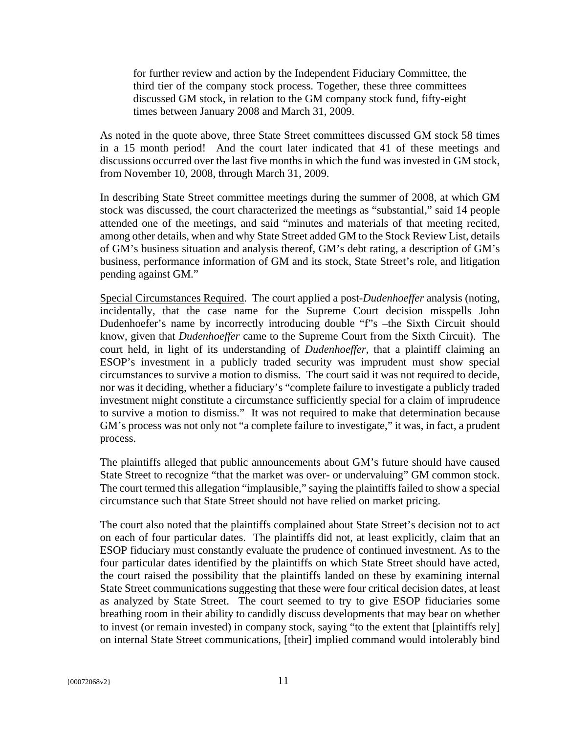> for further review and action by the Independent Fiduciary Committee, the third tier of the company stock process. Together, these three committees discussed GM stock, in relation to the GM company stock fund, fifty-eight times between January 2008 and March 31, 2009.

As noted in the quote above, three State Street committees discussed GM stock 58 times in a 15 month period! And the court later indicated that 41 of these meetings and discussions occurred over the last five months in which the fund was invested in GM stock, from November 10, 2008, through March 31, 2009.

In describing State Street committee meetings during the summer of 2008, at which GM stock was discussed, the court characterized the meetings as "substantial," said 14 people attended one of the meetings, and said "minutes and materials of that meeting recited, among other details, when and why State Street added GM to the Stock Review List, details of GM's business situation and analysis thereof, GM's debt rating, a description of GM's business, performance information of GM and its stock, State Street's role, and litigation pending against GM."

Special Circumstances Required. The court applied a post-*Dudenhoeffer* analysis (noting, incidentally, that the case name for the Supreme Court decision misspells John Dudenhoefer's name by incorrectly introducing double "f"s –the Sixth Circuit should know, given that *Dudenhoeffer* came to the Supreme Court from the Sixth Circuit). The court held, in light of its understanding of *Dudenhoeffer*, that a plaintiff claiming an ESOP's investment in a publicly traded security was imprudent must show special circumstances to survive a motion to dismiss. The court said it was not required to decide, nor was it deciding, whether a fiduciary's "complete failure to investigate a publicly traded investment might constitute a circumstance sufficiently special for a claim of imprudence to survive a motion to dismiss." It was not required to make that determination because GM's process was not only not "a complete failure to investigate," it was, in fact, a prudent process.

The plaintiffs alleged that public announcements about GM's future should have caused State Street to recognize "that the market was over- or undervaluing" GM common stock. The court termed this allegation "implausible," saying the plaintiffs failed to show a special circumstance such that State Street should not have relied on market pricing.

The court also noted that the plaintiffs complained about State Street's decision not to act on each of four particular dates. The plaintiffs did not, at least explicitly, claim that an ESOP fiduciary must constantly evaluate the prudence of continued investment. As to the four particular dates identified by the plaintiffs on which State Street should have acted, the court raised the possibility that the plaintiffs landed on these by examining internal State Street communications suggesting that these were four critical decision dates, at least as analyzed by State Street. The court seemed to try to give ESOP fiduciaries some breathing room in their ability to candidly discuss developments that may bear on whether to invest (or remain invested) in company stock, saying "to the extent that [plaintiffs rely] on internal State Street communications, [their] implied command would intolerably bind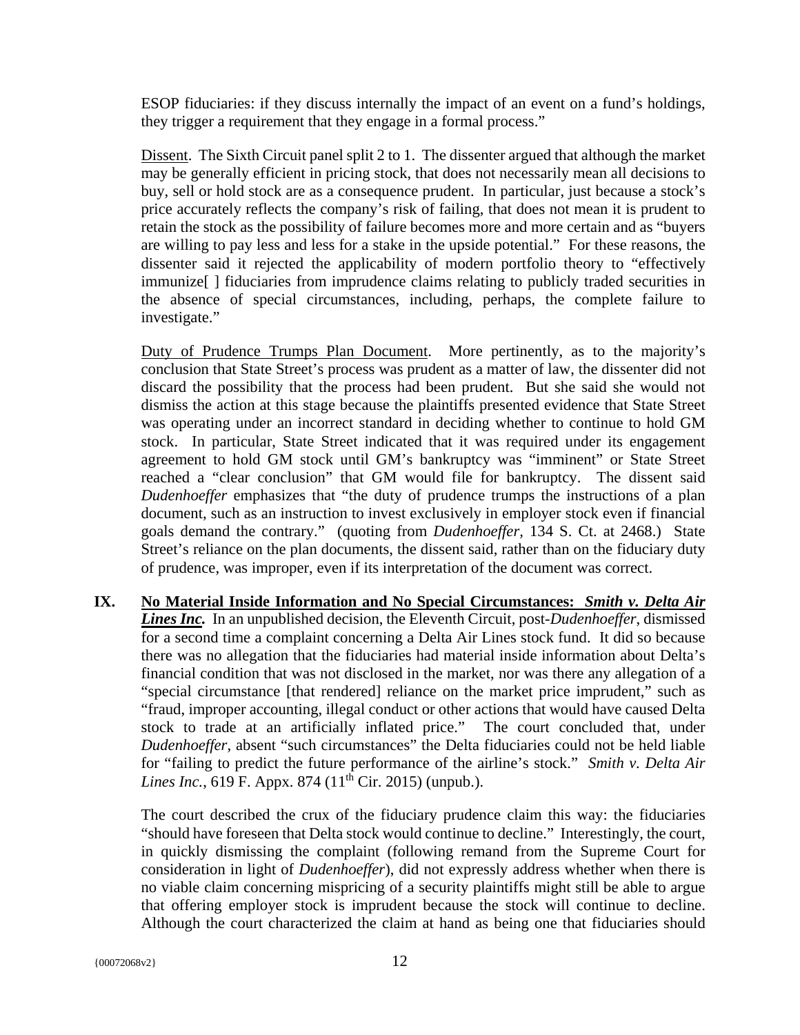ESOP fiduciaries: if they discuss internally the impact of an event on a fund's holdings, they trigger a requirement that they engage in a formal process."

Dissent. The Sixth Circuit panel split 2 to 1. The dissenter argued that although the market may be generally efficient in pricing stock, that does not necessarily mean all decisions to buy, sell or hold stock are as a consequence prudent. In particular, just because a stock's price accurately reflects the company's risk of failing, that does not mean it is prudent to retain the stock as the possibility of failure becomes more and more certain and as "buyers are willing to pay less and less for a stake in the upside potential." For these reasons, the dissenter said it rejected the applicability of modern portfolio theory to "effectively immunize[ ] fiduciaries from imprudence claims relating to publicly traded securities in the absence of special circumstances, including, perhaps, the complete failure to investigate."

Duty of Prudence Trumps Plan Document. More pertinently, as to the majority's conclusion that State Street's process was prudent as a matter of law, the dissenter did not discard the possibility that the process had been prudent. But she said she would not dismiss the action at this stage because the plaintiffs presented evidence that State Street was operating under an incorrect standard in deciding whether to continue to hold GM stock. In particular, State Street indicated that it was required under its engagement agreement to hold GM stock until GM's bankruptcy was "imminent" or State Street reached a "clear conclusion" that GM would file for bankruptcy. The dissent said *Dudenhoeffer* emphasizes that "the duty of prudence trumps the instructions of a plan document, such as an instruction to invest exclusively in employer stock even if financial goals demand the contrary." (quoting from *Dudenhoeffer*, 134 S. Ct. at 2468.) State Street's reliance on the plan documents, the dissent said, rather than on the fiduciary duty of prudence, was improper, even if its interpretation of the document was correct.

**IX. No Material Inside Information and No Special Circumstances: *Smith v. Delta Air Lines Inc.*** In an unpublished decision, the Eleventh Circuit, post-*Dudenhoeffer*, dismissed for a second time a complaint concerning a Delta Air Lines stock fund. It did so because there was no allegation that the fiduciaries had material inside information about Delta's financial condition that was not disclosed in the market, nor was there any allegation of a "special circumstance [that rendered] reliance on the market price imprudent," such as "fraud, improper accounting, illegal conduct or other actions that would have caused Delta stock to trade at an artificially inflated price." The court concluded that, under *Dudenhoeffer*, absent "such circumstances" the Delta fiduciaries could not be held liable for "failing to predict the future performance of the airline's stock." *Smith v. Delta Air Lines Inc.*, 619 F. Appx. 874 (11th Cir. 2015) (unpub.).

The court described the crux of the fiduciary prudence claim this way: the fiduciaries "should have foreseen that Delta stock would continue to decline." Interestingly, the court, in quickly dismissing the complaint (following remand from the Supreme Court for consideration in light of *Dudenhoeffer*), did not expressly address whether when there is no viable claim concerning mispricing of a security plaintiffs might still be able to argue that offering employer stock is imprudent because the stock will continue to decline. Although the court characterized the claim at hand as being one that fiduciaries should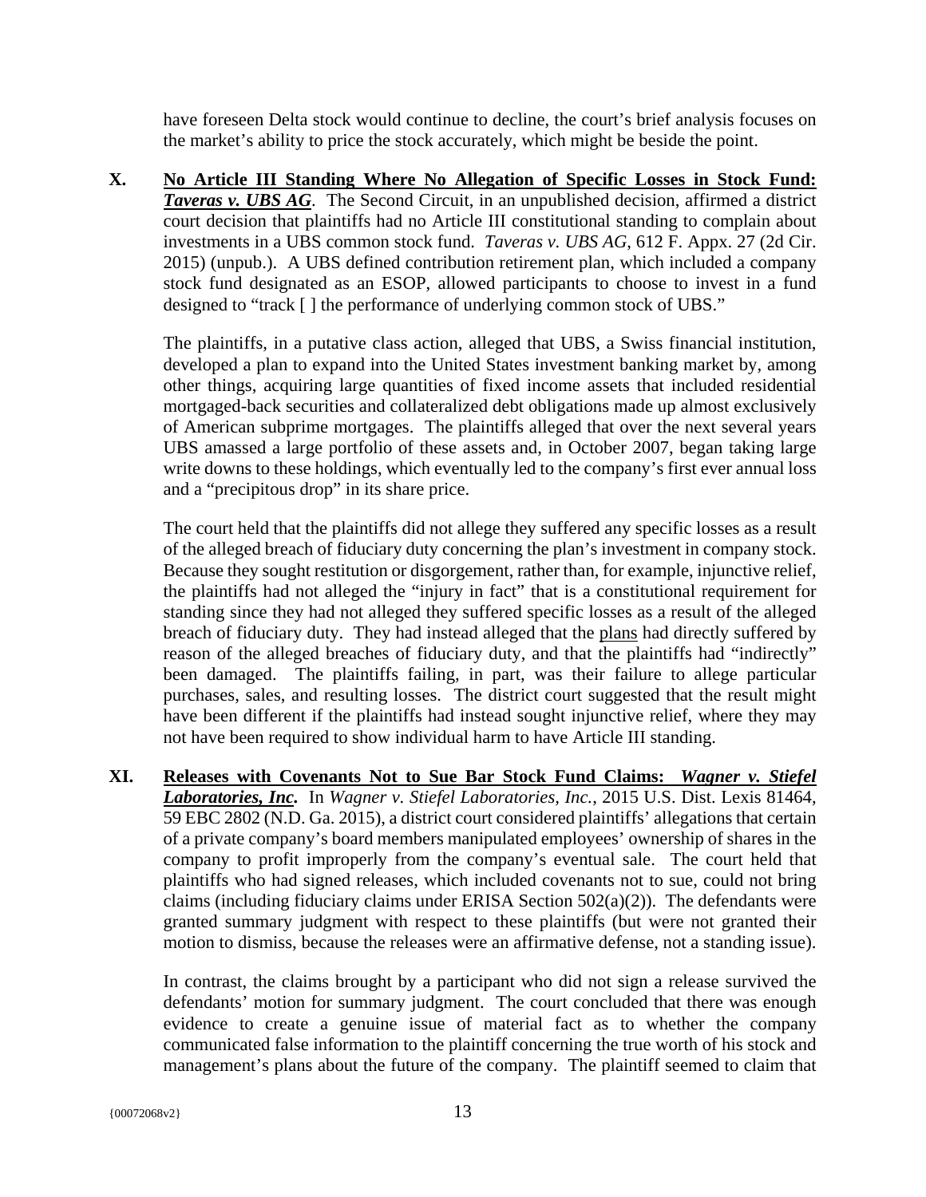have foreseen Delta stock would continue to decline, the court's brief analysis focuses on the market's ability to price the stock accurately, which might be beside the point.

**X. No Article III Standing Where No Allegation of Specific Losses in Stock Fund: *Taveras v. UBS AG*.** The Second Circuit, in an unpublished decision, affirmed a district court decision that plaintiffs had no Article III constitutional standing to complain about investments in a UBS common stock fund. *Taveras v. UBS AG*, 612 F. Appx. 27 (2d Cir. 2015) (unpub.). A UBS defined contribution retirement plan, which included a company stock fund designated as an ESOP, allowed participants to choose to invest in a fund designed to "track [ ] the performance of underlying common stock of UBS."

The plaintiffs, in a putative class action, alleged that UBS, a Swiss financial institution, developed a plan to expand into the United States investment banking market by, among other things, acquiring large quantities of fixed income assets that included residential mortgaged-back securities and collateralized debt obligations made up almost exclusively of American subprime mortgages. The plaintiffs alleged that over the next several years UBS amassed a large portfolio of these assets and, in October 2007, began taking large write downs to these holdings, which eventually led to the company's first ever annual loss and a "precipitous drop" in its share price.

The court held that the plaintiffs did not allege they suffered any specific losses as a result of the alleged breach of fiduciary duty concerning the plan's investment in company stock. Because they sought restitution or disgorgement, rather than, for example, injunctive relief, the plaintiffs had not alleged the "injury in fact" that is a constitutional requirement for standing since they had not alleged they suffered specific losses as a result of the alleged breach of fiduciary duty. They had instead alleged that the plans had directly suffered by reason of the alleged breaches of fiduciary duty, and that the plaintiffs had "indirectly" been damaged. The plaintiffs failing, in part, was their failure to allege particular purchases, sales, and resulting losses. The district court suggested that the result might have been different if the plaintiffs had instead sought injunctive relief, where they may not have been required to show individual harm to have Article III standing.

**XI. Releases with Covenants Not to Sue Bar Stock Fund Claims: *Wagner v. Stiefel Laboratories, Inc.*** In *Wagner v. Stiefel Laboratories, Inc.*, 2015 U.S. Dist. Lexis 81464, 59 EBC 2802 (N.D. Ga. 2015), a district court considered plaintiffs' allegations that certain of a private company's board members manipulated employees' ownership of shares in the company to profit improperly from the company's eventual sale. The court held that plaintiffs who had signed releases, which included covenants not to sue, could not bring claims (including fiduciary claims under ERISA Section 502(a)(2)). The defendants were granted summary judgment with respect to these plaintiffs (but were not granted their motion to dismiss, because the releases were an affirmative defense, not a standing issue).

In contrast, the claims brought by a participant who did not sign a release survived the defendants' motion for summary judgment. The court concluded that there was enough evidence to create a genuine issue of material fact as to whether the company communicated false information to the plaintiff concerning the true worth of his stock and management's plans about the future of the company. The plaintiff seemed to claim that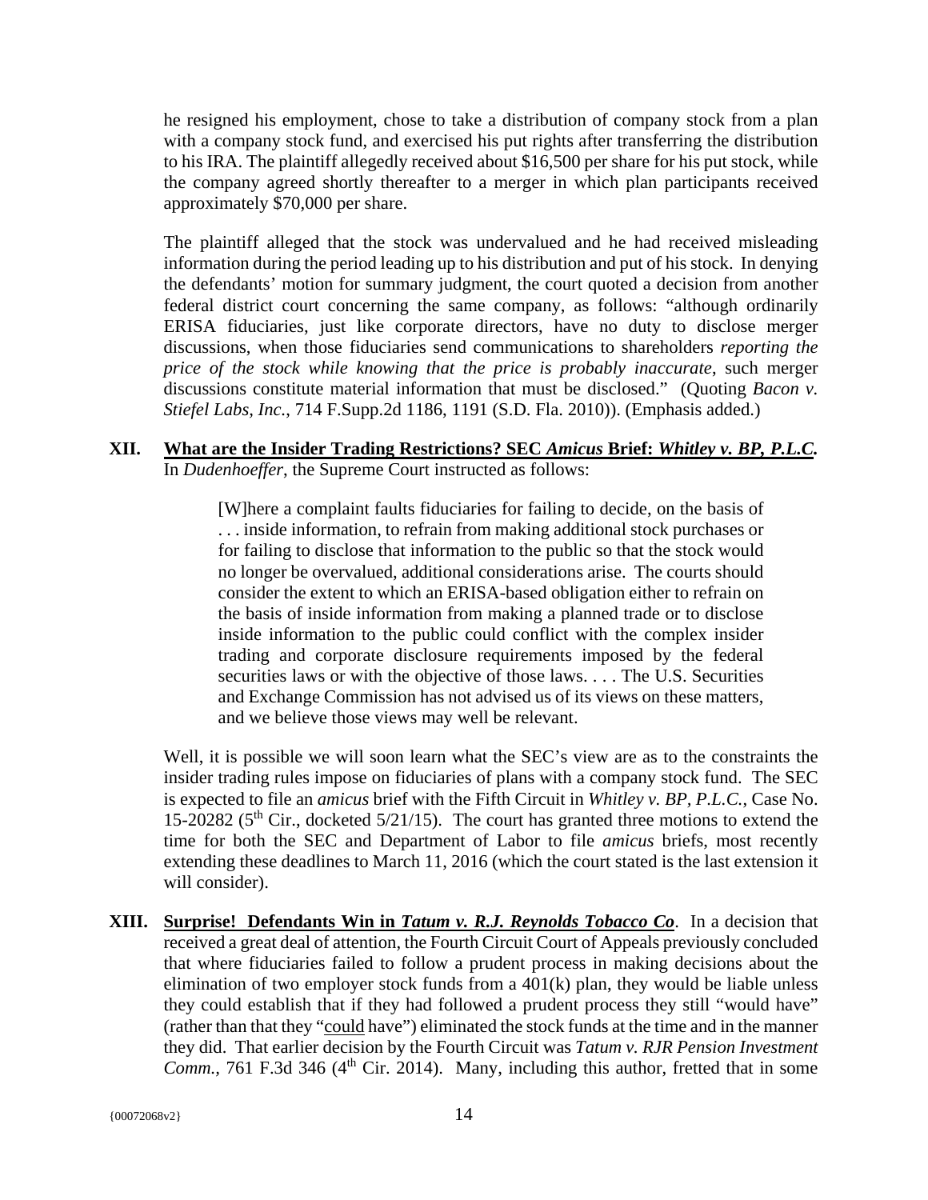he resigned his employment, chose to take a distribution of company stock from a plan with a company stock fund, and exercised his put rights after transferring the distribution to his IRA. The plaintiff allegedly received about $16,500 per share for his put stock, while the company agreed shortly thereafter to a merger in which plan participants received approximately $70,000 per share.

The plaintiff alleged that the stock was undervalued and he had received misleading information during the period leading up to his distribution and put of his stock. In denying the defendants' motion for summary judgment, the court quoted a decision from another federal district court concerning the same company, as follows: "although ordinarily ERISA fiduciaries, just like corporate directors, have no duty to disclose merger discussions, when those fiduciaries send communications to shareholders *reporting the price of the stock while knowing that the price is probably inaccurate*, such merger discussions constitute material information that must be disclosed." (Quoting *Bacon v. Stiefel Labs, Inc.*, 714 F.Supp.2d 1186, 1191 (S.D. Fla. 2010)). (Emphasis added.)

**XII. <u>What are the Insider Trading Restrictions? SEC *Amicus* Brief: *Whitley v. BP, P.L.C.*</u>** In *Dudenhoeffer*, the Supreme Court instructed as follows:

> [W]here a complaint faults fiduciaries for failing to decide, on the basis of . . . inside information, to refrain from making additional stock purchases or for failing to disclose that information to the public so that the stock would no longer be overvalued, additional considerations arise. The courts should consider the extent to which an ERISA-based obligation either to refrain on the basis of inside information from making a planned trade or to disclose inside information to the public could conflict with the complex insider trading and corporate disclosure requirements imposed by the federal securities laws or with the objective of those laws. . . . The U.S. Securities and Exchange Commission has not advised us of its views on these matters, and we believe those views may well be relevant.

Well, it is possible we will soon learn what the SEC's view are as to the constraints the insider trading rules impose on fiduciaries of plans with a company stock fund. The SEC is expected to file an *amicus* brief with the Fifth Circuit in *Whitley v. BP, P.L.C.*, Case No. 15-20282 (5th Cir., docketed 5/21/15). The court has granted three motions to extend the time for both the SEC and Department of Labor to file *amicus* briefs, most recently extending these deadlines to March 11, 2016 (which the court stated is the last extension it will consider).

**XIII. <u>Surprise! Defendants Win in *Tatum v. R.J. Reynolds Tobacco Co*</u>.** In a decision that received a great deal of attention, the Fourth Circuit Court of Appeals previously concluded that where fiduciaries failed to follow a prudent process in making decisions about the elimination of two employer stock funds from a 401(k) plan, they would be liable unless they could establish that if they had followed a prudent process they still "would have" (rather than that they "<u>could</u> have") eliminated the stock funds at the time and in the manner they did. That earlier decision by the Fourth Circuit was *Tatum v. RJR Pension Investment Comm.*, 761 F.3d 346 (4th Cir. 2014). Many, including this author, fretted that in some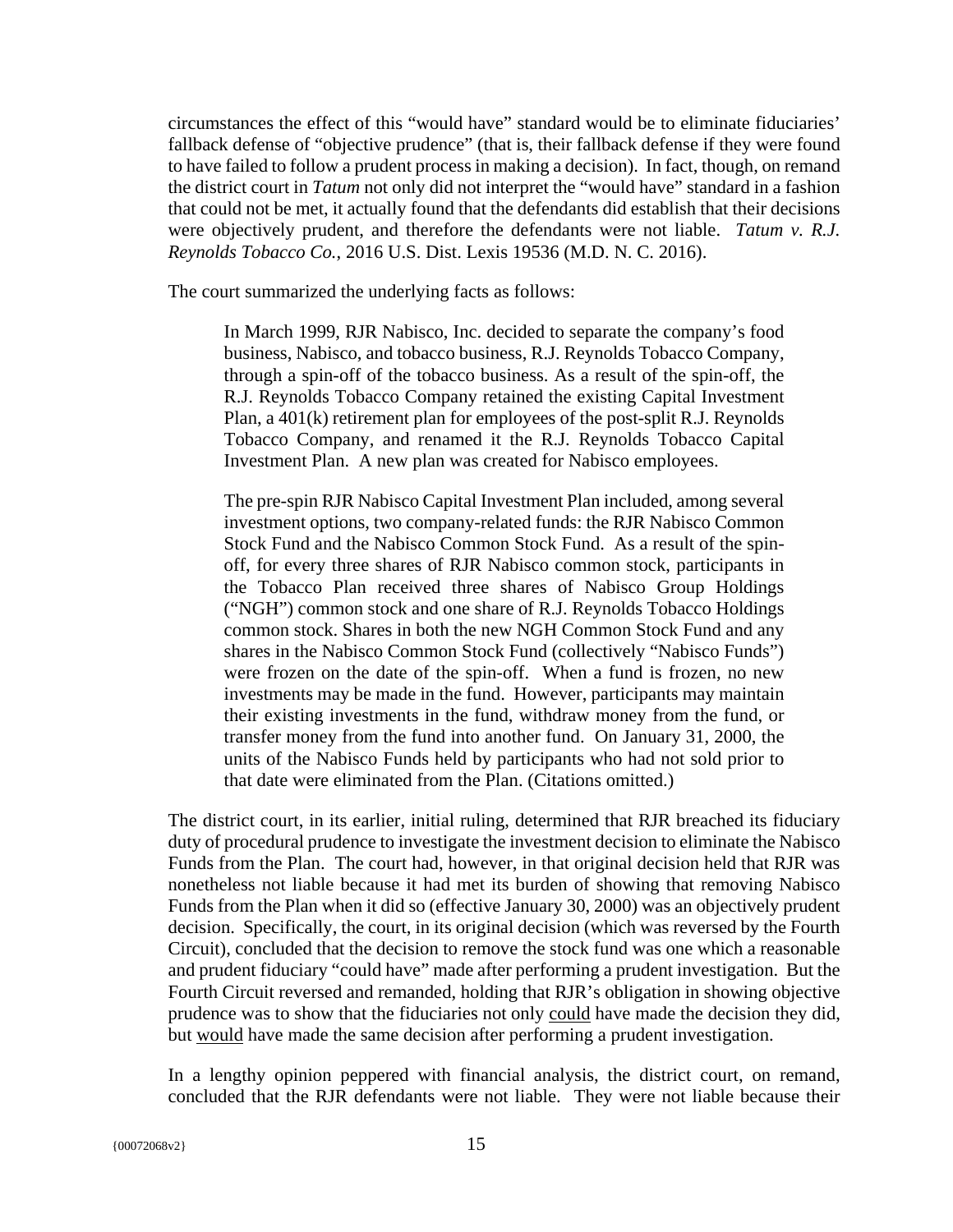circumstances the effect of this "would have" standard would be to eliminate fiduciaries' fallback defense of "objective prudence" (that is, their fallback defense if they were found to have failed to follow a prudent process in making a decision). In fact, though, on remand the district court in *Tatum* not only did not interpret the "would have" standard in a fashion that could not be met, it actually found that the defendants did establish that their decisions were objectively prudent, and therefore the defendants were not liable. *Tatum v. R.J. Reynolds Tobacco Co.*, 2016 U.S. Dist. Lexis 19536 (M.D. N. C. 2016).

The court summarized the underlying facts as follows:

> In March 1999, RJR Nabisco, Inc. decided to separate the company's food business, Nabisco, and tobacco business, R.J. Reynolds Tobacco Company, through a spin-off of the tobacco business. As a result of the spin-off, the R.J. Reynolds Tobacco Company retained the existing Capital Investment Plan, a 401(k) retirement plan for employees of the post-split R.J. Reynolds Tobacco Company, and renamed it the R.J. Reynolds Tobacco Capital Investment Plan. A new plan was created for Nabisco employees.
>
> The pre-spin RJR Nabisco Capital Investment Plan included, among several investment options, two company-related funds: the RJR Nabisco Common Stock Fund and the Nabisco Common Stock Fund. As a result of the spin-off, for every three shares of RJR Nabisco common stock, participants in the Tobacco Plan received three shares of Nabisco Group Holdings ("NGH") common stock and one share of R.J. Reynolds Tobacco Holdings common stock. Shares in both the new NGH Common Stock Fund and any shares in the Nabisco Common Stock Fund (collectively "Nabisco Funds") were frozen on the date of the spin-off. When a fund is frozen, no new investments may be made in the fund. However, participants may maintain their existing investments in the fund, withdraw money from the fund, or transfer money from the fund into another fund. On January 31, 2000, the units of the Nabisco Funds held by participants who had not sold prior to that date were eliminated from the Plan. (Citations omitted.)

The district court, in its earlier, initial ruling, determined that RJR breached its fiduciary duty of procedural prudence to investigate the investment decision to eliminate the Nabisco Funds from the Plan. The court had, however, in that original decision held that RJR was nonetheless not liable because it had met its burden of showing that removing Nabisco Funds from the Plan when it did so (effective January 30, 2000) was an objectively prudent decision. Specifically, the court, in its original decision (which was reversed by the Fourth Circuit), concluded that the decision to remove the stock fund was one which a reasonable and prudent fiduciary "could have" made after performing a prudent investigation. But the Fourth Circuit reversed and remanded, holding that RJR's obligation in showing objective prudence was to show that the fiduciaries not only could have made the decision they did, but would have made the same decision after performing a prudent investigation.

In a lengthy opinion peppered with financial analysis, the district court, on remand, concluded that the RJR defendants were not liable. They were not liable because their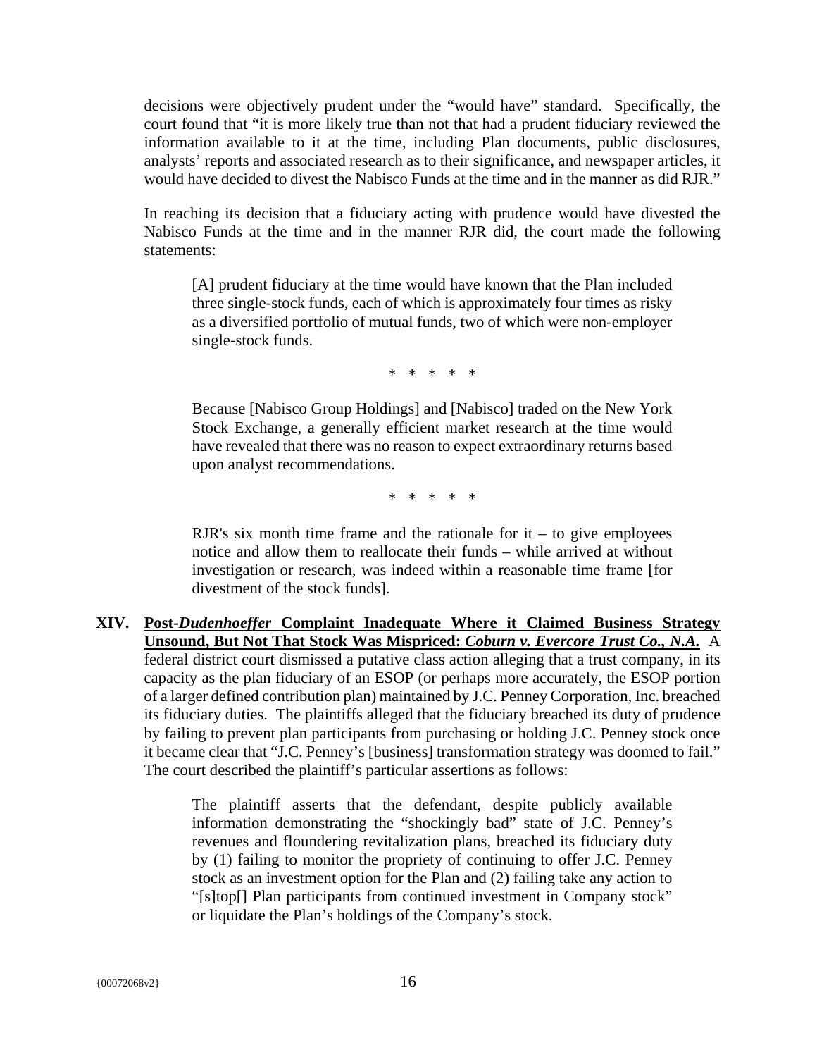decisions were objectively prudent under the "would have" standard. Specifically, the court found that "it is more likely true than not that had a prudent fiduciary reviewed the information available to it at the time, including Plan documents, public disclosures, analysts' reports and associated research as to their significance, and newspaper articles, it would have decided to divest the Nabisco Funds at the time and in the manner as did RJR."

In reaching its decision that a fiduciary acting with prudence would have divested the Nabisco Funds at the time and in the manner RJR did, the court made the following statements:

> [A] prudent fiduciary at the time would have known that the Plan included three single-stock funds, each of which is approximately four times as risky as a diversified portfolio of mutual funds, two of which were non-employer single-stock funds.
>
> \* \* \* \* \*
>
> Because [Nabisco Group Holdings] and [Nabisco] traded on the New York Stock Exchange, a generally efficient market research at the time would have revealed that there was no reason to expect extraordinary returns based upon analyst recommendations.
>
> \* \* \* \* \*
>
> RJR's six month time frame and the rationale for it – to give employees notice and allow them to reallocate their funds – while arrived at without investigation or research, was indeed within a reasonable time frame [for divestment of the stock funds].

**XIV. <u>Post-*Dudenhoeffer* Complaint Inadequate Where it Claimed Business Strategy Unsound, But Not That Stock Was Mispriced: *Coburn v. Evercore Trust Co., N.A.*</u>** A federal district court dismissed a putative class action alleging that a trust company, in its capacity as the plan fiduciary of an ESOP (or perhaps more accurately, the ESOP portion of a larger defined contribution plan) maintained by J.C. Penney Corporation, Inc. breached its fiduciary duties. The plaintiffs alleged that the fiduciary breached its duty of prudence by failing to prevent plan participants from purchasing or holding J.C. Penney stock once it became clear that "J.C. Penney's [business] transformation strategy was doomed to fail." The court described the plaintiff's particular assertions as follows:

> The plaintiff asserts that the defendant, despite publicly available information demonstrating the "shockingly bad" state of J.C. Penney's revenues and floundering revitalization plans, breached its fiduciary duty by (1) failing to monitor the propriety of continuing to offer J.C. Penney stock as an investment option for the Plan and (2) failing take any action to "[s]top[] Plan participants from continued investment in Company stock" or liquidate the Plan's holdings of the Company's stock.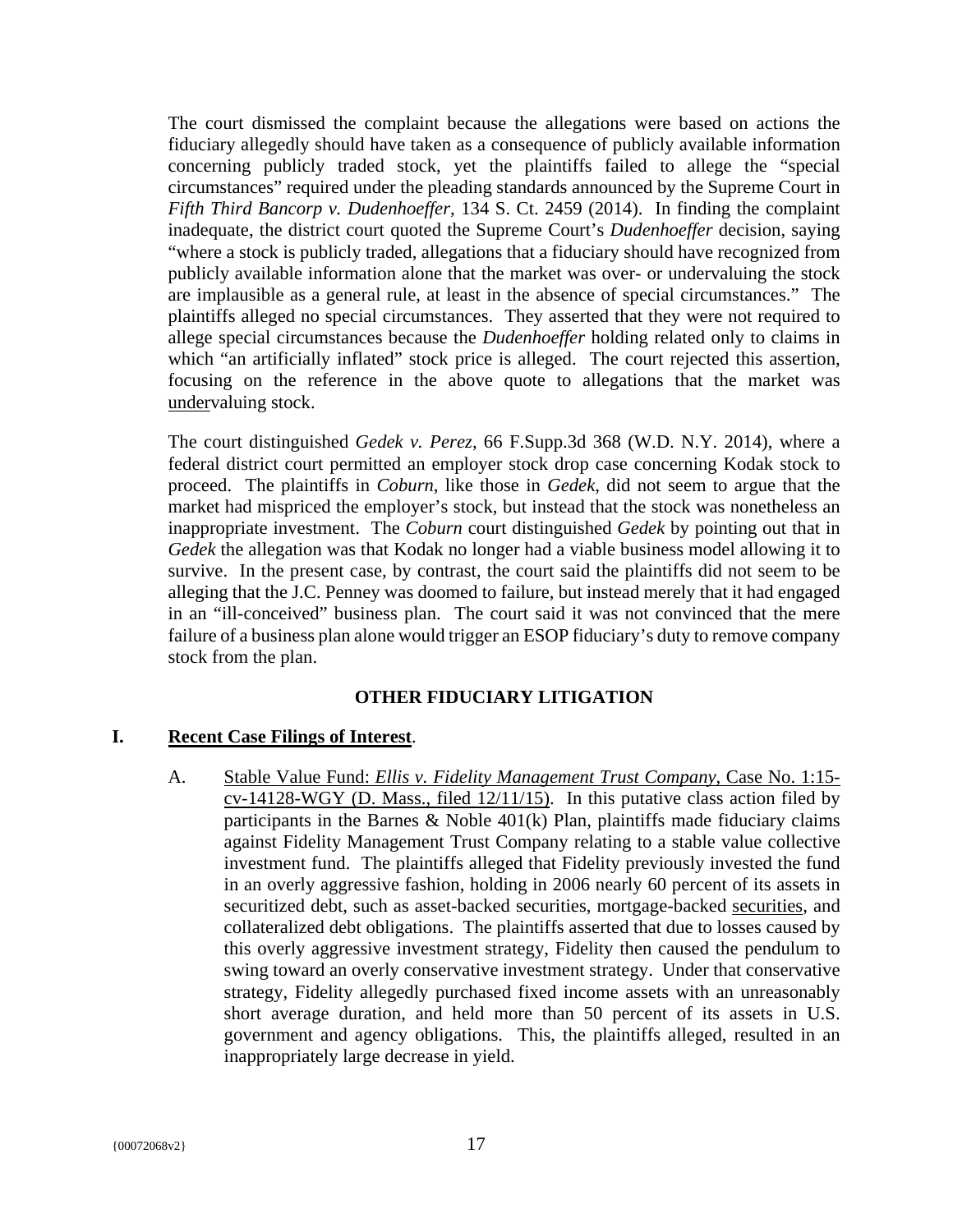The court dismissed the complaint because the allegations were based on actions the fiduciary allegedly should have taken as a consequence of publicly available information concerning publicly traded stock, yet the plaintiffs failed to allege the "special circumstances" required under the pleading standards announced by the Supreme Court in *Fifth Third Bancorp v. Dudenhoeffer*, 134 S. Ct. 2459 (2014). In finding the complaint inadequate, the district court quoted the Supreme Court's *Dudenhoeffer* decision, saying "where a stock is publicly traded, allegations that a fiduciary should have recognized from publicly available information alone that the market was over- or undervaluing the stock are implausible as a general rule, at least in the absence of special circumstances." The plaintiffs alleged no special circumstances. They asserted that they were not required to allege special circumstances because the *Dudenhoeffer* holding related only to claims in which "an artificially inflated" stock price is alleged. The court rejected this assertion, focusing on the reference in the above quote to allegations that the market was <u>under</u>valuing stock.

The court distinguished *Gedek v. Perez*, 66 F.Supp.3d 368 (W.D. N.Y. 2014), where a federal district court permitted an employer stock drop case concerning Kodak stock to proceed. The plaintiffs in *Coburn*, like those in *Gedek*, did not seem to argue that the market had mispriced the employer's stock, but instead that the stock was nonetheless an inappropriate investment. The *Coburn* court distinguished *Gedek* by pointing out that in *Gedek* the allegation was that Kodak no longer had a viable business model allowing it to survive. In the present case, by contrast, the court said the plaintiffs did not seem to be alleging that the J.C. Penney was doomed to failure, but instead merely that it had engaged in an "ill-conceived" business plan. The court said it was not convinced that the mere failure of a business plan alone would trigger an ESOP fiduciary's duty to remove company stock from the plan.

## OTHER FIDUCIARY LITIGATION

### I. Recent Case Filings of Interest.

A. <u>Stable Value Fund: *Ellis v. Fidelity Management Trust Company*, Case No. 1:15-cv-14128-WGY (D. Mass., filed 12/11/15)</u>. In this putative class action filed by participants in the Barnes & Noble 401(k) Plan, plaintiffs made fiduciary claims against Fidelity Management Trust Company relating to a stable value collective investment fund. The plaintiffs alleged that Fidelity previously invested the fund in an overly aggressive fashion, holding in 2006 nearly 60 percent of its assets in securitized debt, such as asset-backed securities, mortgage-backed <u>securities</u>, and collateralized debt obligations. The plaintiffs asserted that due to losses caused by this overly aggressive investment strategy, Fidelity then caused the pendulum to swing toward an overly conservative investment strategy. Under that conservative strategy, Fidelity allegedly purchased fixed income assets with an unreasonably short average duration, and held more than 50 percent of its assets in U.S. government and agency obligations. This, the plaintiffs alleged, resulted in an inappropriately large decrease in yield.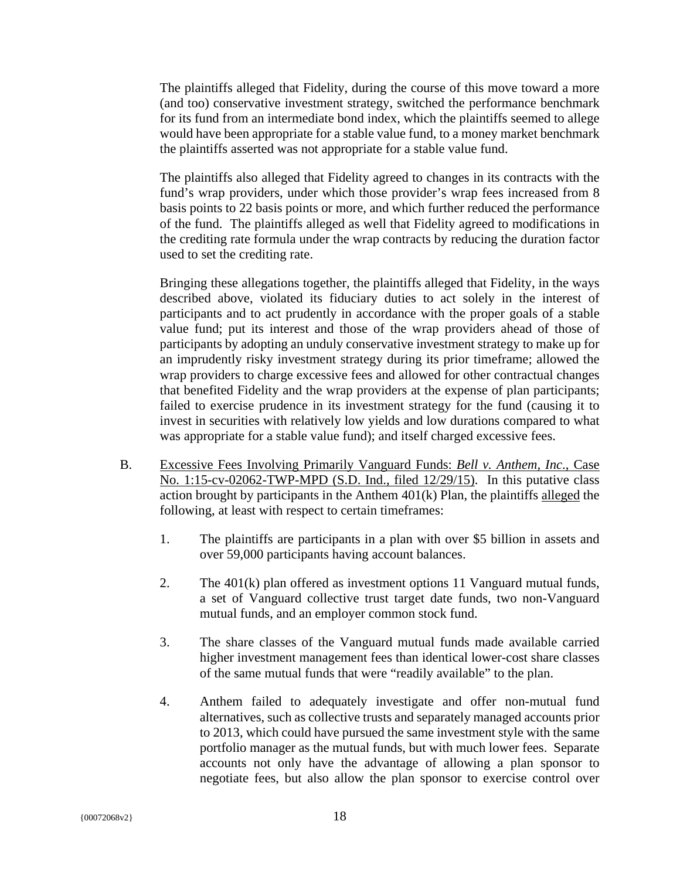The plaintiffs alleged that Fidelity, during the course of this move toward a more (and too) conservative investment strategy, switched the performance benchmark for its fund from an intermediate bond index, which the plaintiffs seemed to allege would have been appropriate for a stable value fund, to a money market benchmark the plaintiffs asserted was not appropriate for a stable value fund.

The plaintiffs also alleged that Fidelity agreed to changes in its contracts with the fund's wrap providers, under which those provider's wrap fees increased from 8 basis points to 22 basis points or more, and which further reduced the performance of the fund. The plaintiffs alleged as well that Fidelity agreed to modifications in the crediting rate formula under the wrap contracts by reducing the duration factor used to set the crediting rate.

Bringing these allegations together, the plaintiffs alleged that Fidelity, in the ways described above, violated its fiduciary duties to act solely in the interest of participants and to act prudently in accordance with the proper goals of a stable value fund; put its interest and those of the wrap providers ahead of those of participants by adopting an unduly conservative investment strategy to make up for an imprudently risky investment strategy during its prior timeframe; allowed the wrap providers to charge excessive fees and allowed for other contractual changes that benefited Fidelity and the wrap providers at the expense of plan participants; failed to exercise prudence in its investment strategy for the fund (causing it to invest in securities with relatively low yields and low durations compared to what was appropriate for a stable value fund); and itself charged excessive fees.

B. Excessive Fees Involving Primarily Vanguard Funds: *Bell v. Anthem, Inc*., Case No. 1:15-cv-02062-TWP-MPD (S.D. Ind., filed 12/29/15). In this putative class action brought by participants in the Anthem 401(k) Plan, the plaintiffs alleged the following, at least with respect to certain timeframes:

1. The plaintiffs are participants in a plan with over $5 billion in assets and over 59,000 participants having account balances.

2. The 401(k) plan offered as investment options 11 Vanguard mutual funds, a set of Vanguard collective trust target date funds, two non-Vanguard mutual funds, and an employer common stock fund.

3. The share classes of the Vanguard mutual funds made available carried higher investment management fees than identical lower-cost share classes of the same mutual funds that were "readily available" to the plan.

4. Anthem failed to adequately investigate and offer non-mutual fund alternatives, such as collective trusts and separately managed accounts prior to 2013, which could have pursued the same investment style with the same portfolio manager as the mutual funds, but with much lower fees. Separate accounts not only have the advantage of allowing a plan sponsor to negotiate fees, but also allow the plan sponsor to exercise control over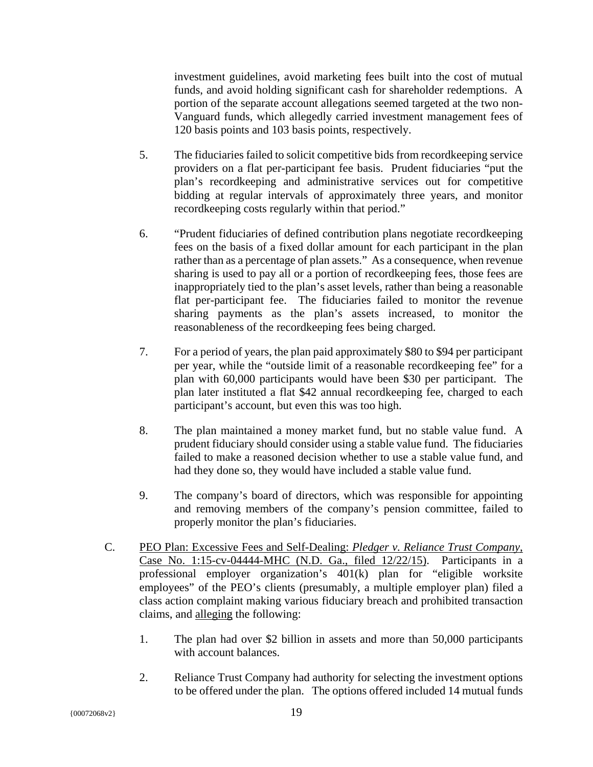investment guidelines, avoid marketing fees built into the cost of mutual funds, and avoid holding significant cash for shareholder redemptions. A portion of the separate account allegations seemed targeted at the two non-Vanguard funds, which allegedly carried investment management fees of 120 basis points and 103 basis points, respectively.

5. The fiduciaries failed to solicit competitive bids from recordkeeping service providers on a flat per-participant fee basis. Prudent fiduciaries "put the plan's recordkeeping and administrative services out for competitive bidding at regular intervals of approximately three years, and monitor recordkeeping costs regularly within that period."

6. "Prudent fiduciaries of defined contribution plans negotiate recordkeeping fees on the basis of a fixed dollar amount for each participant in the plan rather than as a percentage of plan assets." As a consequence, when revenue sharing is used to pay all or a portion of recordkeeping fees, those fees are inappropriately tied to the plan's asset levels, rather than being a reasonable flat per-participant fee. The fiduciaries failed to monitor the revenue sharing payments as the plan's assets increased, to monitor the reasonableness of the recordkeeping fees being charged.

7. For a period of years, the plan paid approximately \$80 to \$94 per participant per year, while the "outside limit of a reasonable recordkeeping fee" for a plan with 60,000 participants would have been \$30 per participant. The plan later instituted a flat \$42 annual recordkeeping fee, charged to each participant's account, but even this was too high.

8. The plan maintained a money market fund, but no stable value fund. A prudent fiduciary should consider using a stable value fund. The fiduciaries failed to make a reasoned decision whether to use a stable value fund, and had they done so, they would have included a stable value fund.

9. The company's board of directors, which was responsible for appointing and removing members of the company's pension committee, failed to properly monitor the plan's fiduciaries.

C. <u>PEO Plan: Excessive Fees and Self-Dealing: *Pledger v. Reliance Trust Company*, Case No. 1:15-cv-04444-MHC (N.D. Ga., filed 12/22/15)</u>. Participants in a professional employer organization's 401(k) plan for "eligible worksite employees" of the PEO's clients (presumably, a multiple employer plan) filed a class action complaint making various fiduciary breach and prohibited transaction claims, and <u>alleging</u> the following:

1. The plan had over \$2 billion in assets and more than 50,000 participants with account balances.

2. Reliance Trust Company had authority for selecting the investment options to be offered under the plan. The options offered included 14 mutual funds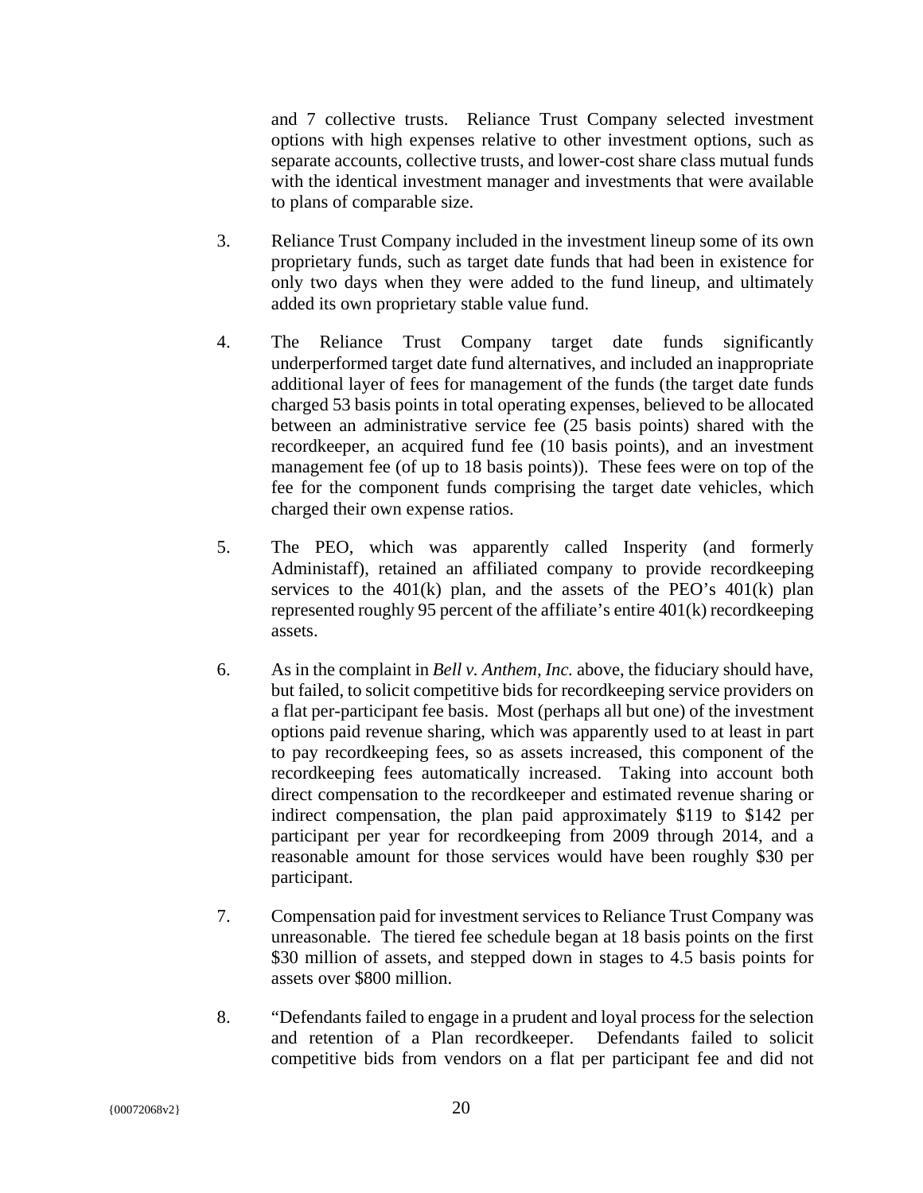and 7 collective trusts. Reliance Trust Company selected investment options with high expenses relative to other investment options, such as separate accounts, collective trusts, and lower-cost share class mutual funds with the identical investment manager and investments that were available to plans of comparable size.

3. Reliance Trust Company included in the investment lineup some of its own proprietary funds, such as target date funds that had been in existence for only two days when they were added to the fund lineup, and ultimately added its own proprietary stable value fund.

4. The Reliance Trust Company target date funds significantly underperformed target date fund alternatives, and included an inappropriate additional layer of fees for management of the funds (the target date funds charged 53 basis points in total operating expenses, believed to be allocated between an administrative service fee (25 basis points) shared with the recordkeeper, an acquired fund fee (10 basis points), and an investment management fee (of up to 18 basis points)). These fees were on top of the fee for the component funds comprising the target date vehicles, which charged their own expense ratios.

5. The PEO, which was apparently called Insperity (and formerly Administaff), retained an affiliated company to provide recordkeeping services to the 401(k) plan, and the assets of the PEO's 401(k) plan represented roughly 95 percent of the affiliate's entire 401(k) recordkeeping assets.

6. As in the complaint in *Bell v. Anthem, Inc.* above, the fiduciary should have, but failed, to solicit competitive bids for recordkeeping service providers on a flat per-participant fee basis. Most (perhaps all but one) of the investment options paid revenue sharing, which was apparently used to at least in part to pay recordkeeping fees, so as assets increased, this component of the recordkeeping fees automatically increased. Taking into account both direct compensation to the recordkeeper and estimated revenue sharing or indirect compensation, the plan paid approximately $119 to $142 per participant per year for recordkeeping from 2009 through 2014, and a reasonable amount for those services would have been roughly $30 per participant.

7. Compensation paid for investment services to Reliance Trust Company was unreasonable. The tiered fee schedule began at 18 basis points on the first $30 million of assets, and stepped down in stages to 4.5 basis points for assets over $800 million.

8. "Defendants failed to engage in a prudent and loyal process for the selection and retention of a Plan recordkeeper. Defendants failed to solicit competitive bids from vendors on a flat per participant fee and did not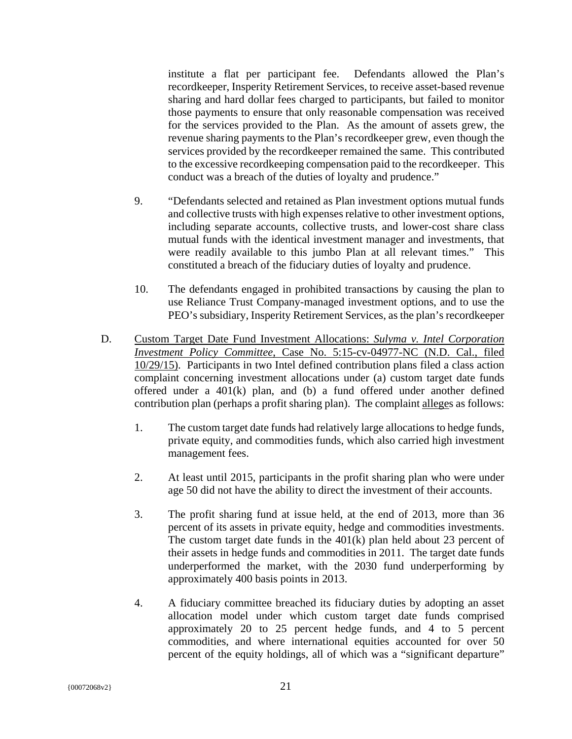institute a flat per participant fee. Defendants allowed the Plan's recordkeeper, Insperity Retirement Services, to receive asset-based revenue sharing and hard dollar fees charged to participants, but failed to monitor those payments to ensure that only reasonable compensation was received for the services provided to the Plan. As the amount of assets grew, the revenue sharing payments to the Plan's recordkeeper grew, even though the services provided by the recordkeeper remained the same. This contributed to the excessive recordkeeping compensation paid to the recordkeeper. This conduct was a breach of the duties of loyalty and prudence."

9. "Defendants selected and retained as Plan investment options mutual funds and collective trusts with high expenses relative to other investment options, including separate accounts, collective trusts, and lower-cost share class mutual funds with the identical investment manager and investments, that were readily available to this jumbo Plan at all relevant times." This constituted a breach of the fiduciary duties of loyalty and prudence.

10. The defendants engaged in prohibited transactions by causing the plan to use Reliance Trust Company-managed investment options, and to use the PEO's subsidiary, Insperity Retirement Services, as the plan's recordkeeper

D. Custom Target Date Fund Investment Allocations: *Sulyma v. Intel Corporation Investment Policy Committee*, Case No. 5:15-cv-04977-NC (N.D. Cal., filed 10/29/15). Participants in two Intel defined contribution plans filed a class action complaint concerning investment allocations under (a) custom target date funds offered under a 401(k) plan, and (b) a fund offered under another defined contribution plan (perhaps a profit sharing plan). The complaint alleges as follows:

1. The custom target date funds had relatively large allocations to hedge funds, private equity, and commodities funds, which also carried high investment management fees.

2. At least until 2015, participants in the profit sharing plan who were under age 50 did not have the ability to direct the investment of their accounts.

3. The profit sharing fund at issue held, at the end of 2013, more than 36 percent of its assets in private equity, hedge and commodities investments. The custom target date funds in the 401(k) plan held about 23 percent of their assets in hedge funds and commodities in 2011. The target date funds underperformed the market, with the 2030 fund underperforming by approximately 400 basis points in 2013.

4. A fiduciary committee breached its fiduciary duties by adopting an asset allocation model under which custom target date funds comprised approximately 20 to 25 percent hedge funds, and 4 to 5 percent commodities, and where international equities accounted for over 50 percent of the equity holdings, all of which was a "significant departure"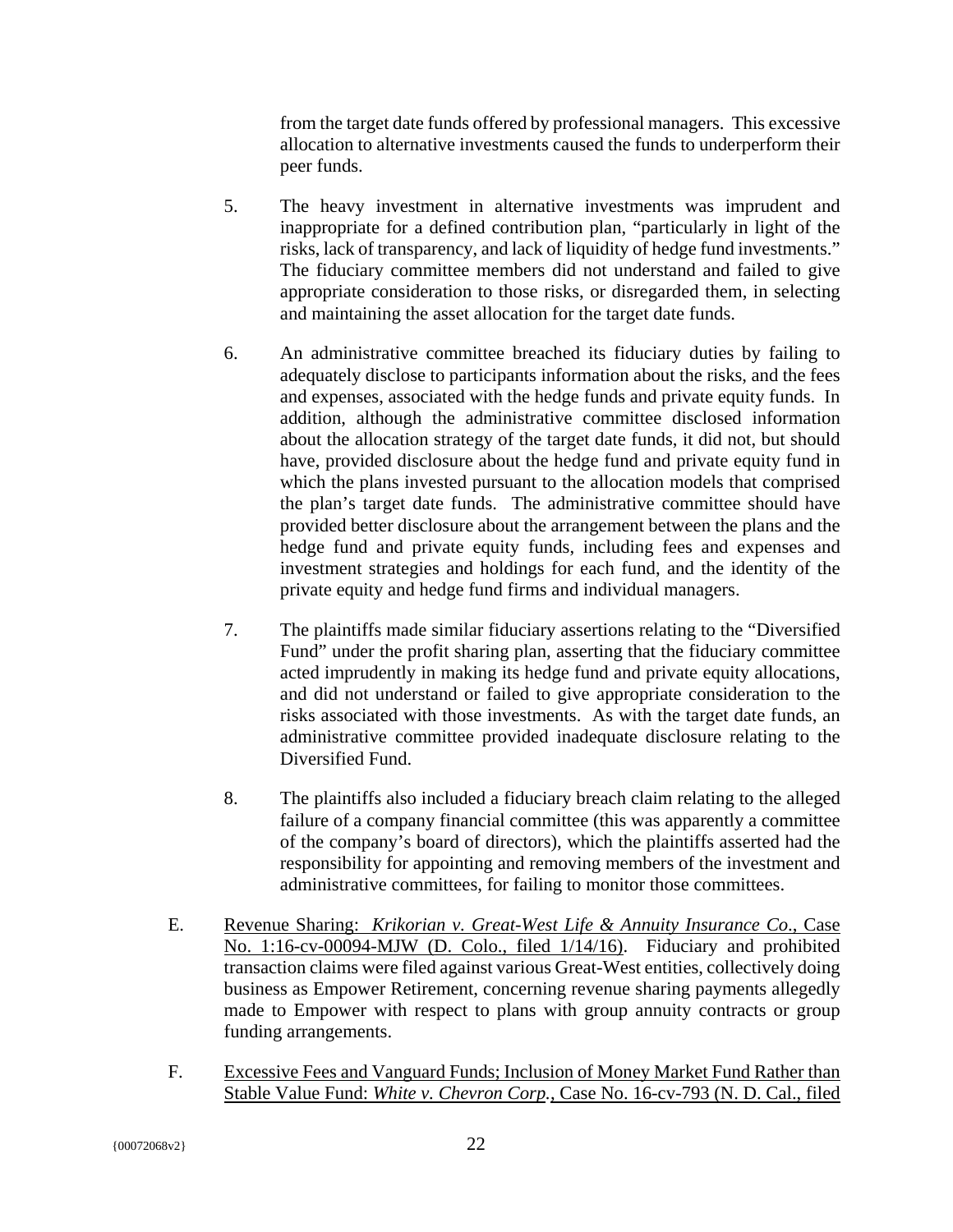from the target date funds offered by professional managers. This excessive allocation to alternative investments caused the funds to underperform their peer funds.

5. The heavy investment in alternative investments was imprudent and inappropriate for a defined contribution plan, "particularly in light of the risks, lack of transparency, and lack of liquidity of hedge fund investments." The fiduciary committee members did not understand and failed to give appropriate consideration to those risks, or disregarded them, in selecting and maintaining the asset allocation for the target date funds.

6. An administrative committee breached its fiduciary duties by failing to adequately disclose to participants information about the risks, and the fees and expenses, associated with the hedge funds and private equity funds. In addition, although the administrative committee disclosed information about the allocation strategy of the target date funds, it did not, but should have, provided disclosure about the hedge fund and private equity fund in which the plans invested pursuant to the allocation models that comprised the plan's target date funds. The administrative committee should have provided better disclosure about the arrangement between the plans and the hedge fund and private equity funds, including fees and expenses and investment strategies and holdings for each fund, and the identity of the private equity and hedge fund firms and individual managers.

7. The plaintiffs made similar fiduciary assertions relating to the "Diversified Fund" under the profit sharing plan, asserting that the fiduciary committee acted imprudently in making its hedge fund and private equity allocations, and did not understand or failed to give appropriate consideration to the risks associated with those investments. As with the target date funds, an administrative committee provided inadequate disclosure relating to the Diversified Fund.

8. The plaintiffs also included a fiduciary breach claim relating to the alleged failure of a company financial committee (this was apparently a committee of the company's board of directors), which the plaintiffs asserted had the responsibility for appointing and removing members of the investment and administrative committees, for failing to monitor those committees.

E. Revenue Sharing: *Krikorian v. Great-West Life & Annuity Insurance Co.*, Case No. 1:16-cv-00094-MJW (D. Colo., filed 1/14/16). Fiduciary and prohibited transaction claims were filed against various Great-West entities, collectively doing business as Empower Retirement, concerning revenue sharing payments allegedly made to Empower with respect to plans with group annuity contracts or group funding arrangements.

F. Excessive Fees and Vanguard Funds; Inclusion of Money Market Fund Rather than Stable Value Fund: *White v. Chevron Corp.*, Case No. 16-cv-793 (N. D. Cal., filed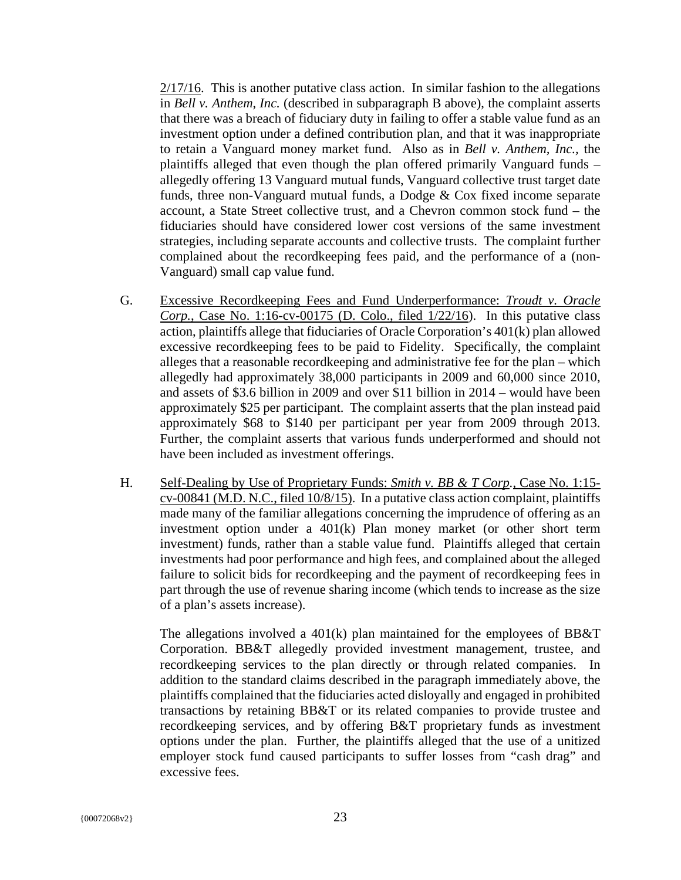2/17/16. This is another putative class action. In similar fashion to the allegations in *Bell v. Anthem, Inc.* (described in subparagraph B above), the complaint asserts that there was a breach of fiduciary duty in failing to offer a stable value fund as an investment option under a defined contribution plan, and that it was inappropriate to retain a Vanguard money market fund. Also as in *Bell v. Anthem, Inc.*, the plaintiffs alleged that even though the plan offered primarily Vanguard funds – allegedly offering 13 Vanguard mutual funds, Vanguard collective trust target date funds, three non-Vanguard mutual funds, a Dodge & Cox fixed income separate account, a State Street collective trust, and a Chevron common stock fund – the fiduciaries should have considered lower cost versions of the same investment strategies, including separate accounts and collective trusts. The complaint further complained about the recordkeeping fees paid, and the performance of a (non-Vanguard) small cap value fund.

G. Excessive Recordkeeping Fees and Fund Underperformance: *Troudt v. Oracle Corp.*, Case No. 1:16-cv-00175 (D. Colo., filed 1/22/16). In this putative class action, plaintiffs allege that fiduciaries of Oracle Corporation's 401(k) plan allowed excessive recordkeeping fees to be paid to Fidelity. Specifically, the complaint alleges that a reasonable recordkeeping and administrative fee for the plan – which allegedly had approximately 38,000 participants in 2009 and 60,000 since 2010, and assets of $3.6 billion in 2009 and over $11 billion in 2014 – would have been approximately $25 per participant. The complaint asserts that the plan instead paid approximately $68 to $140 per participant per year from 2009 through 2013. Further, the complaint asserts that various funds underperformed and should not have been included as investment offerings.

H. Self-Dealing by Use of Proprietary Funds: *Smith v. BB & T Corp.*, Case No. 1:15-cv-00841 (M.D. N.C., filed 10/8/15). In a putative class action complaint, plaintiffs made many of the familiar allegations concerning the imprudence of offering as an investment option under a 401(k) Plan money market (or other short term investment) funds, rather than a stable value fund. Plaintiffs alleged that certain investments had poor performance and high fees, and complained about the alleged failure to solicit bids for recordkeeping and the payment of recordkeeping fees in part through the use of revenue sharing income (which tends to increase as the size of a plan's assets increase).

The allegations involved a 401(k) plan maintained for the employees of BB&T Corporation. BB&T allegedly provided investment management, trustee, and recordkeeping services to the plan directly or through related companies. In addition to the standard claims described in the paragraph immediately above, the plaintiffs complained that the fiduciaries acted disloyally and engaged in prohibited transactions by retaining BB&T or its related companies to provide trustee and recordkeeping services, and by offering B&T proprietary funds as investment options under the plan. Further, the plaintiffs alleged that the use of a unitized employer stock fund caused participants to suffer losses from "cash drag" and excessive fees.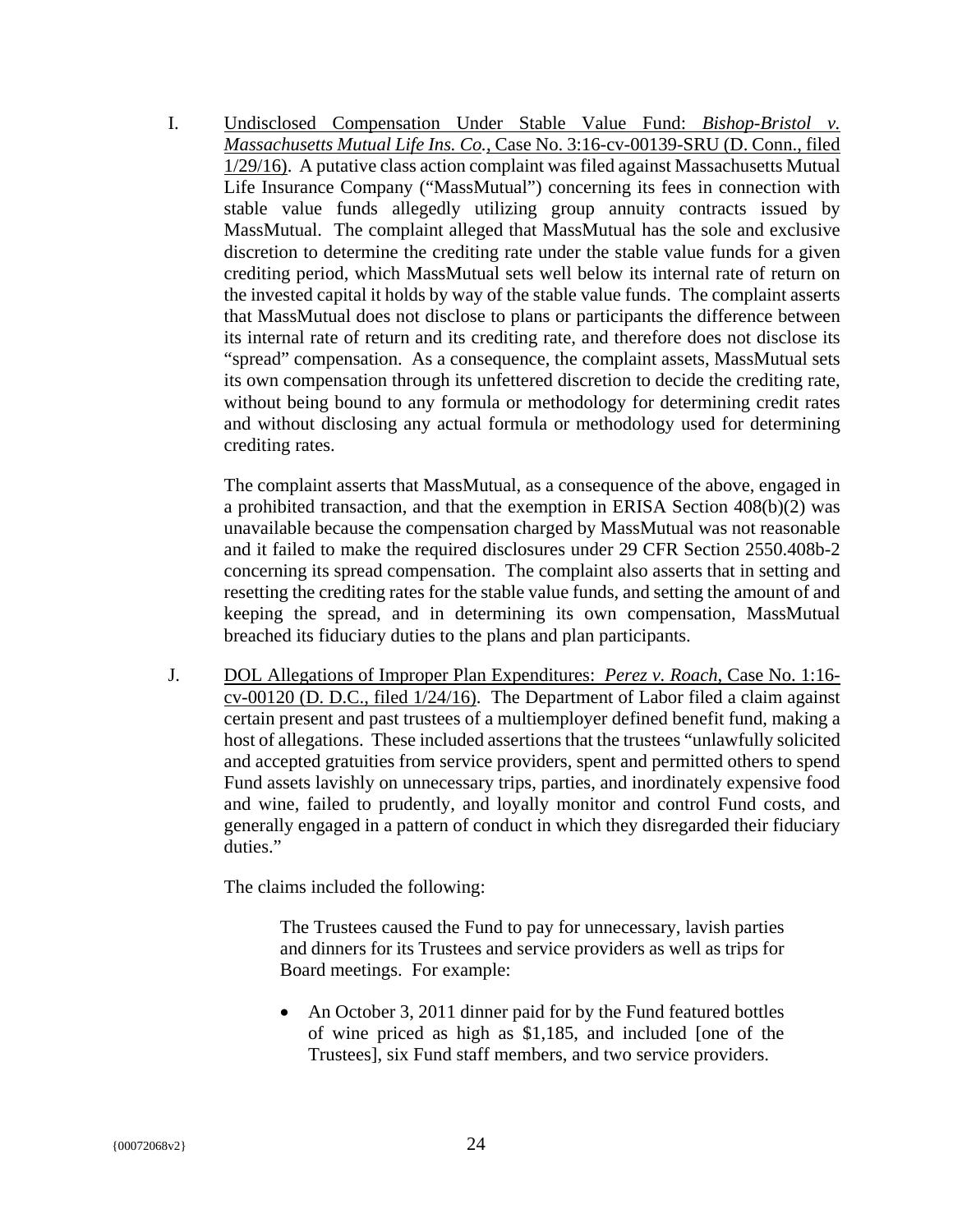I. <u>Undisclosed Compensation Under Stable Value Fund: *Bishop-Bristol v. Massachusetts Mutual Life Ins. Co.*, Case No. 3:16-cv-00139-SRU (D. Conn., filed 1/29/16)</u>. A putative class action complaint was filed against Massachusetts Mutual Life Insurance Company ("MassMutual") concerning its fees in connection with stable value funds allegedly utilizing group annuity contracts issued by MassMutual. The complaint alleged that MassMutual has the sole and exclusive discretion to determine the crediting rate under the stable value funds for a given crediting period, which MassMutual sets well below its internal rate of return on the invested capital it holds by way of the stable value funds. The complaint asserts that MassMutual does not disclose to plans or participants the difference between its internal rate of return and its crediting rate, and therefore does not disclose its "spread" compensation. As a consequence, the complaint assets, MassMutual sets its own compensation through its unfettered discretion to decide the crediting rate, without being bound to any formula or methodology for determining credit rates and without disclosing any actual formula or methodology used for determining crediting rates.

   The complaint asserts that MassMutual, as a consequence of the above, engaged in a prohibited transaction, and that the exemption in ERISA Section 408(b)(2) was unavailable because the compensation charged by MassMutual was not reasonable and it failed to make the required disclosures under 29 CFR Section 2550.408b-2 concerning its spread compensation. The complaint also asserts that in setting and resetting the crediting rates for the stable value funds, and setting the amount of and keeping the spread, and in determining its own compensation, MassMutual breached its fiduciary duties to the plans and plan participants.

J. <u>DOL Allegations of Improper Plan Expenditures: *Perez v. Roach*, Case No. 1:16-cv-00120 (D. D.C., filed 1/24/16)</u>. The Department of Labor filed a claim against certain present and past trustees of a multiemployer defined benefit fund, making a host of allegations. These included assertions that the trustees "unlawfully solicited and accepted gratuities from service providers, spent and permitted others to spend Fund assets lavishly on unnecessary trips, parties, and inordinately expensive food and wine, failed to prudently, and loyally monitor and control Fund costs, and generally engaged in a pattern of conduct in which they disregarded their fiduciary duties."

   The claims included the following:

   > The Trustees caused the Fund to pay for unnecessary, lavish parties and dinners for its Trustees and service providers as well as trips for Board meetings. For example:
   >
   > - An October 3, 2011 dinner paid for by the Fund featured bottles of wine priced as high as $1,185, and included [one of the Trustees], six Fund staff members, and two service providers.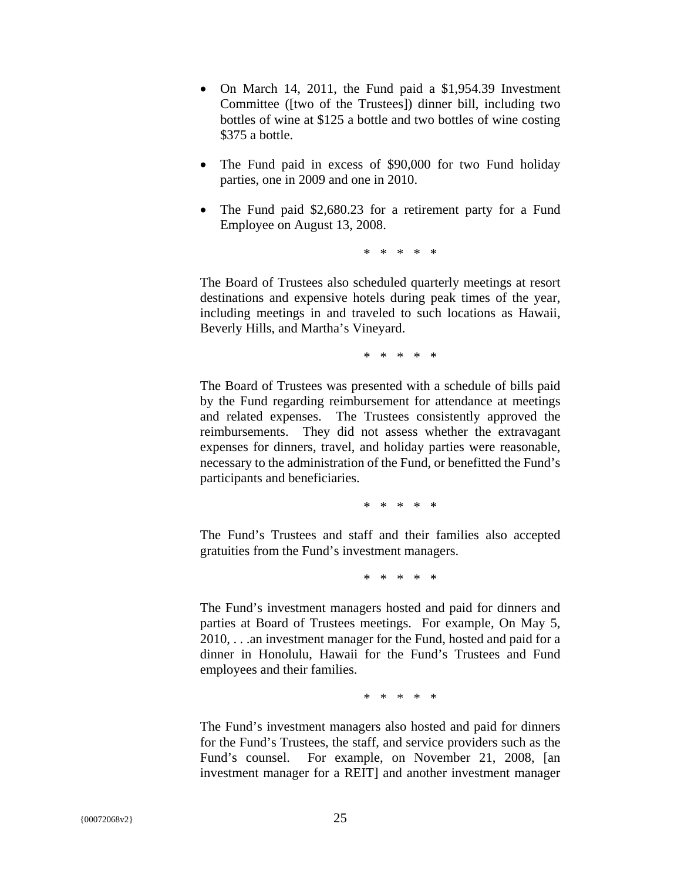- On March 14, 2011, the Fund paid a $1,954.39 Investment Committee ([two of the Trustees]) dinner bill, including two bottles of wine at $125 a bottle and two bottles of wine costing $375 a bottle.

- The Fund paid in excess of $90,000 for two Fund holiday parties, one in 2009 and one in 2010.

- The Fund paid $2,680.23 for a retirement party for a Fund Employee on August 13, 2008.

\* \* \* \* \*

The Board of Trustees also scheduled quarterly meetings at resort destinations and expensive hotels during peak times of the year, including meetings in and traveled to such locations as Hawaii, Beverly Hills, and Martha's Vineyard.

\* \* \* \* \*

The Board of Trustees was presented with a schedule of bills paid by the Fund regarding reimbursement for attendance at meetings and related expenses. The Trustees consistently approved the reimbursements. They did not assess whether the extravagant expenses for dinners, travel, and holiday parties were reasonable, necessary to the administration of the Fund, or benefitted the Fund's participants and beneficiaries.

\* \* \* \* \*

The Fund's Trustees and staff and their families also accepted gratuities from the Fund's investment managers.

\* \* \* \* \*

The Fund's investment managers hosted and paid for dinners and parties at Board of Trustees meetings. For example, On May 5, 2010, . . .an investment manager for the Fund, hosted and paid for a dinner in Honolulu, Hawaii for the Fund's Trustees and Fund employees and their families.

\* \* \* \* \*

The Fund's investment managers also hosted and paid for dinners for the Fund's Trustees, the staff, and service providers such as the Fund's counsel. For example, on November 21, 2008, [an investment manager for a REIT] and another investment manager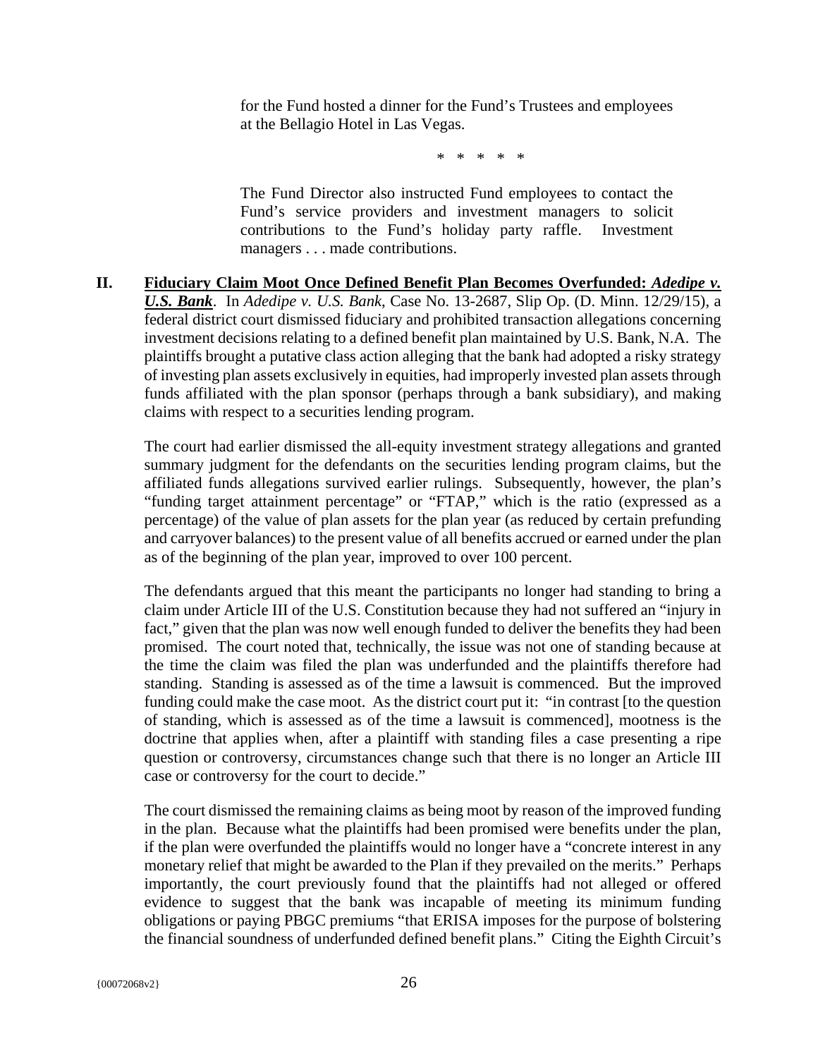> for the Fund hosted a dinner for the Fund's Trustees and employees at the Bellagio Hotel in Las Vegas.
>
> \* \* \* \* \*
>
> The Fund Director also instructed Fund employees to contact the Fund's service providers and investment managers to solicit contributions to the Fund's holiday party raffle. Investment managers . . . made contributions.

**II. Fiduciary Claim Moot Once Defined Benefit Plan Becomes Overfunded: *Adedipe v. U.S. Bank*.** In *Adedipe v. U.S. Bank*, Case No. 13-2687, Slip Op. (D. Minn. 12/29/15), a federal district court dismissed fiduciary and prohibited transaction allegations concerning investment decisions relating to a defined benefit plan maintained by U.S. Bank, N.A. The plaintiffs brought a putative class action alleging that the bank had adopted a risky strategy of investing plan assets exclusively in equities, had improperly invested plan assets through funds affiliated with the plan sponsor (perhaps through a bank subsidiary), and making claims with respect to a securities lending program.

The court had earlier dismissed the all-equity investment strategy allegations and granted summary judgment for the defendants on the securities lending program claims, but the affiliated funds allegations survived earlier rulings. Subsequently, however, the plan's "funding target attainment percentage" or "FTAP," which is the ratio (expressed as a percentage) of the value of plan assets for the plan year (as reduced by certain prefunding and carryover balances) to the present value of all benefits accrued or earned under the plan as of the beginning of the plan year, improved to over 100 percent.

The defendants argued that this meant the participants no longer had standing to bring a claim under Article III of the U.S. Constitution because they had not suffered an "injury in fact," given that the plan was now well enough funded to deliver the benefits they had been promised. The court noted that, technically, the issue was not one of standing because at the time the claim was filed the plan was underfunded and the plaintiffs therefore had standing. Standing is assessed as of the time a lawsuit is commenced. But the improved funding could make the case moot. As the district court put it: "in contrast [to the question of standing, which is assessed as of the time a lawsuit is commenced], mootness is the doctrine that applies when, after a plaintiff with standing files a case presenting a ripe question or controversy, circumstances change such that there is no longer an Article III case or controversy for the court to decide."

The court dismissed the remaining claims as being moot by reason of the improved funding in the plan. Because what the plaintiffs had been promised were benefits under the plan, if the plan were overfunded the plaintiffs would no longer have a "concrete interest in any monetary relief that might be awarded to the Plan if they prevailed on the merits." Perhaps importantly, the court previously found that the plaintiffs had not alleged or offered evidence to suggest that the bank was incapable of meeting its minimum funding obligations or paying PBGC premiums "that ERISA imposes for the purpose of bolstering the financial soundness of underfunded defined benefit plans." Citing the Eighth Circuit's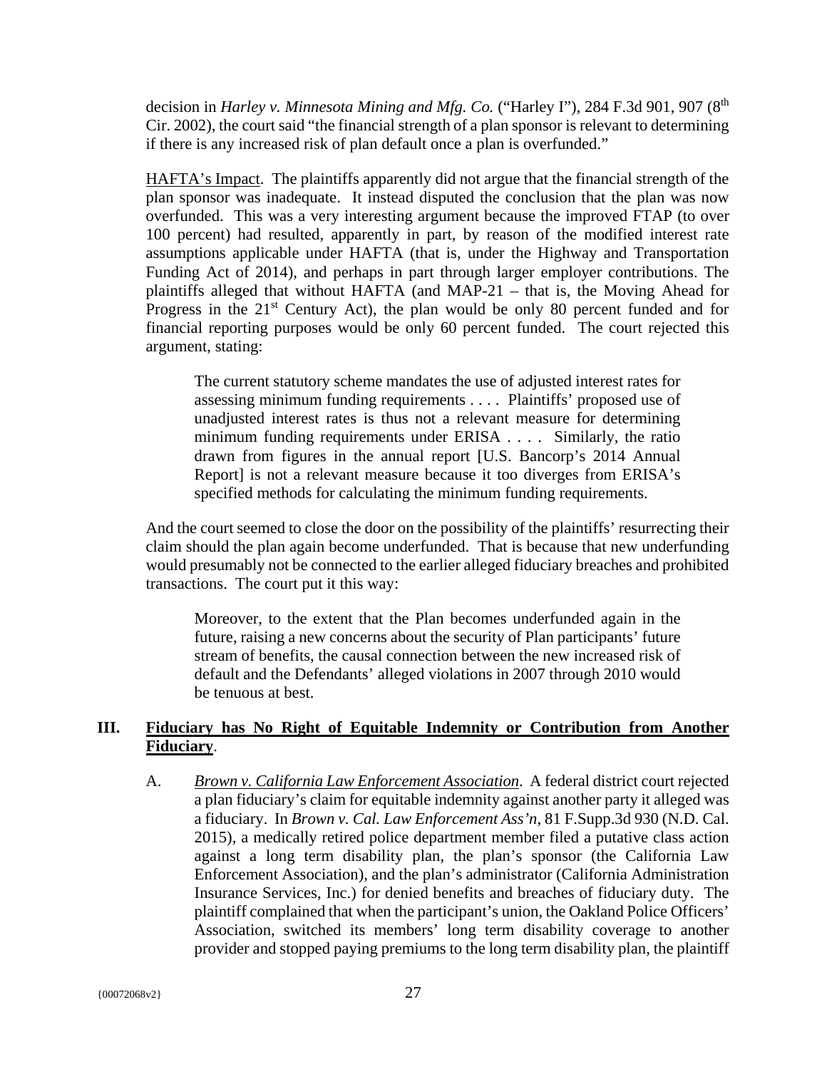decision in *Harley v. Minnesota Mining and Mfg. Co.* ("Harley I"), 284 F.3d 901, 907 (8th Cir. 2002), the court said "the financial strength of a plan sponsor is relevant to determining if there is any increased risk of plan default once a plan is overfunded."

<u>HAFTA's Impact</u>. The plaintiffs apparently did not argue that the financial strength of the plan sponsor was inadequate. It instead disputed the conclusion that the plan was now overfunded. This was a very interesting argument because the improved FTAP (to over 100 percent) had resulted, apparently in part, by reason of the modified interest rate assumptions applicable under HAFTA (that is, under the Highway and Transportation Funding Act of 2014), and perhaps in part through larger employer contributions. The plaintiffs alleged that without HAFTA (and MAP-21 – that is, the Moving Ahead for Progress in the 21st Century Act), the plan would be only 80 percent funded and for financial reporting purposes would be only 60 percent funded. The court rejected this argument, stating:

> The current statutory scheme mandates the use of adjusted interest rates for assessing minimum funding requirements . . . . Plaintiffs' proposed use of unadjusted interest rates is thus not a relevant measure for determining minimum funding requirements under ERISA . . . . Similarly, the ratio drawn from figures in the annual report [U.S. Bancorp's 2014 Annual Report] is not a relevant measure because it too diverges from ERISA's specified methods for calculating the minimum funding requirements.

And the court seemed to close the door on the possibility of the plaintiffs' resurrecting their claim should the plan again become underfunded. That is because that new underfunding would presumably not be connected to the earlier alleged fiduciary breaches and prohibited transactions. The court put it this way:

> Moreover, to the extent that the Plan becomes underfunded again in the future, raising a new concerns about the security of Plan participants' future stream of benefits, the causal connection between the new increased risk of default and the Defendants' alleged violations in 2007 through 2010 would be tenuous at best.

## III. <u>Fiduciary has No Right of Equitable Indemnity or Contribution from Another Fiduciary</u>.

A. <u>*Brown v. California Law Enforcement Association*</u>. A federal district court rejected a plan fiduciary's claim for equitable indemnity against another party it alleged was a fiduciary. In *Brown v. Cal. Law Enforcement Ass'n*, 81 F.Supp.3d 930 (N.D. Cal. 2015), a medically retired police department member filed a putative class action against a long term disability plan, the plan's sponsor (the California Law Enforcement Association), and the plan's administrator (California Administration Insurance Services, Inc.) for denied benefits and breaches of fiduciary duty. The plaintiff complained that when the participant's union, the Oakland Police Officers' Association, switched its members' long term disability coverage to another provider and stopped paying premiums to the long term disability plan, the plaintiff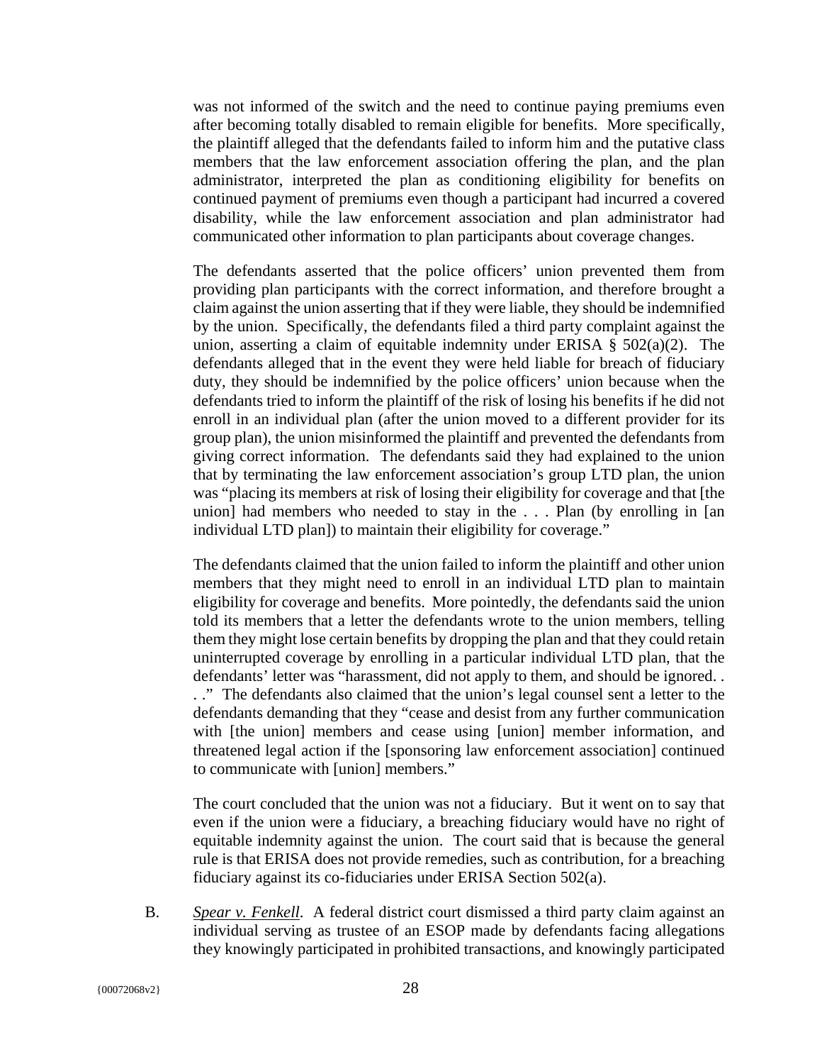was not informed of the switch and the need to continue paying premiums even after becoming totally disabled to remain eligible for benefits. More specifically, the plaintiff alleged that the defendants failed to inform him and the putative class members that the law enforcement association offering the plan, and the plan administrator, interpreted the plan as conditioning eligibility for benefits on continued payment of premiums even though a participant had incurred a covered disability, while the law enforcement association and plan administrator had communicated other information to plan participants about coverage changes.

The defendants asserted that the police officers' union prevented them from providing plan participants with the correct information, and therefore brought a claim against the union asserting that if they were liable, they should be indemnified by the union. Specifically, the defendants filed a third party complaint against the union, asserting a claim of equitable indemnity under ERISA § 502(a)(2). The defendants alleged that in the event they were held liable for breach of fiduciary duty, they should be indemnified by the police officers' union because when the defendants tried to inform the plaintiff of the risk of losing his benefits if he did not enroll in an individual plan (after the union moved to a different provider for its group plan), the union misinformed the plaintiff and prevented the defendants from giving correct information. The defendants said they had explained to the union that by terminating the law enforcement association's group LTD plan, the union was "placing its members at risk of losing their eligibility for coverage and that [the union] had members who needed to stay in the . . . Plan (by enrolling in [an individual LTD plan]) to maintain their eligibility for coverage."

The defendants claimed that the union failed to inform the plaintiff and other union members that they might need to enroll in an individual LTD plan to maintain eligibility for coverage and benefits. More pointedly, the defendants said the union told its members that a letter the defendants wrote to the union members, telling them they might lose certain benefits by dropping the plan and that they could retain uninterrupted coverage by enrolling in a particular individual LTD plan, that the defendants' letter was "harassment, did not apply to them, and should be ignored. . . ." The defendants also claimed that the union's legal counsel sent a letter to the defendants demanding that they "cease and desist from any further communication with [the union] members and cease using [union] member information, and threatened legal action if the [sponsoring law enforcement association] continued to communicate with [union] members."

The court concluded that the union was not a fiduciary. But it went on to say that even if the union were a fiduciary, a breaching fiduciary would have no right of equitable indemnity against the union. The court said that is because the general rule is that ERISA does not provide remedies, such as contribution, for a breaching fiduciary against its co-fiduciaries under ERISA Section 502(a).

B. *Spear v. Fenkell*. A federal district court dismissed a third party claim against an individual serving as trustee of an ESOP made by defendants facing allegations they knowingly participated in prohibited transactions, and knowingly participated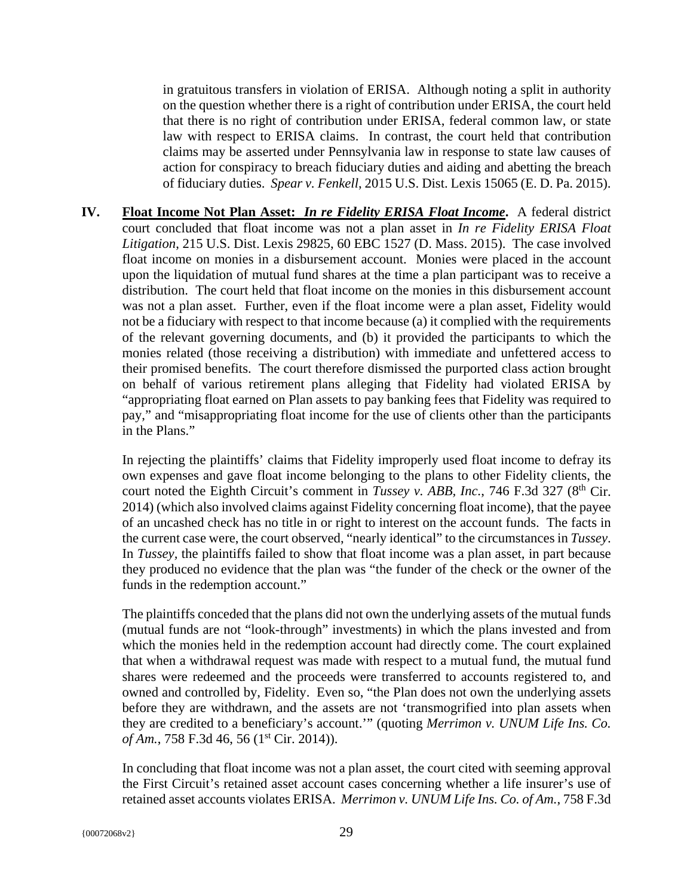in gratuitous transfers in violation of ERISA. Although noting a split in authority on the question whether there is a right of contribution under ERISA, the court held that there is no right of contribution under ERISA, federal common law, or state law with respect to ERISA claims. In contrast, the court held that contribution claims may be asserted under Pennsylvania law in response to state law causes of action for conspiracy to breach fiduciary duties and aiding and abetting the breach of fiduciary duties. *Spear v. Fenkell*, 2015 U.S. Dist. Lexis 15065 (E. D. Pa. 2015).

**IV. Float Income Not Plan Asset: *In re Fidelity ERISA Float Income*.** A federal district court concluded that float income was not a plan asset in *In re Fidelity ERISA Float Litigation*, 215 U.S. Dist. Lexis 29825, 60 EBC 1527 (D. Mass. 2015). The case involved float income on monies in a disbursement account. Monies were placed in the account upon the liquidation of mutual fund shares at the time a plan participant was to receive a distribution. The court held that float income on the monies in this disbursement account was not a plan asset. Further, even if the float income were a plan asset, Fidelity would not be a fiduciary with respect to that income because (a) it complied with the requirements of the relevant governing documents, and (b) it provided the participants to which the monies related (those receiving a distribution) with immediate and unfettered access to their promised benefits. The court therefore dismissed the purported class action brought on behalf of various retirement plans alleging that Fidelity had violated ERISA by "appropriating float earned on Plan assets to pay banking fees that Fidelity was required to pay," and "misappropriating float income for the use of clients other than the participants in the Plans."

In rejecting the plaintiffs' claims that Fidelity improperly used float income to defray its own expenses and gave float income belonging to the plans to other Fidelity clients, the court noted the Eighth Circuit's comment in *Tussey v. ABB, Inc.*, 746 F.3d 327 (8th Cir. 2014) (which also involved claims against Fidelity concerning float income), that the payee of an uncashed check has no title in or right to interest on the account funds. The facts in the current case were, the court observed, "nearly identical" to the circumstances in *Tussey*. In *Tussey*, the plaintiffs failed to show that float income was a plan asset, in part because they produced no evidence that the plan was "the funder of the check or the owner of the funds in the redemption account."

The plaintiffs conceded that the plans did not own the underlying assets of the mutual funds (mutual funds are not "look-through" investments) in which the plans invested and from which the monies held in the redemption account had directly come. The court explained that when a withdrawal request was made with respect to a mutual fund, the mutual fund shares were redeemed and the proceeds were transferred to accounts registered to, and owned and controlled by, Fidelity. Even so, "the Plan does not own the underlying assets before they are withdrawn, and the assets are not 'transmogrified into plan assets when they are credited to a beneficiary's account.'" (quoting *Merrimon v. UNUM Life Ins. Co. of Am.*, 758 F.3d 46, 56 (1st Cir. 2014)).

In concluding that float income was not a plan asset, the court cited with seeming approval the First Circuit's retained asset account cases concerning whether a life insurer's use of retained asset accounts violates ERISA. *Merrimon v. UNUM Life Ins. Co. of Am.*, 758 F.3d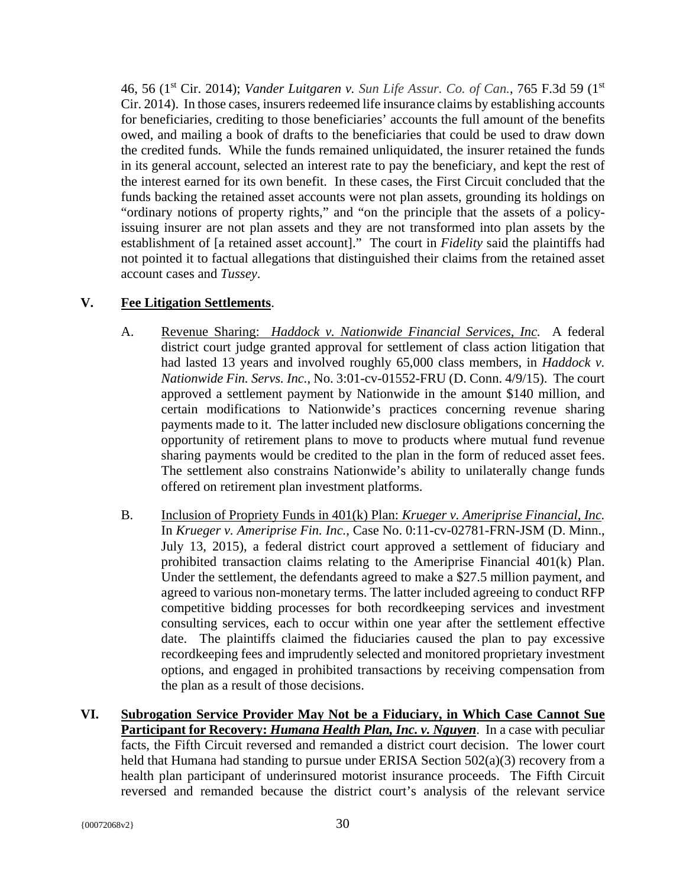46, 56 (1st Cir. 2014); *Vander Luitgaren v. Sun Life Assur. Co. of Can.*, 765 F.3d 59 (1st Cir. 2014). In those cases, insurers redeemed life insurance claims by establishing accounts for beneficiaries, crediting to those beneficiaries' accounts the full amount of the benefits owed, and mailing a book of drafts to the beneficiaries that could be used to draw down the credited funds. While the funds remained unliquidated, the insurer retained the funds in its general account, selected an interest rate to pay the beneficiary, and kept the rest of the interest earned for its own benefit. In these cases, the First Circuit concluded that the funds backing the retained asset accounts were not plan assets, grounding its holdings on "ordinary notions of property rights," and "on the principle that the assets of a policy-issuing insurer are not plan assets and they are not transformed into plan assets by the establishment of [a retained asset account]." The court in *Fidelity* said the plaintiffs had not pointed it to factual allegations that distinguished their claims from the retained asset account cases and *Tussey*.

## V. Fee Litigation Settlements.

A. Revenue Sharing: *Haddock v. Nationwide Financial Services, Inc.* A federal district court judge granted approval for settlement of class action litigation that had lasted 13 years and involved roughly 65,000 class members, in *Haddock v. Nationwide Fin. Servs. Inc.*, No. 3:01-cv-01552-FRU (D. Conn. 4/9/15). The court approved a settlement payment by Nationwide in the amount $140 million, and certain modifications to Nationwide's practices concerning revenue sharing payments made to it. The latter included new disclosure obligations concerning the opportunity of retirement plans to move to products where mutual fund revenue sharing payments would be credited to the plan in the form of reduced asset fees. The settlement also constrains Nationwide's ability to unilaterally change funds offered on retirement plan investment platforms.

B. Inclusion of Propriety Funds in 401(k) Plan: *Krueger v. Ameriprise Financial, Inc.* In *Krueger v. Ameriprise Fin. Inc.*, Case No. 0:11-cv-02781-FRN-JSM (D. Minn., July 13, 2015), a federal district court approved a settlement of fiduciary and prohibited transaction claims relating to the Ameriprise Financial 401(k) Plan. Under the settlement, the defendants agreed to make a $27.5 million payment, and agreed to various non-monetary terms. The latter included agreeing to conduct RFP competitive bidding processes for both recordkeeping services and investment consulting services, each to occur within one year after the settlement effective date. The plaintiffs claimed the fiduciaries caused the plan to pay excessive recordkeeping fees and imprudently selected and monitored proprietary investment options, and engaged in prohibited transactions by receiving compensation from the plan as a result of those decisions.

## VI. Subrogation Service Provider May Not be a Fiduciary, in Which Case Cannot Sue Participant for Recovery: *Humana Health Plan, Inc. v. Nguyen*.

In a case with peculiar facts, the Fifth Circuit reversed and remanded a district court decision. The lower court held that Humana had standing to pursue under ERISA Section 502(a)(3) recovery from a health plan participant of underinsured motorist insurance proceeds. The Fifth Circuit reversed and remanded because the district court's analysis of the relevant service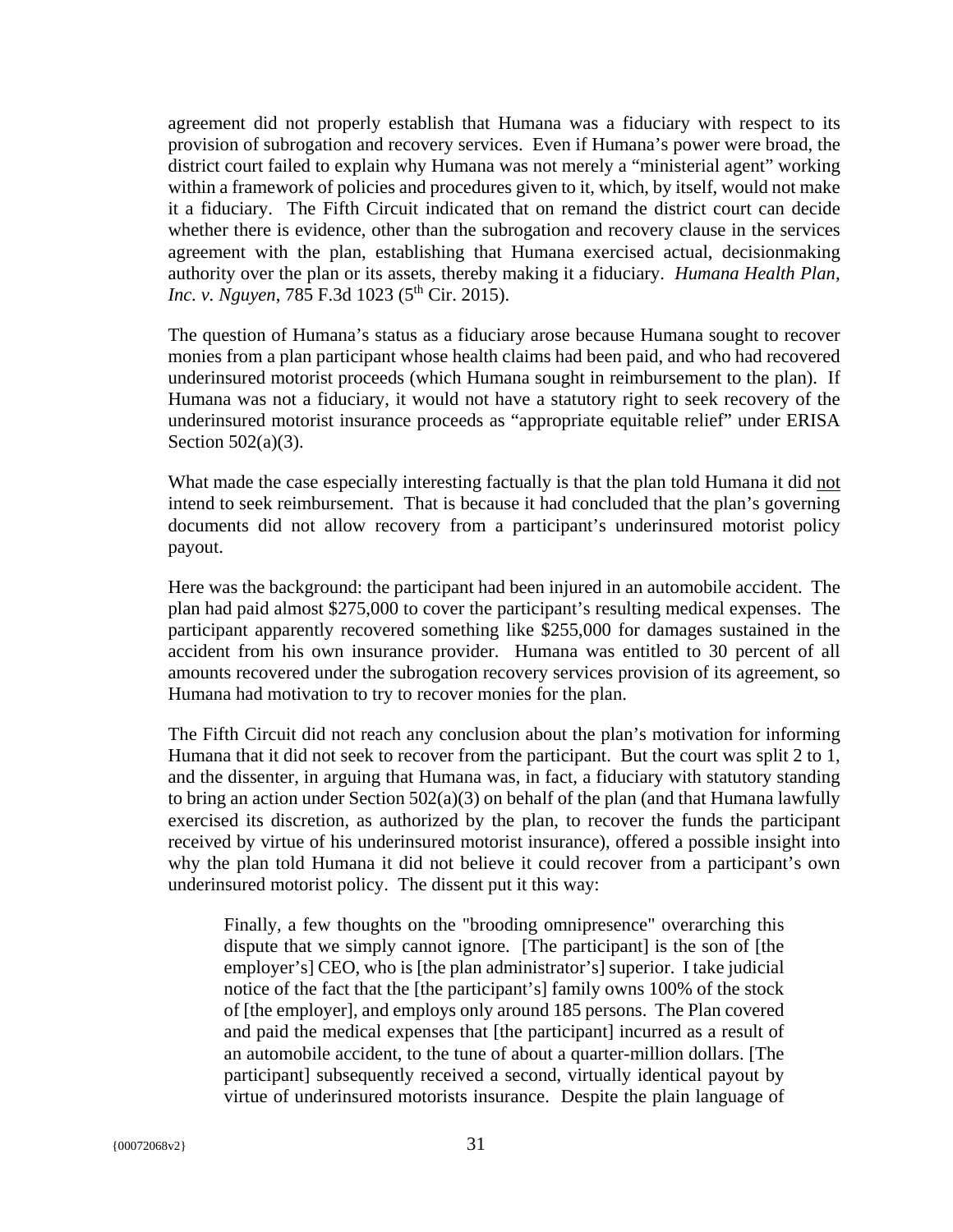agreement did not properly establish that Humana was a fiduciary with respect to its provision of subrogation and recovery services. Even if Humana's power were broad, the district court failed to explain why Humana was not merely a "ministerial agent" working within a framework of policies and procedures given to it, which, by itself, would not make it a fiduciary. The Fifth Circuit indicated that on remand the district court can decide whether there is evidence, other than the subrogation and recovery clause in the services agreement with the plan, establishing that Humana exercised actual, decisionmaking authority over the plan or its assets, thereby making it a fiduciary. *Humana Health Plan, Inc. v. Nguyen*, 785 F.3d 1023 (5th Cir. 2015).

The question of Humana's status as a fiduciary arose because Humana sought to recover monies from a plan participant whose health claims had been paid, and who had recovered underinsured motorist proceeds (which Humana sought in reimbursement to the plan). If Humana was not a fiduciary, it would not have a statutory right to seek recovery of the underinsured motorist insurance proceeds as "appropriate equitable relief" under ERISA Section 502(a)(3).

What made the case especially interesting factually is that the plan told Humana it did <u>not</u> intend to seek reimbursement. That is because it had concluded that the plan's governing documents did not allow recovery from a participant's underinsured motorist policy payout.

Here was the background: the participant had been injured in an automobile accident. The plan had paid almost $275,000 to cover the participant's resulting medical expenses. The participant apparently recovered something like $255,000 for damages sustained in the accident from his own insurance provider. Humana was entitled to 30 percent of all amounts recovered under the subrogation recovery services provision of its agreement, so Humana had motivation to try to recover monies for the plan.

The Fifth Circuit did not reach any conclusion about the plan's motivation for informing Humana that it did not seek to recover from the participant. But the court was split 2 to 1, and the dissenter, in arguing that Humana was, in fact, a fiduciary with statutory standing to bring an action under Section 502(a)(3) on behalf of the plan (and that Humana lawfully exercised its discretion, as authorized by the plan, to recover the funds the participant received by virtue of his underinsured motorist insurance), offered a possible insight into why the plan told Humana it did not believe it could recover from a participant's own underinsured motorist policy. The dissent put it this way:

> Finally, a few thoughts on the "brooding omnipresence" overarching this dispute that we simply cannot ignore. [The participant] is the son of [the employer's] CEO, who is [the plan administrator's] superior. I take judicial notice of the fact that the [the participant's] family owns 100% of the stock of [the employer], and employs only around 185 persons. The Plan covered and paid the medical expenses that [the participant] incurred as a result of an automobile accident, to the tune of about a quarter-million dollars. [The participant] subsequently received a second, virtually identical payout by virtue of underinsured motorists insurance. Despite the plain language of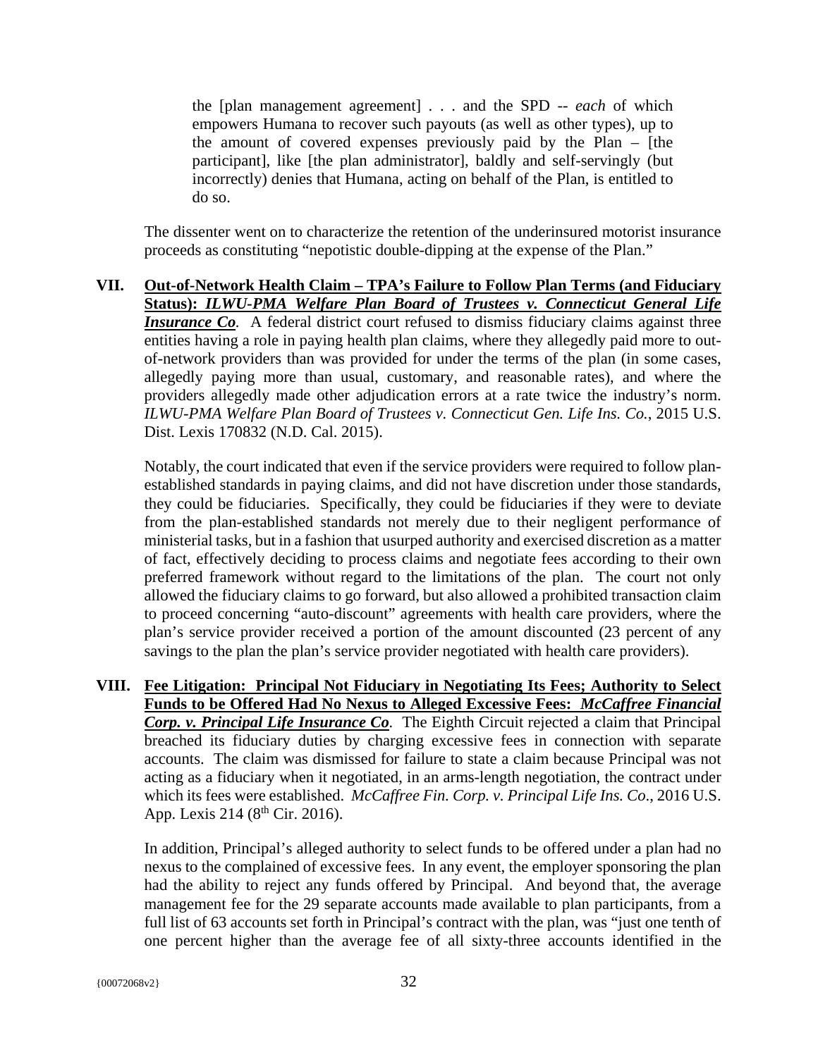> the [plan management agreement] . . . and the SPD -- *each* of which empowers Humana to recover such payouts (as well as other types), up to the amount of covered expenses previously paid by the Plan – [the participant], like [the plan administrator], baldly and self-servingly (but incorrectly) denies that Humana, acting on behalf of the Plan, is entitled to do so.

The dissenter went on to characterize the retention of the underinsured motorist insurance proceeds as constituting "nepotistic double-dipping at the expense of the Plan."

**VII. Out-of-Network Health Claim – TPA's Failure to Follow Plan Terms (and Fiduciary Status): *ILWU-PMA Welfare Plan Board of Trustees v. Connecticut General Life Insurance Co*.** A federal district court refused to dismiss fiduciary claims against three entities having a role in paying health plan claims, where they allegedly paid more to out-of-network providers than was provided for under the terms of the plan (in some cases, allegedly paying more than usual, customary, and reasonable rates), and where the providers allegedly made other adjudication errors at a rate twice the industry's norm. *ILWU-PMA Welfare Plan Board of Trustees v. Connecticut Gen. Life Ins. Co.*, 2015 U.S. Dist. Lexis 170832 (N.D. Cal. 2015).

Notably, the court indicated that even if the service providers were required to follow plan-established standards in paying claims, and did not have discretion under those standards, they could be fiduciaries. Specifically, they could be fiduciaries if they were to deviate from the plan-established standards not merely due to their negligent performance of ministerial tasks, but in a fashion that usurped authority and exercised discretion as a matter of fact, effectively deciding to process claims and negotiate fees according to their own preferred framework without regard to the limitations of the plan. The court not only allowed the fiduciary claims to go forward, but also allowed a prohibited transaction claim to proceed concerning "auto-discount" agreements with health care providers, where the plan's service provider received a portion of the amount discounted (23 percent of any savings to the plan the plan's service provider negotiated with health care providers).

**VIII. Fee Litigation: Principal Not Fiduciary in Negotiating Its Fees; Authority to Select Funds to be Offered Had No Nexus to Alleged Excessive Fees: *McCaffree Financial Corp. v. Principal Life Insurance Co*.** The Eighth Circuit rejected a claim that Principal breached its fiduciary duties by charging excessive fees in connection with separate accounts. The claim was dismissed for failure to state a claim because Principal was not acting as a fiduciary when it negotiated, in an arms-length negotiation, the contract under which its fees were established. *McCaffree Fin. Corp. v. Principal Life Ins. Co*., 2016 U.S. App. Lexis 214 (8th Cir. 2016).

In addition, Principal's alleged authority to select funds to be offered under a plan had no nexus to the complained of excessive fees. In any event, the employer sponsoring the plan had the ability to reject any funds offered by Principal. And beyond that, the average management fee for the 29 separate accounts made available to plan participants, from a full list of 63 accounts set forth in Principal's contract with the plan, was "just one tenth of one percent higher than the average fee of all sixty-three accounts identified in the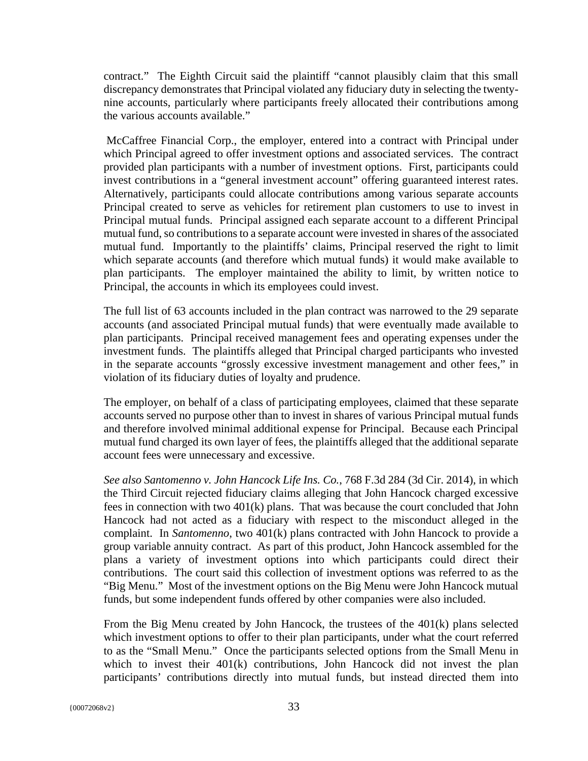contract." The Eighth Circuit said the plaintiff "cannot plausibly claim that this small discrepancy demonstrates that Principal violated any fiduciary duty in selecting the twenty-nine accounts, particularly where participants freely allocated their contributions among the various accounts available."

McCaffree Financial Corp., the employer, entered into a contract with Principal under which Principal agreed to offer investment options and associated services. The contract provided plan participants with a number of investment options. First, participants could invest contributions in a "general investment account" offering guaranteed interest rates. Alternatively, participants could allocate contributions among various separate accounts Principal created to serve as vehicles for retirement plan customers to use to invest in Principal mutual funds. Principal assigned each separate account to a different Principal mutual fund, so contributions to a separate account were invested in shares of the associated mutual fund. Importantly to the plaintiffs' claims, Principal reserved the right to limit which separate accounts (and therefore which mutual funds) it would make available to plan participants. The employer maintained the ability to limit, by written notice to Principal, the accounts in which its employees could invest.

The full list of 63 accounts included in the plan contract was narrowed to the 29 separate accounts (and associated Principal mutual funds) that were eventually made available to plan participants. Principal received management fees and operating expenses under the investment funds. The plaintiffs alleged that Principal charged participants who invested in the separate accounts "grossly excessive investment management and other fees," in violation of its fiduciary duties of loyalty and prudence.

The employer, on behalf of a class of participating employees, claimed that these separate accounts served no purpose other than to invest in shares of various Principal mutual funds and therefore involved minimal additional expense for Principal. Because each Principal mutual fund charged its own layer of fees, the plaintiffs alleged that the additional separate account fees were unnecessary and excessive.

*See also Santomenno v. John Hancock Life Ins. Co.*, 768 F.3d 284 (3d Cir. 2014), in which the Third Circuit rejected fiduciary claims alleging that John Hancock charged excessive fees in connection with two 401(k) plans. That was because the court concluded that John Hancock had not acted as a fiduciary with respect to the misconduct alleged in the complaint. In *Santomenno*, two 401(k) plans contracted with John Hancock to provide a group variable annuity contract. As part of this product, John Hancock assembled for the plans a variety of investment options into which participants could direct their contributions. The court said this collection of investment options was referred to as the "Big Menu." Most of the investment options on the Big Menu were John Hancock mutual funds, but some independent funds offered by other companies were also included.

From the Big Menu created by John Hancock, the trustees of the 401(k) plans selected which investment options to offer to their plan participants, under what the court referred to as the "Small Menu." Once the participants selected options from the Small Menu in which to invest their 401(k) contributions, John Hancock did not invest the plan participants' contributions directly into mutual funds, but instead directed them into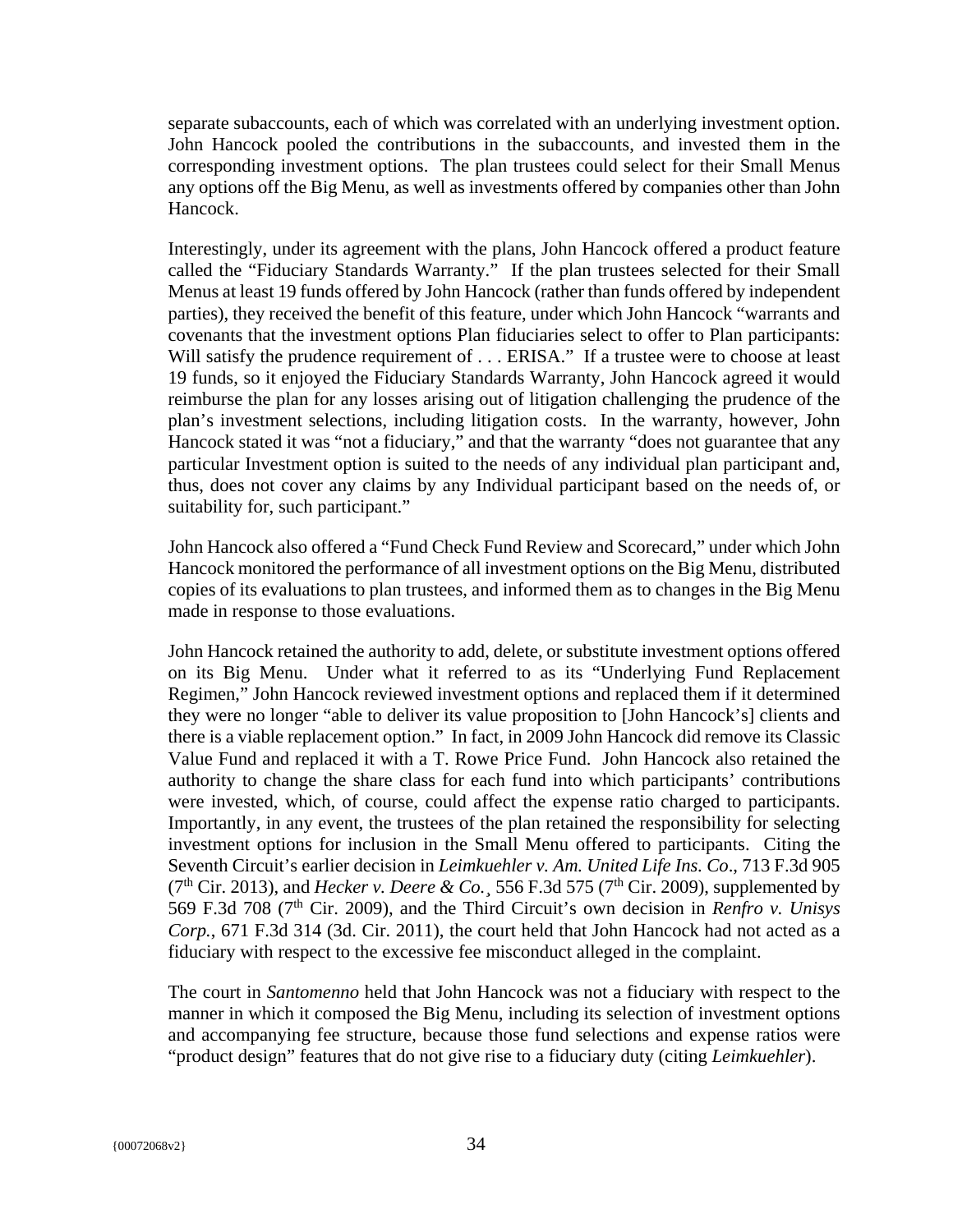separate subaccounts, each of which was correlated with an underlying investment option. John Hancock pooled the contributions in the subaccounts, and invested them in the corresponding investment options. The plan trustees could select for their Small Menus any options off the Big Menu, as well as investments offered by companies other than John Hancock.

Interestingly, under its agreement with the plans, John Hancock offered a product feature called the "Fiduciary Standards Warranty." If the plan trustees selected for their Small Menus at least 19 funds offered by John Hancock (rather than funds offered by independent parties), they received the benefit of this feature, under which John Hancock "warrants and covenants that the investment options Plan fiduciaries select to offer to Plan participants: Will satisfy the prudence requirement of . . . ERISA." If a trustee were to choose at least 19 funds, so it enjoyed the Fiduciary Standards Warranty, John Hancock agreed it would reimburse the plan for any losses arising out of litigation challenging the prudence of the plan's investment selections, including litigation costs. In the warranty, however, John Hancock stated it was "not a fiduciary," and that the warranty "does not guarantee that any particular Investment option is suited to the needs of any individual plan participant and, thus, does not cover any claims by any Individual participant based on the needs of, or suitability for, such participant."

John Hancock also offered a "Fund Check Fund Review and Scorecard," under which John Hancock monitored the performance of all investment options on the Big Menu, distributed copies of its evaluations to plan trustees, and informed them as to changes in the Big Menu made in response to those evaluations.

John Hancock retained the authority to add, delete, or substitute investment options offered on its Big Menu. Under what it referred to as its "Underlying Fund Replacement Regimen," John Hancock reviewed investment options and replaced them if it determined they were no longer "able to deliver its value proposition to [John Hancock's] clients and there is a viable replacement option." In fact, in 2009 John Hancock did remove its Classic Value Fund and replaced it with a T. Rowe Price Fund. John Hancock also retained the authority to change the share class for each fund into which participants' contributions were invested, which, of course, could affect the expense ratio charged to participants. Importantly, in any event, the trustees of the plan retained the responsibility for selecting investment options for inclusion in the Small Menu offered to participants. Citing the Seventh Circuit's earlier decision in *Leimkuehler v. Am. United Life Ins. Co*., 713 F.3d 905 (7th Cir. 2013), and *Hecker v. Deere & Co.*¸ 556 F.3d 575 (7th Cir. 2009), supplemented by 569 F.3d 708 (7th Cir. 2009), and the Third Circuit's own decision in *Renfro v. Unisys Corp.*, 671 F.3d 314 (3d. Cir. 2011), the court held that John Hancock had not acted as a fiduciary with respect to the excessive fee misconduct alleged in the complaint.

The court in *Santomenno* held that John Hancock was not a fiduciary with respect to the manner in which it composed the Big Menu, including its selection of investment options and accompanying fee structure, because those fund selections and expense ratios were "product design" features that do not give rise to a fiduciary duty (citing *Leimkuehler*).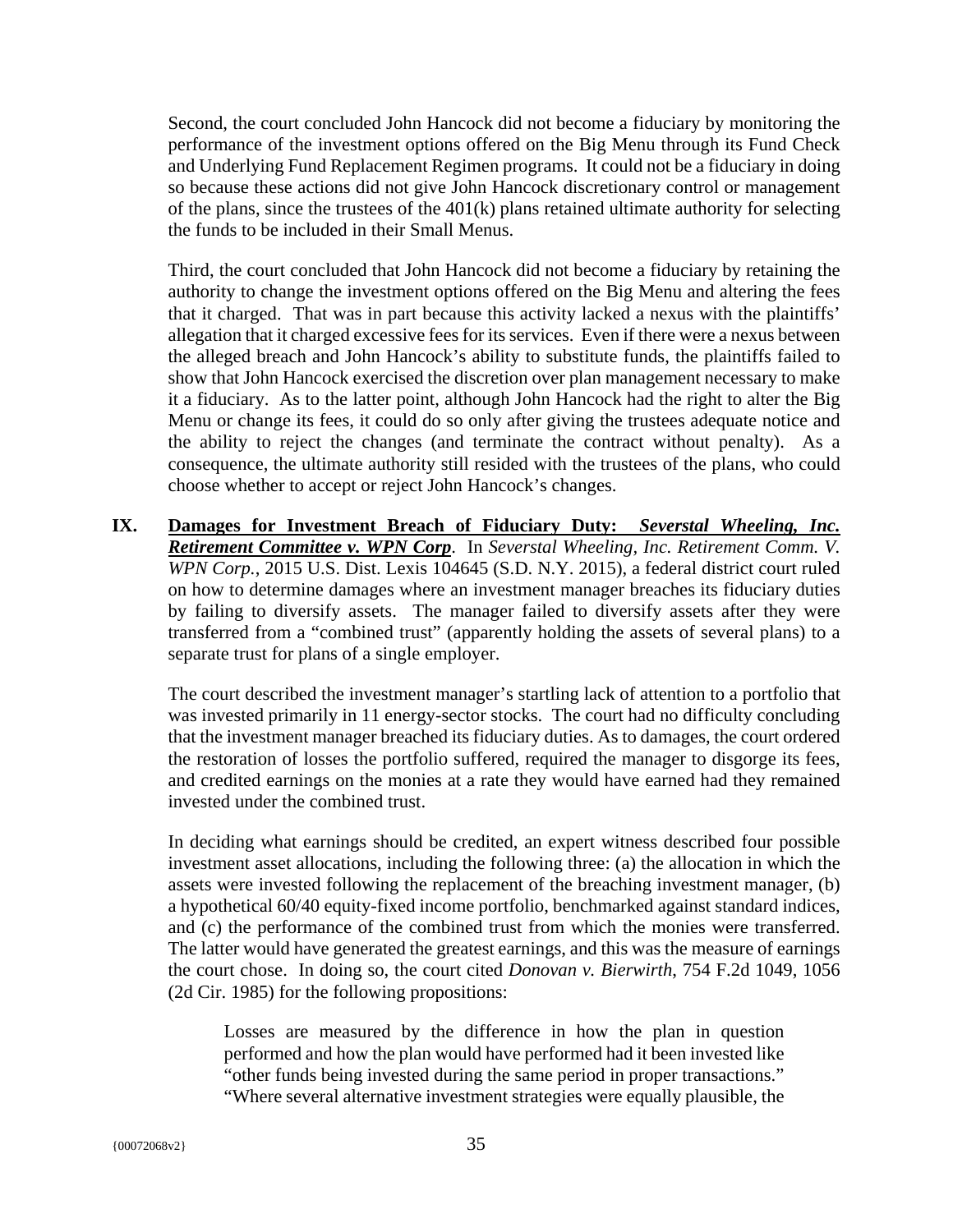Second, the court concluded John Hancock did not become a fiduciary by monitoring the performance of the investment options offered on the Big Menu through its Fund Check and Underlying Fund Replacement Regimen programs. It could not be a fiduciary in doing so because these actions did not give John Hancock discretionary control or management of the plans, since the trustees of the 401(k) plans retained ultimate authority for selecting the funds to be included in their Small Menus.

Third, the court concluded that John Hancock did not become a fiduciary by retaining the authority to change the investment options offered on the Big Menu and altering the fees that it charged. That was in part because this activity lacked a nexus with the plaintiffs' allegation that it charged excessive fees for its services. Even if there were a nexus between the alleged breach and John Hancock's ability to substitute funds, the plaintiffs failed to show that John Hancock exercised the discretion over plan management necessary to make it a fiduciary. As to the latter point, although John Hancock had the right to alter the Big Menu or change its fees, it could do so only after giving the trustees adequate notice and the ability to reject the changes (and terminate the contract without penalty). As a consequence, the ultimate authority still resided with the trustees of the plans, who could choose whether to accept or reject John Hancock's changes.

**IX.** **<u>Damages for Investment Breach of Fiduciary Duty: *Severstal Wheeling, Inc. Retirement Committee v. WPN Corp*</u>.** In *Severstal Wheeling, Inc. Retirement Comm. V. WPN Corp.*, 2015 U.S. Dist. Lexis 104645 (S.D. N.Y. 2015), a federal district court ruled on how to determine damages where an investment manager breaches its fiduciary duties by failing to diversify assets. The manager failed to diversify assets after they were transferred from a "combined trust" (apparently holding the assets of several plans) to a separate trust for plans of a single employer.

The court described the investment manager's startling lack of attention to a portfolio that was invested primarily in 11 energy-sector stocks. The court had no difficulty concluding that the investment manager breached its fiduciary duties. As to damages, the court ordered the restoration of losses the portfolio suffered, required the manager to disgorge its fees, and credited earnings on the monies at a rate they would have earned had they remained invested under the combined trust.

In deciding what earnings should be credited, an expert witness described four possible investment asset allocations, including the following three: (a) the allocation in which the assets were invested following the replacement of the breaching investment manager, (b) a hypothetical 60/40 equity-fixed income portfolio, benchmarked against standard indices, and (c) the performance of the combined trust from which the monies were transferred. The latter would have generated the greatest earnings, and this was the measure of earnings the court chose. In doing so, the court cited *Donovan v. Bierwirth*, 754 F.2d 1049, 1056 (2d Cir. 1985) for the following propositions:

> Losses are measured by the difference in how the plan in question performed and how the plan would have performed had it been invested like "other funds being invested during the same period in proper transactions." "Where several alternative investment strategies were equally plausible, the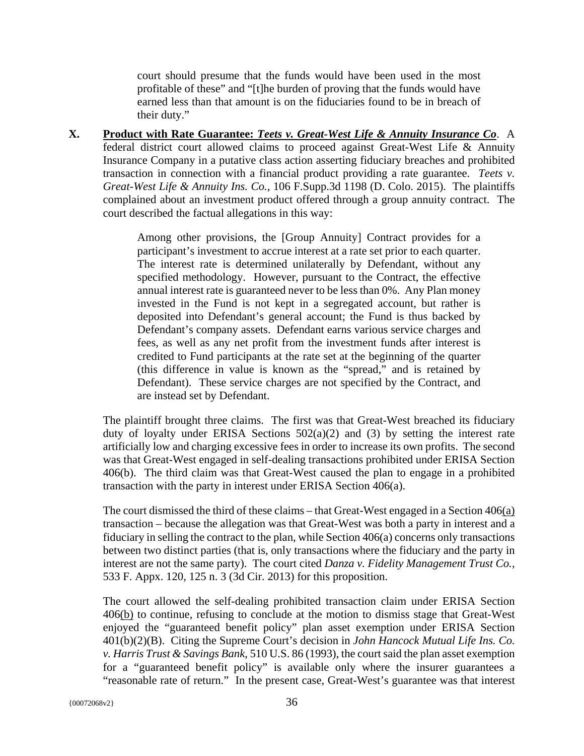court should presume that the funds would have been used in the most profitable of these" and "[t]he burden of proving that the funds would have earned less than that amount is on the fiduciaries found to be in breach of their duty."

**X.** **<u>Product with Rate Guarantee: *Teets v. Great-West Life & Annuity Insurance Co*</u>**. A federal district court allowed claims to proceed against Great-West Life & Annuity Insurance Company in a putative class action asserting fiduciary breaches and prohibited transaction in connection with a financial product providing a rate guarantee. *Teets v. Great-West Life & Annuity Ins. Co.*, 106 F.Supp.3d 1198 (D. Colo. 2015). The plaintiffs complained about an investment product offered through a group annuity contract. The court described the factual allegations in this way:

> Among other provisions, the [Group Annuity] Contract provides for a participant's investment to accrue interest at a rate set prior to each quarter. The interest rate is determined unilaterally by Defendant, without any specified methodology. However, pursuant to the Contract, the effective annual interest rate is guaranteed never to be less than 0%. Any Plan money invested in the Fund is not kept in a segregated account, but rather is deposited into Defendant's general account; the Fund is thus backed by Defendant's company assets. Defendant earns various service charges and fees, as well as any net profit from the investment funds after interest is credited to Fund participants at the rate set at the beginning of the quarter (this difference in value is known as the "spread," and is retained by Defendant). These service charges are not specified by the Contract, and are instead set by Defendant.

The plaintiff brought three claims. The first was that Great-West breached its fiduciary duty of loyalty under ERISA Sections 502(a)(2) and (3) by setting the interest rate artificially low and charging excessive fees in order to increase its own profits. The second was that Great-West engaged in self-dealing transactions prohibited under ERISA Section 406(b). The third claim was that Great-West caused the plan to engage in a prohibited transaction with the party in interest under ERISA Section 406(a).

The court dismissed the third of these claims – that Great-West engaged in a Section 406<u>(a)</u> transaction – because the allegation was that Great-West was both a party in interest and a fiduciary in selling the contract to the plan, while Section 406(a) concerns only transactions between two distinct parties (that is, only transactions where the fiduciary and the party in interest are not the same party). The court cited *Danza v. Fidelity Management Trust Co.*, 533 F. Appx. 120, 125 n. 3 (3d Cir. 2013) for this proposition.

The court allowed the self-dealing prohibited transaction claim under ERISA Section 406<u>(b)</u> to continue, refusing to conclude at the motion to dismiss stage that Great-West enjoyed the "guaranteed benefit policy" plan asset exemption under ERISA Section 401(b)(2)(B). Citing the Supreme Court's decision in *John Hancock Mutual Life Ins. Co. v. Harris Trust & Savings Bank*, 510 U.S. 86 (1993), the court said the plan asset exemption for a "guaranteed benefit policy" is available only where the insurer guarantees a "reasonable rate of return." In the present case, Great-West's guarantee was that interest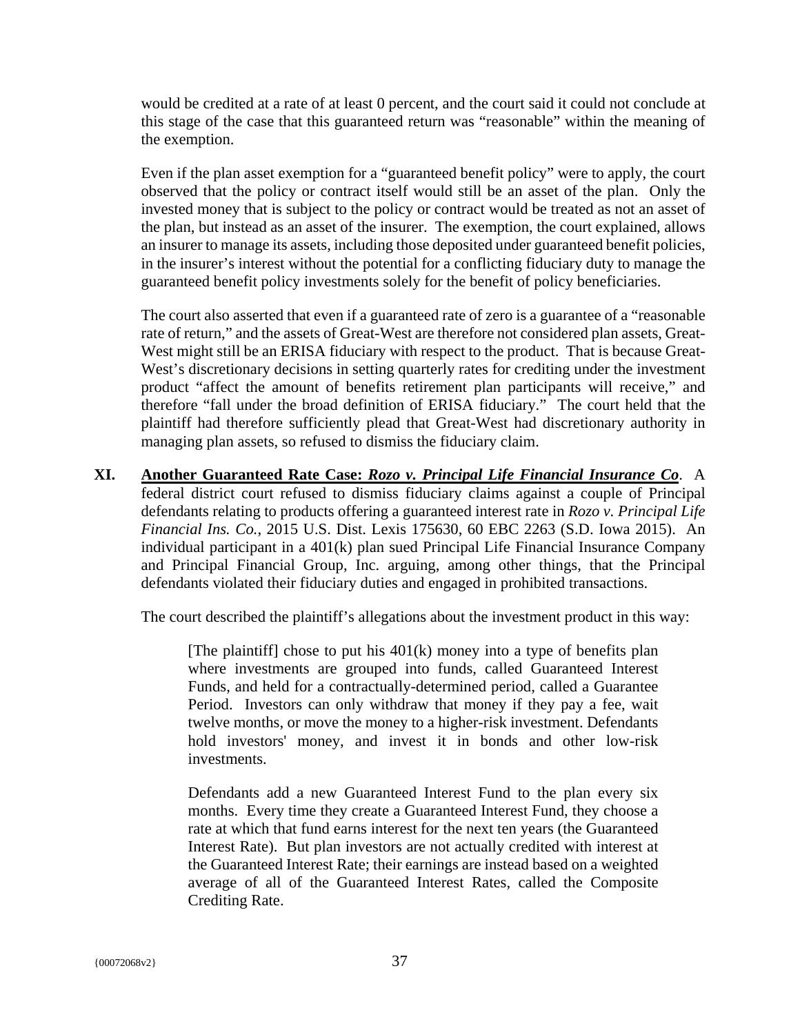would be credited at a rate of at least 0 percent, and the court said it could not conclude at this stage of the case that this guaranteed return was "reasonable" within the meaning of the exemption.

Even if the plan asset exemption for a "guaranteed benefit policy" were to apply, the court observed that the policy or contract itself would still be an asset of the plan. Only the invested money that is subject to the policy or contract would be treated as not an asset of the plan, but instead as an asset of the insurer. The exemption, the court explained, allows an insurer to manage its assets, including those deposited under guaranteed benefit policies, in the insurer's interest without the potential for a conflicting fiduciary duty to manage the guaranteed benefit policy investments solely for the benefit of policy beneficiaries.

The court also asserted that even if a guaranteed rate of zero is a guarantee of a "reasonable rate of return," and the assets of Great-West are therefore not considered plan assets, Great-West might still be an ERISA fiduciary with respect to the product. That is because Great-West's discretionary decisions in setting quarterly rates for crediting under the investment product "affect the amount of benefits retirement plan participants will receive," and therefore "fall under the broad definition of ERISA fiduciary." The court held that the plaintiff had therefore sufficiently plead that Great-West had discretionary authority in managing plan assets, so refused to dismiss the fiduciary claim.

## XI. <u>Another Guaranteed Rate Case: ***Rozo v. Principal Life Financial Insurance Co***</u>.

A federal district court refused to dismiss fiduciary claims against a couple of Principal defendants relating to products offering a guaranteed interest rate in *Rozo v. Principal Life Financial Ins. Co.*, 2015 U.S. Dist. Lexis 175630, 60 EBC 2263 (S.D. Iowa 2015). An individual participant in a 401(k) plan sued Principal Life Financial Insurance Company and Principal Financial Group, Inc. arguing, among other things, that the Principal defendants violated their fiduciary duties and engaged in prohibited transactions.

The court described the plaintiff's allegations about the investment product in this way:

> [The plaintiff] chose to put his 401(k) money into a type of benefits plan where investments are grouped into funds, called Guaranteed Interest Funds, and held for a contractually-determined period, called a Guarantee Period. Investors can only withdraw that money if they pay a fee, wait twelve months, or move the money to a higher-risk investment. Defendants hold investors' money, and invest it in bonds and other low-risk investments.
>
> Defendants add a new Guaranteed Interest Fund to the plan every six months. Every time they create a Guaranteed Interest Fund, they choose a rate at which that fund earns interest for the next ten years (the Guaranteed Interest Rate). But plan investors are not actually credited with interest at the Guaranteed Interest Rate; their earnings are instead based on a weighted average of all of the Guaranteed Interest Rates, called the Composite Crediting Rate.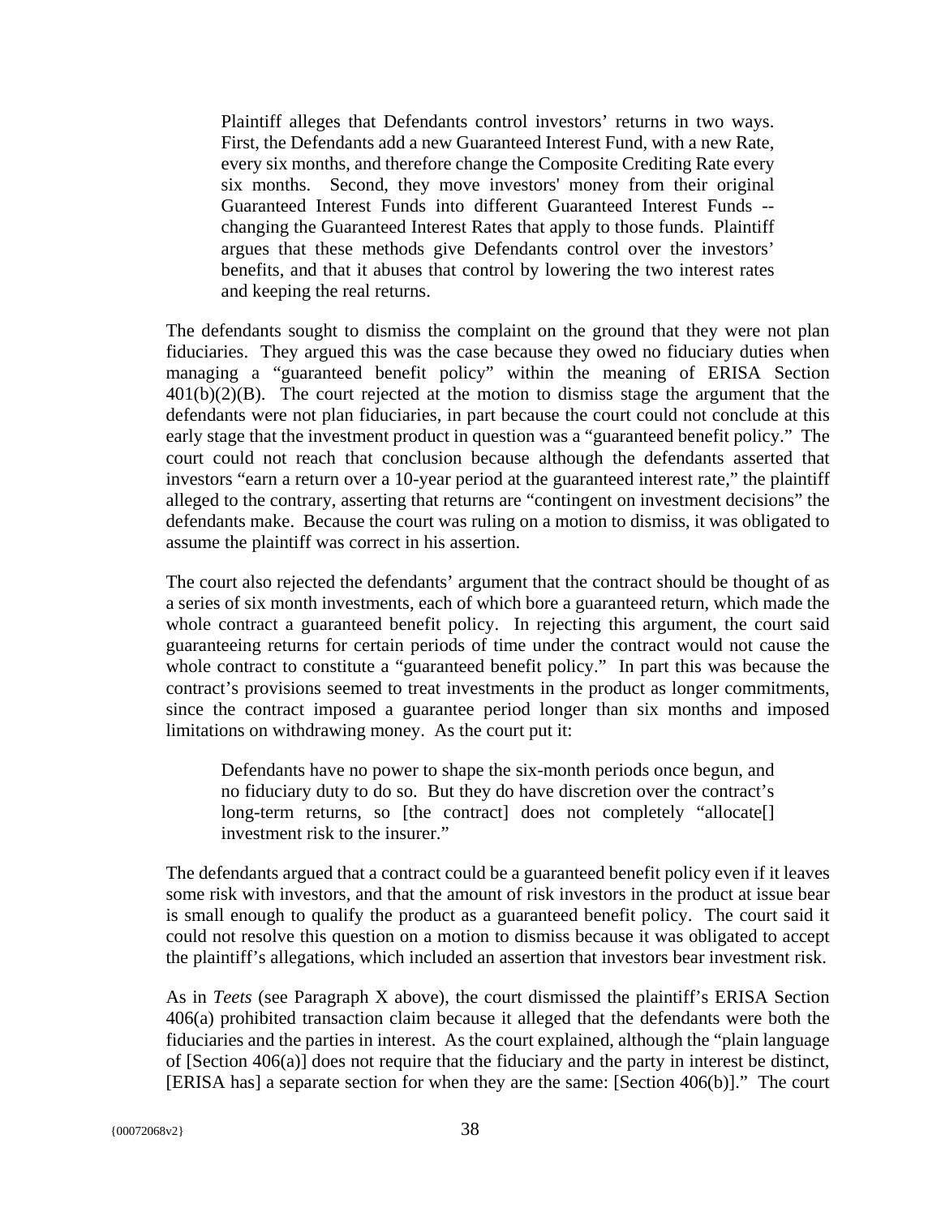> Plaintiff alleges that Defendants control investors' returns in two ways. First, the Defendants add a new Guaranteed Interest Fund, with a new Rate, every six months, and therefore change the Composite Crediting Rate every six months. Second, they move investors' money from their original Guaranteed Interest Funds into different Guaranteed Interest Funds -- changing the Guaranteed Interest Rates that apply to those funds. Plaintiff argues that these methods give Defendants control over the investors' benefits, and that it abuses that control by lowering the two interest rates and keeping the real returns.

The defendants sought to dismiss the complaint on the ground that they were not plan fiduciaries. They argued this was the case because they owed no fiduciary duties when managing a "guaranteed benefit policy" within the meaning of ERISA Section 401(b)(2)(B). The court rejected at the motion to dismiss stage the argument that the defendants were not plan fiduciaries, in part because the court could not conclude at this early stage that the investment product in question was a "guaranteed benefit policy." The court could not reach that conclusion because although the defendants asserted that investors "earn a return over a 10-year period at the guaranteed interest rate," the plaintiff alleged to the contrary, asserting that returns are "contingent on investment decisions" the defendants make. Because the court was ruling on a motion to dismiss, it was obligated to assume the plaintiff was correct in his assertion.

The court also rejected the defendants' argument that the contract should be thought of as a series of six month investments, each of which bore a guaranteed return, which made the whole contract a guaranteed benefit policy. In rejecting this argument, the court said guaranteeing returns for certain periods of time under the contract would not cause the whole contract to constitute a "guaranteed benefit policy." In part this was because the contract's provisions seemed to treat investments in the product as longer commitments, since the contract imposed a guarantee period longer than six months and imposed limitations on withdrawing money. As the court put it:

> Defendants have no power to shape the six-month periods once begun, and no fiduciary duty to do so. But they do have discretion over the contract's long-term returns, so [the contract] does not completely "allocate[] investment risk to the insurer."

The defendants argued that a contract could be a guaranteed benefit policy even if it leaves some risk with investors, and that the amount of risk investors in the product at issue bear is small enough to qualify the product as a guaranteed benefit policy. The court said it could not resolve this question on a motion to dismiss because it was obligated to accept the plaintiff's allegations, which included an assertion that investors bear investment risk.

As in *Teets* (see Paragraph X above), the court dismissed the plaintiff's ERISA Section 406(a) prohibited transaction claim because it alleged that the defendants were both the fiduciaries and the parties in interest. As the court explained, although the "plain language of [Section 406(a)] does not require that the fiduciary and the party in interest be distinct, [ERISA has] a separate section for when they are the same: [Section 406(b)]." The court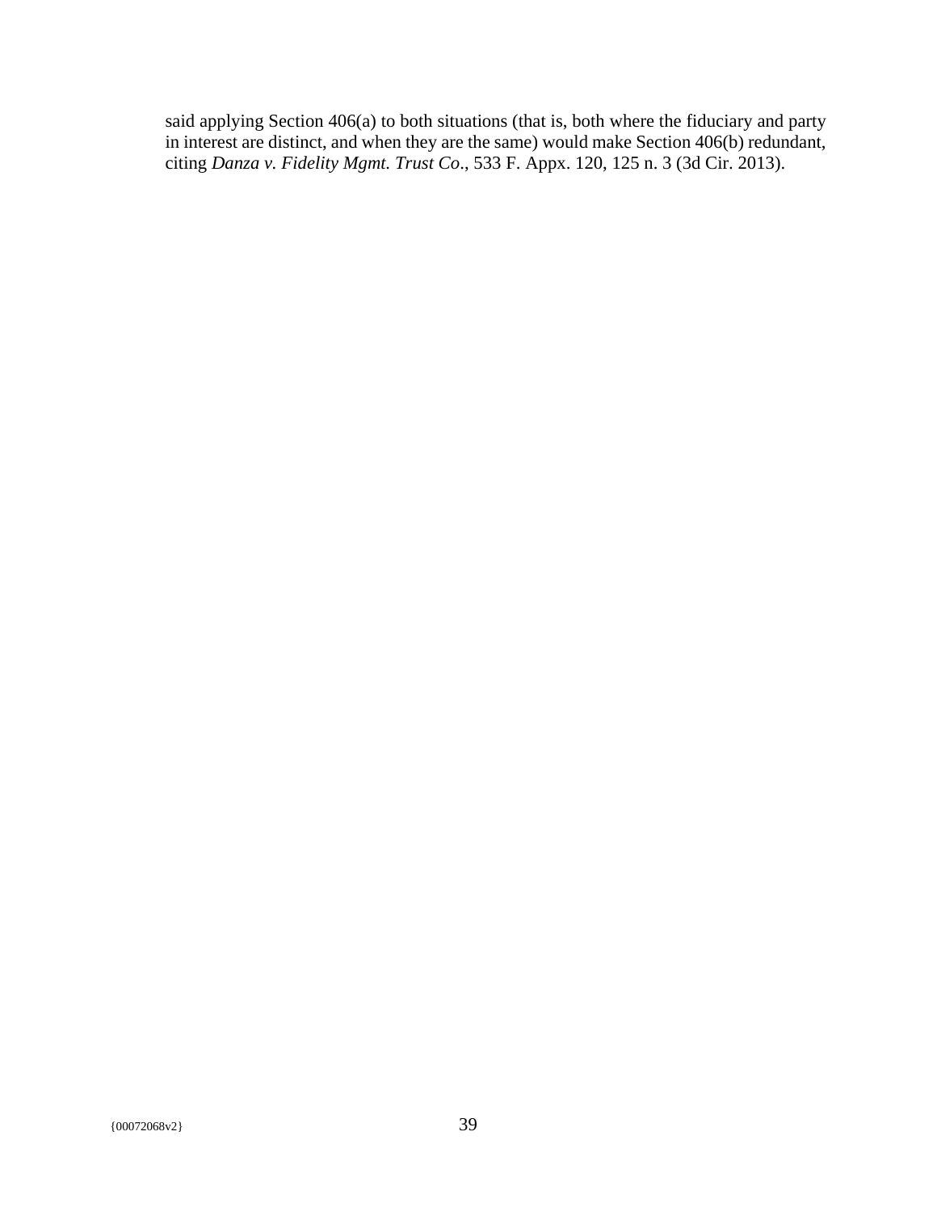said applying Section 406(a) to both situations (that is, both where the fiduciary and party in interest are distinct, and when they are the same) would make Section 406(b) redundant, citing *Danza v. Fidelity Mgmt. Trust Co*., 533 F. Appx. 120, 125 n. 3 (3d Cir. 2013).